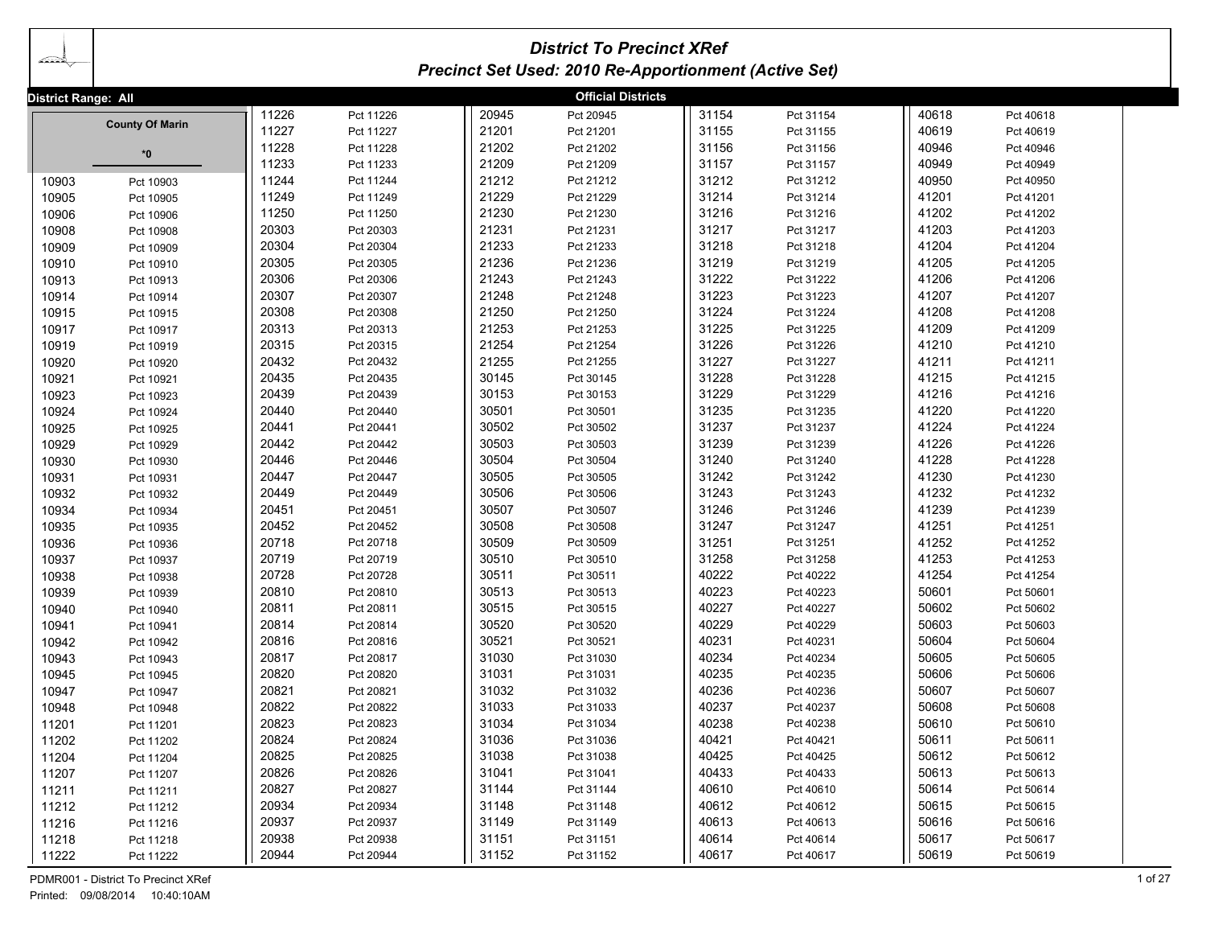# District To Precinct XRef

## Precinct Set Used: 2010 Re-Apportionment (Active Set)

**District Range: All**

**Official Districts**

**County Of Marin**

***0**

| Precinct | Name |
|---|---|
| 10903 | Pct 10903 |
| 10905 | Pct 10905 |
| 10906 | Pct 10906 |
| 10908 | Pct 10908 |
| 10909 | Pct 10909 |
| 10910 | Pct 10910 |
| 10913 | Pct 10913 |
| 10914 | Pct 10914 |
| 10915 | Pct 10915 |
| 10917 | Pct 10917 |
| 10919 | Pct 10919 |
| 10920 | Pct 10920 |
| 10921 | Pct 10921 |
| 10923 | Pct 10923 |
| 10924 | Pct 10924 |
| 10925 | Pct 10925 |
| 10929 | Pct 10929 |
| 10930 | Pct 10930 |
| 10931 | Pct 10931 |
| 10932 | Pct 10932 |
| 10934 | Pct 10934 |
| 10935 | Pct 10935 |
| 10936 | Pct 10936 |
| 10937 | Pct 10937 |
| 10938 | Pct 10938 |
| 10939 | Pct 10939 |
| 10940 | Pct 10940 |
| 10941 | Pct 10941 |
| 10942 | Pct 10942 |
| 10943 | Pct 10943 |
| 10945 | Pct 10945 |
| 10947 | Pct 10947 |
| 10948 | Pct 10948 |
| 11201 | Pct 11201 |
| 11202 | Pct 11202 |
| 11204 | Pct 11204 |
| 11207 | Pct 11207 |
| 11211 | Pct 11211 |
| 11212 | Pct 11212 |
| 11216 | Pct 11216 |
| 11218 | Pct 11218 |
| 11222 | Pct 11222 |
| 11226 | Pct 11226 |
| 11227 | Pct 11227 |
| 11228 | Pct 11228 |
| 11233 | Pct 11233 |
| 11244 | Pct 11244 |
| 11249 | Pct 11249 |
| 11250 | Pct 11250 |
| 20303 | Pct 20303 |
| 20304 | Pct 20304 |
| 20305 | Pct 20305 |
| 20306 | Pct 20306 |
| 20307 | Pct 20307 |
| 20308 | Pct 20308 |
| 20313 | Pct 20313 |
| 20315 | Pct 20315 |
| 20432 | Pct 20432 |
| 20435 | Pct 20435 |
| 20439 | Pct 20439 |
| 20440 | Pct 20440 |
| 20441 | Pct 20441 |
| 20442 | Pct 20442 |
| 20446 | Pct 20446 |
| 20447 | Pct 20447 |
| 20449 | Pct 20449 |
| 20451 | Pct 20451 |
| 20452 | Pct 20452 |
| 20718 | Pct 20718 |
| 20719 | Pct 20719 |
| 20728 | Pct 20728 |
| 20810 | Pct 20810 |
| 20811 | Pct 20811 |
| 20814 | Pct 20814 |
| 20816 | Pct 20816 |
| 20817 | Pct 20817 |
| 20820 | Pct 20820 |
| 20821 | Pct 20821 |
| 20822 | Pct 20822 |
| 20823 | Pct 20823 |
| 20824 | Pct 20824 |
| 20825 | Pct 20825 |
| 20826 | Pct 20826 |
| 20827 | Pct 20827 |
| 20934 | Pct 20934 |
| 20937 | Pct 20937 |
| 20938 | Pct 20938 |
| 20944 | Pct 20944 |
| 20945 | Pct 20945 |
| 21201 | Pct 21201 |
| 21202 | Pct 21202 |
| 21209 | Pct 21209 |
| 21212 | Pct 21212 |
| 21229 | Pct 21229 |
| 21230 | Pct 21230 |
| 21231 | Pct 21231 |
| 21233 | Pct 21233 |
| 21236 | Pct 21236 |
| 21243 | Pct 21243 |
| 21248 | Pct 21248 |
| 21250 | Pct 21250 |
| 21253 | Pct 21253 |
| 21254 | Pct 21254 |
| 21255 | Pct 21255 |
| 30145 | Pct 30145 |
| 30153 | Pct 30153 |
| 30501 | Pct 30501 |
| 30502 | Pct 30502 |
| 30503 | Pct 30503 |
| 30504 | Pct 30504 |
| 30505 | Pct 30505 |
| 30506 | Pct 30506 |
| 30507 | Pct 30507 |
| 30508 | Pct 30508 |
| 30509 | Pct 30509 |
| 30510 | Pct 30510 |
| 30511 | Pct 30511 |
| 30513 | Pct 30513 |
| 30515 | Pct 30515 |
| 30520 | Pct 30520 |
| 30521 | Pct 30521 |
| 31030 | Pct 31030 |
| 31031 | Pct 31031 |
| 31032 | Pct 31032 |
| 31033 | Pct 31033 |
| 31034 | Pct 31034 |
| 31036 | Pct 31036 |
| 31038 | Pct 31038 |
| 31041 | Pct 31041 |
| 31144 | Pct 31144 |
| 31148 | Pct 31148 |
| 31149 | Pct 31149 |
| 31151 | Pct 31151 |
| 31152 | Pct 31152 |
| 31154 | Pct 31154 |
| 31155 | Pct 31155 |
| 31156 | Pct 31156 |
| 31157 | Pct 31157 |
| 31212 | Pct 31212 |
| 31214 | Pct 31214 |
| 31216 | Pct 31216 |
| 31217 | Pct 31217 |
| 31218 | Pct 31218 |
| 31219 | Pct 31219 |
| 31222 | Pct 31222 |
| 31223 | Pct 31223 |
| 31224 | Pct 31224 |
| 31225 | Pct 31225 |
| 31226 | Pct 31226 |
| 31227 | Pct 31227 |
| 31228 | Pct 31228 |
| 31229 | Pct 31229 |
| 31235 | Pct 31235 |
| 31237 | Pct 31237 |
| 31239 | Pct 31239 |
| 31240 | Pct 31240 |
| 31242 | Pct 31242 |
| 31243 | Pct 31243 |
| 31246 | Pct 31246 |
| 31247 | Pct 31247 |
| 31251 | Pct 31251 |
| 31258 | Pct 31258 |
| 40222 | Pct 40222 |
| 40223 | Pct 40223 |
| 40227 | Pct 40227 |
| 40229 | Pct 40229 |
| 40231 | Pct 40231 |
| 40234 | Pct 40234 |
| 40235 | Pct 40235 |
| 40236 | Pct 40236 |
| 40237 | Pct 40237 |
| 40238 | Pct 40238 |
| 40421 | Pct 40421 |
| 40425 | Pct 40425 |
| 40433 | Pct 40433 |
| 40610 | Pct 40610 |
| 40612 | Pct 40612 |
| 40613 | Pct 40613 |
| 40614 | Pct 40614 |
| 40617 | Pct 40617 |
| 40618 | Pct 40618 |
| 40619 | Pct 40619 |
| 40946 | Pct 40946 |
| 40949 | Pct 40949 |
| 40950 | Pct 40950 |
| 41201 | Pct 41201 |
| 41202 | Pct 41202 |
| 41203 | Pct 41203 |
| 41204 | Pct 41204 |
| 41205 | Pct 41205 |
| 41206 | Pct 41206 |
| 41207 | Pct 41207 |
| 41208 | Pct 41208 |
| 41209 | Pct 41209 |
| 41210 | Pct 41210 |
| 41211 | Pct 41211 |
| 41215 | Pct 41215 |
| 41216 | Pct 41216 |
| 41220 | Pct 41220 |
| 41224 | Pct 41224 |
| 41226 | Pct 41226 |
| 41228 | Pct 41228 |
| 41230 | Pct 41230 |
| 41232 | Pct 41232 |
| 41239 | Pct 41239 |
| 41251 | Pct 41251 |
| 41252 | Pct 41252 |
| 41253 | Pct 41253 |
| 41254 | Pct 41254 |
| 50601 | Pct 50601 |
| 50602 | Pct 50602 |
| 50603 | Pct 50603 |
| 50604 | Pct 50604 |
| 50605 | Pct 50605 |
| 50606 | Pct 50606 |
| 50607 | Pct 50607 |
| 50608 | Pct 50608 |
| 50610 | Pct 50610 |
| 50611 | Pct 50611 |
| 50612 | Pct 50612 |
| 50613 | Pct 50613 |
| 50614 | Pct 50614 |
| 50615 | Pct 50615 |
| 50616 | Pct 50616 |
| 50617 | Pct 50617 |
| 50619 | Pct 50619 |

PDMR001 - District To Precinct XRef

Printed: 09/08/2014 10:40:10AM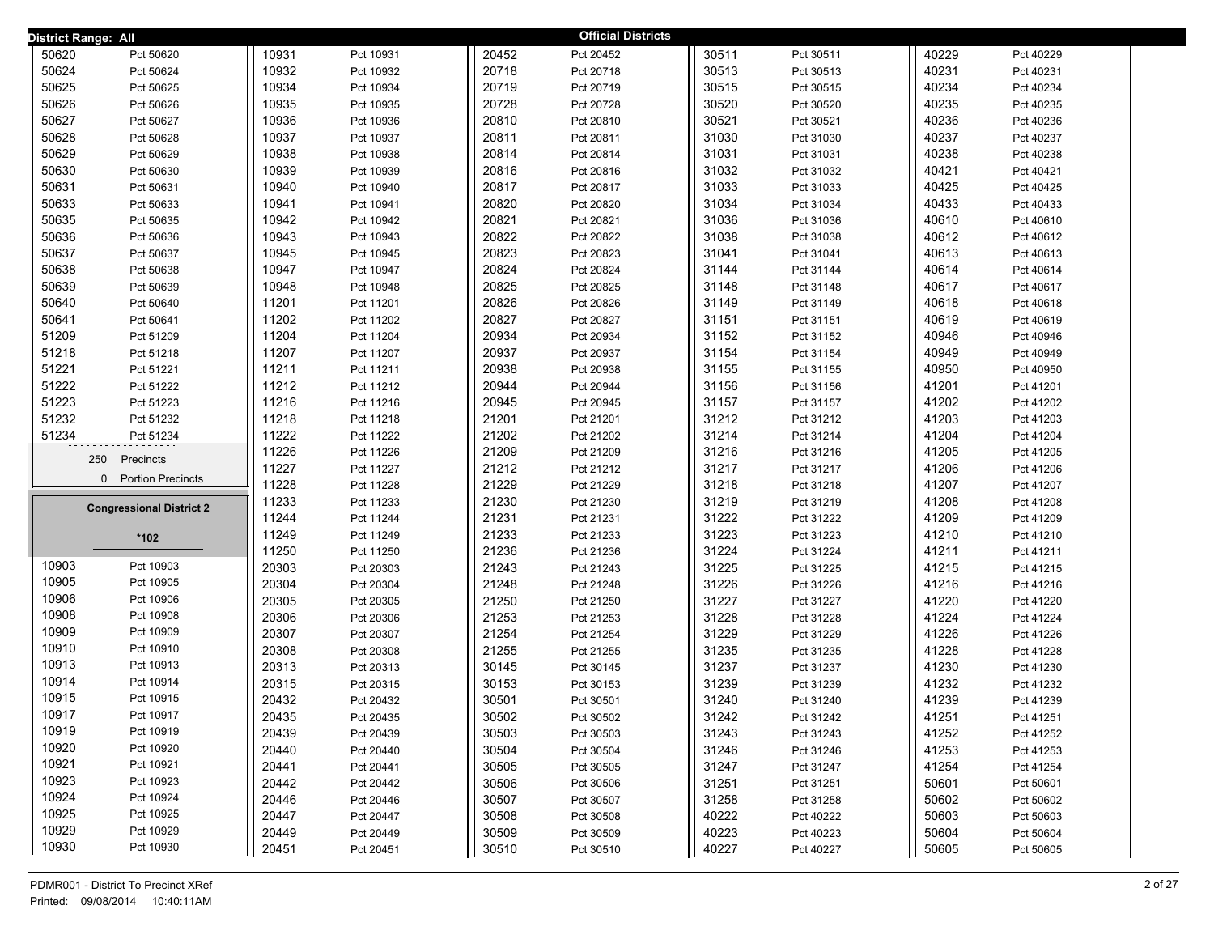District Range: All

## Official Districts

| District | Precinct |
|---|---|
| 50620 | Pct 50620 |
| 50624 | Pct 50624 |
| 50625 | Pct 50625 |
| 50626 | Pct 50626 |
| 50627 | Pct 50627 |
| 50628 | Pct 50628 |
| 50629 | Pct 50629 |
| 50630 | Pct 50630 |
| 50631 | Pct 50631 |
| 50633 | Pct 50633 |
| 50635 | Pct 50635 |
| 50636 | Pct 50636 |
| 50637 | Pct 50637 |
| 50638 | Pct 50638 |
| 50639 | Pct 50639 |
| 50640 | Pct 50640 |
| 50641 | Pct 50641 |
| 51209 | Pct 51209 |
| 51218 | Pct 51218 |
| 51221 | Pct 51221 |
| 51222 | Pct 51222 |
| 51223 | Pct 51223 |
| 51232 | Pct 51232 |
| 51234 | Pct 51234 |

250 Precincts

0 Portion Precincts

### Congressional District 2

*102

| District | Precinct |
|---|---|
| 10903 | Pct 10903 |
| 10905 | Pct 10905 |
| 10906 | Pct 10906 |
| 10908 | Pct 10908 |
| 10909 | Pct 10909 |
| 10910 | Pct 10910 |
| 10913 | Pct 10913 |
| 10914 | Pct 10914 |
| 10915 | Pct 10915 |
| 10917 | Pct 10917 |
| 10919 | Pct 10919 |
| 10920 | Pct 10920 |
| 10921 | Pct 10921 |
| 10923 | Pct 10923 |
| 10924 | Pct 10924 |
| 10925 | Pct 10925 |
| 10929 | Pct 10929 |
| 10930 | Pct 10930 |
| 10931 | Pct 10931 |
| 10932 | Pct 10932 |
| 10934 | Pct 10934 |
| 10935 | Pct 10935 |
| 10936 | Pct 10936 |
| 10937 | Pct 10937 |
| 10938 | Pct 10938 |
| 10939 | Pct 10939 |
| 10940 | Pct 10940 |
| 10941 | Pct 10941 |
| 10942 | Pct 10942 |
| 10943 | Pct 10943 |
| 10945 | Pct 10945 |
| 10947 | Pct 10947 |
| 10948 | Pct 10948 |
| 11201 | Pct 11201 |
| 11202 | Pct 11202 |
| 11204 | Pct 11204 |
| 11207 | Pct 11207 |
| 11211 | Pct 11211 |
| 11212 | Pct 11212 |
| 11216 | Pct 11216 |
| 11218 | Pct 11218 |
| 11222 | Pct 11222 |
| 11226 | Pct 11226 |
| 11227 | Pct 11227 |
| 11228 | Pct 11228 |
| 11233 | Pct 11233 |
| 11244 | Pct 11244 |
| 11249 | Pct 11249 |
| 11250 | Pct 11250 |
| 20303 | Pct 20303 |
| 20304 | Pct 20304 |
| 20305 | Pct 20305 |
| 20306 | Pct 20306 |
| 20307 | Pct 20307 |
| 20308 | Pct 20308 |
| 20313 | Pct 20313 |
| 20315 | Pct 20315 |
| 20432 | Pct 20432 |
| 20435 | Pct 20435 |
| 20439 | Pct 20439 |
| 20440 | Pct 20440 |
| 20441 | Pct 20441 |
| 20442 | Pct 20442 |
| 20446 | Pct 20446 |
| 20447 | Pct 20447 |
| 20449 | Pct 20449 |
| 20451 | Pct 20451 |
| 20452 | Pct 20452 |
| 20718 | Pct 20718 |
| 20719 | Pct 20719 |
| 20728 | Pct 20728 |
| 20810 | Pct 20810 |
| 20811 | Pct 20811 |
| 20814 | Pct 20814 |
| 20816 | Pct 20816 |
| 20817 | Pct 20817 |
| 20820 | Pct 20820 |
| 20821 | Pct 20821 |
| 20822 | Pct 20822 |
| 20823 | Pct 20823 |
| 20824 | Pct 20824 |
| 20825 | Pct 20825 |
| 20826 | Pct 20826 |
| 20827 | Pct 20827 |
| 20934 | Pct 20934 |
| 20937 | Pct 20937 |
| 20938 | Pct 20938 |
| 20944 | Pct 20944 |
| 20945 | Pct 20945 |
| 21201 | Pct 21201 |
| 21202 | Pct 21202 |
| 21209 | Pct 21209 |
| 21212 | Pct 21212 |
| 21229 | Pct 21229 |
| 21230 | Pct 21230 |
| 21231 | Pct 21231 |
| 21233 | Pct 21233 |
| 21236 | Pct 21236 |
| 21243 | Pct 21243 |
| 21248 | Pct 21248 |
| 21250 | Pct 21250 |
| 21253 | Pct 21253 |
| 21254 | Pct 21254 |
| 21255 | Pct 21255 |
| 30145 | Pct 30145 |
| 30153 | Pct 30153 |
| 30501 | Pct 30501 |
| 30502 | Pct 30502 |
| 30503 | Pct 30503 |
| 30504 | Pct 30504 |
| 30505 | Pct 30505 |
| 30506 | Pct 30506 |
| 30507 | Pct 30507 |
| 30508 | Pct 30508 |
| 30509 | Pct 30509 |
| 30510 | Pct 30510 |
| 30511 | Pct 30511 |
| 30513 | Pct 30513 |
| 30515 | Pct 30515 |
| 30520 | Pct 30520 |
| 30521 | Pct 30521 |
| 31030 | Pct 31030 |
| 31031 | Pct 31031 |
| 31032 | Pct 31032 |
| 31033 | Pct 31033 |
| 31034 | Pct 31034 |
| 31036 | Pct 31036 |
| 31038 | Pct 31038 |
| 31041 | Pct 31041 |
| 31144 | Pct 31144 |
| 31148 | Pct 31148 |
| 31149 | Pct 31149 |
| 31151 | Pct 31151 |
| 31152 | Pct 31152 |
| 31154 | Pct 31154 |
| 31155 | Pct 31155 |
| 31156 | Pct 31156 |
| 31157 | Pct 31157 |
| 31212 | Pct 31212 |
| 31214 | Pct 31214 |
| 31216 | Pct 31216 |
| 31217 | Pct 31217 |
| 31218 | Pct 31218 |
| 31219 | Pct 31219 |
| 31222 | Pct 31222 |
| 31223 | Pct 31223 |
| 31224 | Pct 31224 |
| 31225 | Pct 31225 |
| 31226 | Pct 31226 |
| 31227 | Pct 31227 |
| 31228 | Pct 31228 |
| 31229 | Pct 31229 |
| 31235 | Pct 31235 |
| 31237 | Pct 31237 |
| 31239 | Pct 31239 |
| 31240 | Pct 31240 |
| 31242 | Pct 31242 |
| 31243 | Pct 31243 |
| 31246 | Pct 31246 |
| 31247 | Pct 31247 |
| 31251 | Pct 31251 |
| 31258 | Pct 31258 |
| 40222 | Pct 40222 |
| 40223 | Pct 40223 |
| 40227 | Pct 40227 |
| 40229 | Pct 40229 |
| 40231 | Pct 40231 |
| 40234 | Pct 40234 |
| 40235 | Pct 40235 |
| 40236 | Pct 40236 |
| 40237 | Pct 40237 |
| 40238 | Pct 40238 |
| 40421 | Pct 40421 |
| 40425 | Pct 40425 |
| 40433 | Pct 40433 |
| 40610 | Pct 40610 |
| 40612 | Pct 40612 |
| 40613 | Pct 40613 |
| 40614 | Pct 40614 |
| 40617 | Pct 40617 |
| 40618 | Pct 40618 |
| 40619 | Pct 40619 |
| 40946 | Pct 40946 |
| 40949 | Pct 40949 |
| 40950 | Pct 40950 |
| 41201 | Pct 41201 |
| 41202 | Pct 41202 |
| 41203 | Pct 41203 |
| 41204 | Pct 41204 |
| 41205 | Pct 41205 |
| 41206 | Pct 41206 |
| 41207 | Pct 41207 |
| 41208 | Pct 41208 |
| 41209 | Pct 41209 |
| 41210 | Pct 41210 |
| 41211 | Pct 41211 |
| 41215 | Pct 41215 |
| 41216 | Pct 41216 |
| 41220 | Pct 41220 |
| 41224 | Pct 41224 |
| 41226 | Pct 41226 |
| 41228 | Pct 41228 |
| 41230 | Pct 41230 |
| 41232 | Pct 41232 |
| 41239 | Pct 41239 |
| 41251 | Pct 41251 |
| 41252 | Pct 41252 |
| 41253 | Pct 41253 |
| 41254 | Pct 41254 |
| 50601 | Pct 50601 |
| 50602 | Pct 50602 |
| 50603 | Pct 50603 |
| 50604 | Pct 50604 |
| 50605 | Pct 50605 |

PDMR001 - District To Precinct XRef
Printed: 09/08/2014 10:40:11AM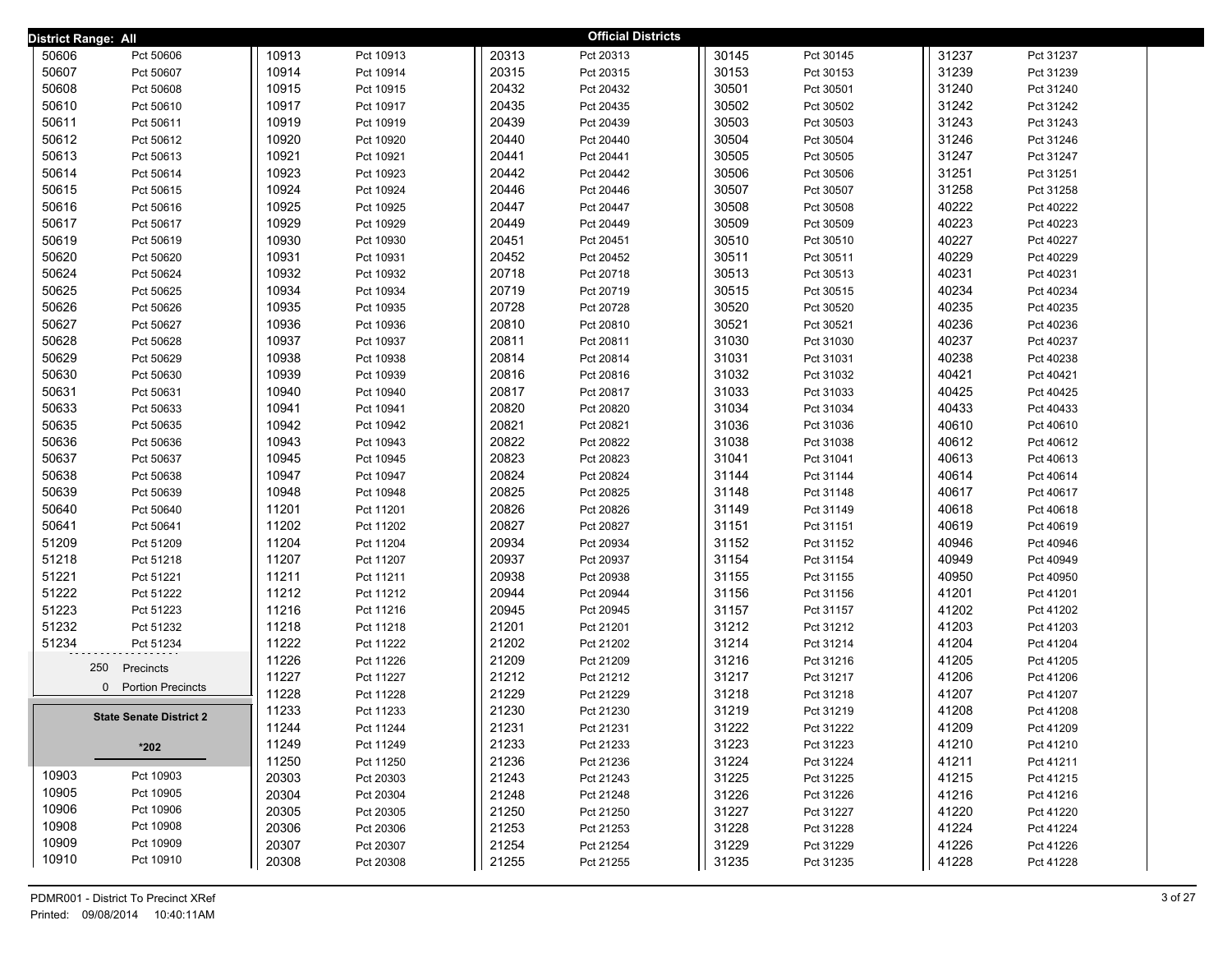**District Range: All**

**Official Districts**

| | |
|---|---|
| 50606 | Pct 50606 |
| 50607 | Pct 50607 |
| 50608 | Pct 50608 |
| 50610 | Pct 50610 |
| 50611 | Pct 50611 |
| 50612 | Pct 50612 |
| 50613 | Pct 50613 |
| 50614 | Pct 50614 |
| 50615 | Pct 50615 |
| 50616 | Pct 50616 |
| 50617 | Pct 50617 |
| 50619 | Pct 50619 |
| 50620 | Pct 50620 |
| 50624 | Pct 50624 |
| 50625 | Pct 50625 |
| 50626 | Pct 50626 |
| 50627 | Pct 50627 |
| 50628 | Pct 50628 |
| 50629 | Pct 50629 |
| 50630 | Pct 50630 |
| 50631 | Pct 50631 |
| 50633 | Pct 50633 |
| 50635 | Pct 50635 |
| 50636 | Pct 50636 |
| 50637 | Pct 50637 |
| 50638 | Pct 50638 |
| 50639 | Pct 50639 |
| 50640 | Pct 50640 |
| 50641 | Pct 50641 |
| 51209 | Pct 51209 |
| 51218 | Pct 51218 |
| 51221 | Pct 51221 |
| 51222 | Pct 51222 |
| 51223 | Pct 51223 |
| 51232 | Pct 51232 |
| 51234 | Pct 51234 |

250 Precincts
0 Portion Precincts

**State Senate District 2**

**\*202**

| | |
|---|---|
| 10903 | Pct 10903 |
| 10905 | Pct 10905 |
| 10906 | Pct 10906 |
| 10908 | Pct 10908 |
| 10909 | Pct 10909 |
| 10910 | Pct 10910 |
| 10913 | Pct 10913 |
| 10914 | Pct 10914 |
| 10915 | Pct 10915 |
| 10917 | Pct 10917 |
| 10919 | Pct 10919 |
| 10920 | Pct 10920 |
| 10921 | Pct 10921 |
| 10923 | Pct 10923 |
| 10924 | Pct 10924 |
| 10925 | Pct 10925 |
| 10929 | Pct 10929 |
| 10930 | Pct 10930 |
| 10931 | Pct 10931 |
| 10932 | Pct 10932 |
| 10934 | Pct 10934 |
| 10935 | Pct 10935 |
| 10936 | Pct 10936 |
| 10937 | Pct 10937 |
| 10938 | Pct 10938 |
| 10939 | Pct 10939 |
| 10940 | Pct 10940 |
| 10941 | Pct 10941 |
| 10942 | Pct 10942 |
| 10943 | Pct 10943 |
| 10945 | Pct 10945 |
| 10947 | Pct 10947 |
| 10948 | Pct 10948 |
| 11201 | Pct 11201 |
| 11202 | Pct 11202 |
| 11204 | Pct 11204 |
| 11207 | Pct 11207 |
| 11211 | Pct 11211 |
| 11212 | Pct 11212 |
| 11216 | Pct 11216 |
| 11218 | Pct 11218 |
| 11222 | Pct 11222 |
| 11226 | Pct 11226 |
| 11227 | Pct 11227 |
| 11228 | Pct 11228 |
| 11233 | Pct 11233 |
| 11244 | Pct 11244 |
| 11249 | Pct 11249 |
| 11250 | Pct 11250 |
| 20303 | Pct 20303 |
| 20304 | Pct 20304 |
| 20305 | Pct 20305 |
| 20306 | Pct 20306 |
| 20307 | Pct 20307 |
| 20308 | Pct 20308 |
| 20313 | Pct 20313 |
| 20315 | Pct 20315 |
| 20432 | Pct 20432 |
| 20435 | Pct 20435 |
| 20439 | Pct 20439 |
| 20440 | Pct 20440 |
| 20441 | Pct 20441 |
| 20442 | Pct 20442 |
| 20446 | Pct 20446 |
| 20447 | Pct 20447 |
| 20449 | Pct 20449 |
| 20451 | Pct 20451 |
| 20452 | Pct 20452 |
| 20718 | Pct 20718 |
| 20719 | Pct 20719 |
| 20728 | Pct 20728 |
| 20810 | Pct 20810 |
| 20811 | Pct 20811 |
| 20814 | Pct 20814 |
| 20816 | Pct 20816 |
| 20817 | Pct 20817 |
| 20820 | Pct 20820 |
| 20821 | Pct 20821 |
| 20822 | Pct 20822 |
| 20823 | Pct 20823 |
| 20824 | Pct 20824 |
| 20825 | Pct 20825 |
| 20826 | Pct 20826 |
| 20827 | Pct 20827 |
| 20934 | Pct 20934 |
| 20937 | Pct 20937 |
| 20938 | Pct 20938 |
| 20944 | Pct 20944 |
| 20945 | Pct 20945 |
| 21201 | Pct 21201 |
| 21202 | Pct 21202 |
| 21209 | Pct 21209 |
| 21212 | Pct 21212 |
| 21229 | Pct 21229 |
| 21230 | Pct 21230 |
| 21231 | Pct 21231 |
| 21233 | Pct 21233 |
| 21236 | Pct 21236 |
| 21243 | Pct 21243 |
| 21248 | Pct 21248 |
| 21250 | Pct 21250 |
| 21253 | Pct 21253 |
| 21254 | Pct 21254 |
| 21255 | Pct 21255 |
| 30145 | Pct 30145 |
| 30153 | Pct 30153 |
| 30501 | Pct 30501 |
| 30502 | Pct 30502 |
| 30503 | Pct 30503 |
| 30504 | Pct 30504 |
| 30505 | Pct 30505 |
| 30506 | Pct 30506 |
| 30507 | Pct 30507 |
| 30508 | Pct 30508 |
| 30509 | Pct 30509 |
| 30510 | Pct 30510 |
| 30511 | Pct 30511 |
| 30513 | Pct 30513 |
| 30515 | Pct 30515 |
| 30520 | Pct 30520 |
| 30521 | Pct 30521 |
| 31030 | Pct 31030 |
| 31031 | Pct 31031 |
| 31032 | Pct 31032 |
| 31033 | Pct 31033 |
| 31034 | Pct 31034 |
| 31036 | Pct 31036 |
| 31038 | Pct 31038 |
| 31041 | Pct 31041 |
| 31144 | Pct 31144 |
| 31148 | Pct 31148 |
| 31149 | Pct 31149 |
| 31151 | Pct 31151 |
| 31152 | Pct 31152 |
| 31154 | Pct 31154 |
| 31155 | Pct 31155 |
| 31156 | Pct 31156 |
| 31157 | Pct 31157 |
| 31212 | Pct 31212 |
| 31214 | Pct 31214 |
| 31216 | Pct 31216 |
| 31217 | Pct 31217 |
| 31218 | Pct 31218 |
| 31219 | Pct 31219 |
| 31222 | Pct 31222 |
| 31223 | Pct 31223 |
| 31224 | Pct 31224 |
| 31225 | Pct 31225 |
| 31226 | Pct 31226 |
| 31227 | Pct 31227 |
| 31228 | Pct 31228 |
| 31229 | Pct 31229 |
| 31235 | Pct 31235 |
| 31237 | Pct 31237 |
| 31239 | Pct 31239 |
| 31240 | Pct 31240 |
| 31242 | Pct 31242 |
| 31243 | Pct 31243 |
| 31246 | Pct 31246 |
| 31247 | Pct 31247 |
| 31251 | Pct 31251 |
| 31258 | Pct 31258 |
| 40222 | Pct 40222 |
| 40223 | Pct 40223 |
| 40227 | Pct 40227 |
| 40229 | Pct 40229 |
| 40231 | Pct 40231 |
| 40234 | Pct 40234 |
| 40235 | Pct 40235 |
| 40236 | Pct 40236 |
| 40237 | Pct 40237 |
| 40238 | Pct 40238 |
| 40421 | Pct 40421 |
| 40425 | Pct 40425 |
| 40433 | Pct 40433 |
| 40610 | Pct 40610 |
| 40612 | Pct 40612 |
| 40613 | Pct 40613 |
| 40614 | Pct 40614 |
| 40617 | Pct 40617 |
| 40618 | Pct 40618 |
| 40619 | Pct 40619 |
| 40946 | Pct 40946 |
| 40949 | Pct 40949 |
| 40950 | Pct 40950 |
| 41201 | Pct 41201 |
| 41202 | Pct 41202 |
| 41203 | Pct 41203 |
| 41204 | Pct 41204 |
| 41205 | Pct 41205 |
| 41206 | Pct 41206 |
| 41207 | Pct 41207 |
| 41208 | Pct 41208 |
| 41209 | Pct 41209 |
| 41210 | Pct 41210 |
| 41211 | Pct 41211 |
| 41215 | Pct 41215 |
| 41216 | Pct 41216 |
| 41220 | Pct 41220 |
| 41224 | Pct 41224 |
| 41226 | Pct 41226 |
| 41228 | Pct 41228 |

PDMR001 - District To Precinct XRef
Printed: 09/08/2014 10:40:11AM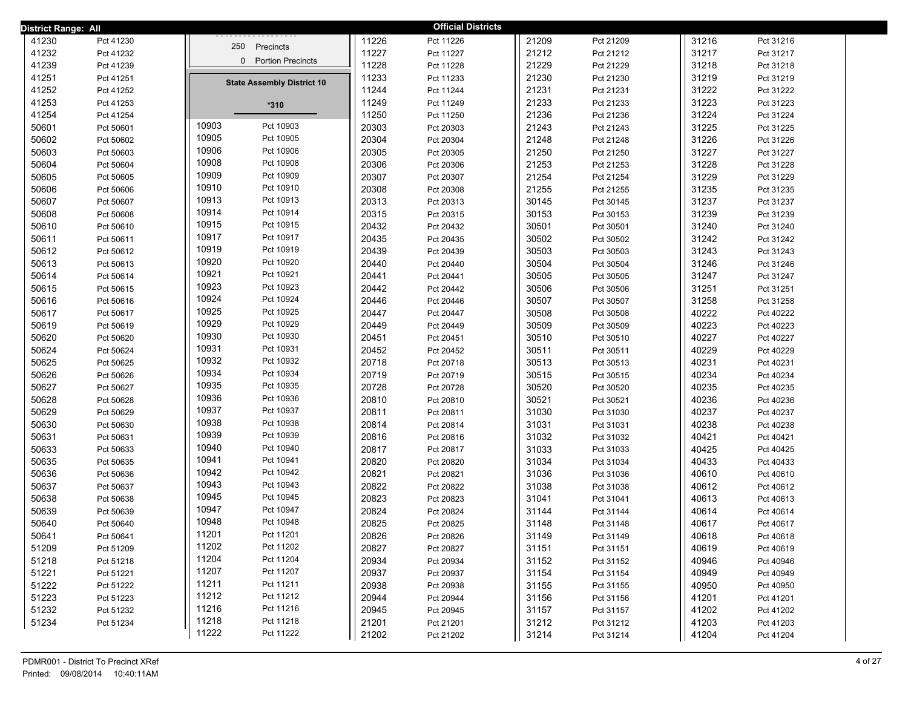**District Range: All**

**Official Districts**

| | |
|---|---|
| 41230 | Pct 41230 |
| 41232 | Pct 41232 |
| 41239 | Pct 41239 |
| 41251 | Pct 41251 |
| 41252 | Pct 41252 |
| 41253 | Pct 41253 |
| 41254 | Pct 41254 |
| 50601 | Pct 50601 |
| 50602 | Pct 50602 |
| 50603 | Pct 50603 |
| 50604 | Pct 50604 |
| 50605 | Pct 50605 |
| 50606 | Pct 50606 |
| 50607 | Pct 50607 |
| 50608 | Pct 50608 |
| 50610 | Pct 50610 |
| 50611 | Pct 50611 |
| 50612 | Pct 50612 |
| 50613 | Pct 50613 |
| 50614 | Pct 50614 |
| 50615 | Pct 50615 |
| 50616 | Pct 50616 |
| 50617 | Pct 50617 |
| 50619 | Pct 50619 |
| 50620 | Pct 50620 |
| 50624 | Pct 50624 |
| 50625 | Pct 50625 |
| 50626 | Pct 50626 |
| 50627 | Pct 50627 |
| 50628 | Pct 50628 |
| 50629 | Pct 50629 |
| 50630 | Pct 50630 |
| 50631 | Pct 50631 |
| 50633 | Pct 50633 |
| 50635 | Pct 50635 |
| 50636 | Pct 50636 |
| 50637 | Pct 50637 |
| 50638 | Pct 50638 |
| 50639 | Pct 50639 |
| 50640 | Pct 50640 |
| 50641 | Pct 50641 |
| 51209 | Pct 51209 |
| 51218 | Pct 51218 |
| 51221 | Pct 51221 |
| 51222 | Pct 51222 |
| 51223 | Pct 51223 |
| 51232 | Pct 51232 |
| 51234 | Pct 51234 |

250 Precincts

0 Portion Precincts

**State Assembly District 10**

**\*310**

| | |
|---|---|
| 10903 | Pct 10903 |
| 10905 | Pct 10905 |
| 10906 | Pct 10906 |
| 10908 | Pct 10908 |
| 10909 | Pct 10909 |
| 10910 | Pct 10910 |
| 10913 | Pct 10913 |
| 10914 | Pct 10914 |
| 10915 | Pct 10915 |
| 10917 | Pct 10917 |
| 10919 | Pct 10919 |
| 10920 | Pct 10920 |
| 10921 | Pct 10921 |
| 10923 | Pct 10923 |
| 10924 | Pct 10924 |
| 10925 | Pct 10925 |
| 10929 | Pct 10929 |
| 10930 | Pct 10930 |
| 10931 | Pct 10931 |
| 10932 | Pct 10932 |
| 10934 | Pct 10934 |
| 10935 | Pct 10935 |
| 10936 | Pct 10936 |
| 10937 | Pct 10937 |
| 10938 | Pct 10938 |
| 10939 | Pct 10939 |
| 10940 | Pct 10940 |
| 10941 | Pct 10941 |
| 10942 | Pct 10942 |
| 10943 | Pct 10943 |
| 10945 | Pct 10945 |
| 10947 | Pct 10947 |
| 10948 | Pct 10948 |
| 11201 | Pct 11201 |
| 11202 | Pct 11202 |
| 11204 | Pct 11204 |
| 11207 | Pct 11207 |
| 11211 | Pct 11211 |
| 11212 | Pct 11212 |
| 11216 | Pct 11216 |
| 11218 | Pct 11218 |
| 11222 | Pct 11222 |
| 11226 | Pct 11226 |
| 11227 | Pct 11227 |
| 11228 | Pct 11228 |
| 11233 | Pct 11233 |
| 11244 | Pct 11244 |
| 11249 | Pct 11249 |
| 11250 | Pct 11250 |
| 20303 | Pct 20303 |
| 20304 | Pct 20304 |
| 20305 | Pct 20305 |
| 20306 | Pct 20306 |
| 20307 | Pct 20307 |
| 20308 | Pct 20308 |
| 20313 | Pct 20313 |
| 20315 | Pct 20315 |
| 20432 | Pct 20432 |
| 20435 | Pct 20435 |
| 20439 | Pct 20439 |
| 20440 | Pct 20440 |
| 20441 | Pct 20441 |
| 20442 | Pct 20442 |
| 20446 | Pct 20446 |
| 20447 | Pct 20447 |
| 20449 | Pct 20449 |
| 20451 | Pct 20451 |
| 20452 | Pct 20452 |
| 20718 | Pct 20718 |
| 20719 | Pct 20719 |
| 20728 | Pct 20728 |
| 20810 | Pct 20810 |
| 20811 | Pct 20811 |
| 20814 | Pct 20814 |
| 20816 | Pct 20816 |
| 20817 | Pct 20817 |
| 20820 | Pct 20820 |
| 20821 | Pct 20821 |
| 20822 | Pct 20822 |
| 20823 | Pct 20823 |
| 20824 | Pct 20824 |
| 20825 | Pct 20825 |
| 20826 | Pct 20826 |
| 20827 | Pct 20827 |
| 20934 | Pct 20934 |
| 20937 | Pct 20937 |
| 20938 | Pct 20938 |
| 20944 | Pct 20944 |
| 20945 | Pct 20945 |
| 21201 | Pct 21201 |
| 21202 | Pct 21202 |
| 21209 | Pct 21209 |
| 21212 | Pct 21212 |
| 21229 | Pct 21229 |
| 21230 | Pct 21230 |
| 21231 | Pct 21231 |
| 21233 | Pct 21233 |
| 21236 | Pct 21236 |
| 21243 | Pct 21243 |
| 21248 | Pct 21248 |
| 21250 | Pct 21250 |
| 21253 | Pct 21253 |
| 21254 | Pct 21254 |
| 21255 | Pct 21255 |
| 30145 | Pct 30145 |
| 30153 | Pct 30153 |
| 30501 | Pct 30501 |
| 30502 | Pct 30502 |
| 30503 | Pct 30503 |
| 30504 | Pct 30504 |
| 30505 | Pct 30505 |
| 30506 | Pct 30506 |
| 30507 | Pct 30507 |
| 30508 | Pct 30508 |
| 30509 | Pct 30509 |
| 30510 | Pct 30510 |
| 30511 | Pct 30511 |
| 30513 | Pct 30513 |
| 30515 | Pct 30515 |
| 30520 | Pct 30520 |
| 30521 | Pct 30521 |
| 31030 | Pct 31030 |
| 31031 | Pct 31031 |
| 31032 | Pct 31032 |
| 31033 | Pct 31033 |
| 31034 | Pct 31034 |
| 31036 | Pct 31036 |
| 31038 | Pct 31038 |
| 31041 | Pct 31041 |
| 31144 | Pct 31144 |
| 31148 | Pct 31148 |
| 31149 | Pct 31149 |
| 31151 | Pct 31151 |
| 31152 | Pct 31152 |
| 31154 | Pct 31154 |
| 31155 | Pct 31155 |
| 31156 | Pct 31156 |
| 31157 | Pct 31157 |
| 31212 | Pct 31212 |
| 31214 | Pct 31214 |
| 31216 | Pct 31216 |
| 31217 | Pct 31217 |
| 31218 | Pct 31218 |
| 31219 | Pct 31219 |
| 31222 | Pct 31222 |
| 31223 | Pct 31223 |
| 31224 | Pct 31224 |
| 31225 | Pct 31225 |
| 31226 | Pct 31226 |
| 31227 | Pct 31227 |
| 31228 | Pct 31228 |
| 31229 | Pct 31229 |
| 31235 | Pct 31235 |
| 31237 | Pct 31237 |
| 31239 | Pct 31239 |
| 31240 | Pct 31240 |
| 31242 | Pct 31242 |
| 31243 | Pct 31243 |
| 31246 | Pct 31246 |
| 31247 | Pct 31247 |
| 31251 | Pct 31251 |
| 31258 | Pct 31258 |
| 40222 | Pct 40222 |
| 40223 | Pct 40223 |
| 40227 | Pct 40227 |
| 40229 | Pct 40229 |
| 40231 | Pct 40231 |
| 40234 | Pct 40234 |
| 40235 | Pct 40235 |
| 40236 | Pct 40236 |
| 40237 | Pct 40237 |
| 40238 | Pct 40238 |
| 40421 | Pct 40421 |
| 40425 | Pct 40425 |
| 40433 | Pct 40433 |
| 40610 | Pct 40610 |
| 40612 | Pct 40612 |
| 40613 | Pct 40613 |
| 40614 | Pct 40614 |
| 40617 | Pct 40617 |
| 40618 | Pct 40618 |
| 40619 | Pct 40619 |
| 40946 | Pct 40946 |
| 40949 | Pct 40949 |
| 40950 | Pct 40950 |
| 41201 | Pct 41201 |
| 41202 | Pct 41202 |
| 41203 | Pct 41203 |
| 41204 | Pct 41204 |

PDMR001 - District To Precinct XRef
Printed: 09/08/2014 10:40:11AM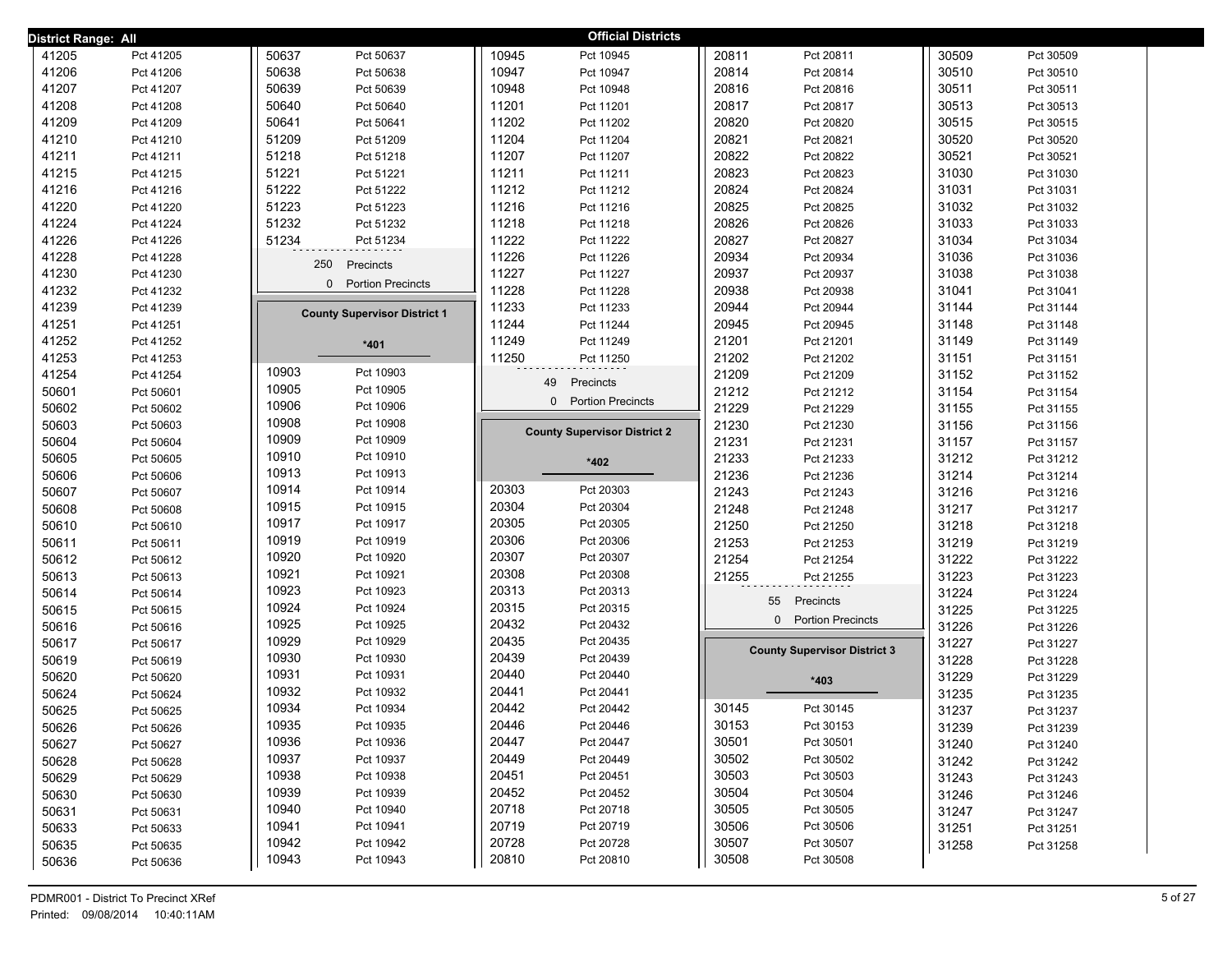**District Range: All**

## Official Districts

| District | Precinct |
|---|---|
| 41205 | Pct 41205 |
| 41206 | Pct 41206 |
| 41207 | Pct 41207 |
| 41208 | Pct 41208 |
| 41209 | Pct 41209 |
| 41210 | Pct 41210 |
| 41211 | Pct 41211 |
| 41215 | Pct 41215 |
| 41216 | Pct 41216 |
| 41220 | Pct 41220 |
| 41224 | Pct 41224 |
| 41226 | Pct 41226 |
| 41228 | Pct 41228 |
| 41230 | Pct 41230 |
| 41232 | Pct 41232 |
| 41239 | Pct 41239 |
| 41251 | Pct 41251 |
| 41252 | Pct 41252 |
| 41253 | Pct 41253 |
| 41254 | Pct 41254 |
| 50601 | Pct 50601 |
| 50602 | Pct 50602 |
| 50603 | Pct 50603 |
| 50604 | Pct 50604 |
| 50605 | Pct 50605 |
| 50606 | Pct 50606 |
| 50607 | Pct 50607 |
| 50608 | Pct 50608 |
| 50610 | Pct 50610 |
| 50611 | Pct 50611 |
| 50612 | Pct 50612 |
| 50613 | Pct 50613 |
| 50614 | Pct 50614 |
| 50615 | Pct 50615 |
| 50616 | Pct 50616 |
| 50617 | Pct 50617 |
| 50619 | Pct 50619 |
| 50620 | Pct 50620 |
| 50624 | Pct 50624 |
| 50625 | Pct 50625 |
| 50626 | Pct 50626 |
| 50627 | Pct 50627 |
| 50628 | Pct 50628 |
| 50629 | Pct 50629 |
| 50630 | Pct 50630 |
| 50631 | Pct 50631 |
| 50633 | Pct 50633 |
| 50635 | Pct 50635 |
| 50636 | Pct 50636 |
| 50637 | Pct 50637 |
| 50638 | Pct 50638 |
| 50639 | Pct 50639 |
| 50640 | Pct 50640 |
| 50641 | Pct 50641 |
| 51209 | Pct 51209 |
| 51218 | Pct 51218 |
| 51221 | Pct 51221 |
| 51222 | Pct 51222 |
| 51223 | Pct 51223 |
| 51232 | Pct 51232 |
| 51234 | Pct 51234 |

250 Precincts
0 Portion Precincts

### County Supervisor District 1

**\*401**

| District | Precinct |
|---|---|
| 10903 | Pct 10903 |
| 10905 | Pct 10905 |
| 10906 | Pct 10906 |
| 10908 | Pct 10908 |
| 10909 | Pct 10909 |
| 10910 | Pct 10910 |
| 10913 | Pct 10913 |
| 10914 | Pct 10914 |
| 10915 | Pct 10915 |
| 10917 | Pct 10917 |
| 10919 | Pct 10919 |
| 10920 | Pct 10920 |
| 10921 | Pct 10921 |
| 10923 | Pct 10923 |
| 10924 | Pct 10924 |
| 10925 | Pct 10925 |
| 10929 | Pct 10929 |
| 10930 | Pct 10930 |
| 10931 | Pct 10931 |
| 10932 | Pct 10932 |
| 10934 | Pct 10934 |
| 10935 | Pct 10935 |
| 10936 | Pct 10936 |
| 10937 | Pct 10937 |
| 10938 | Pct 10938 |
| 10939 | Pct 10939 |
| 10940 | Pct 10940 |
| 10941 | Pct 10941 |
| 10942 | Pct 10942 |
| 10943 | Pct 10943 |
| 10945 | Pct 10945 |
| 10947 | Pct 10947 |
| 10948 | Pct 10948 |
| 11201 | Pct 11201 |
| 11202 | Pct 11202 |
| 11204 | Pct 11204 |
| 11207 | Pct 11207 |
| 11211 | Pct 11211 |
| 11212 | Pct 11212 |
| 11216 | Pct 11216 |
| 11218 | Pct 11218 |
| 11222 | Pct 11222 |
| 11226 | Pct 11226 |
| 11227 | Pct 11227 |
| 11228 | Pct 11228 |
| 11233 | Pct 11233 |
| 11244 | Pct 11244 |
| 11249 | Pct 11249 |
| 11250 | Pct 11250 |

49 Precincts
0 Portion Precincts

### County Supervisor District 2

**\*402**

| District | Precinct |
|---|---|
| 20303 | Pct 20303 |
| 20304 | Pct 20304 |
| 20305 | Pct 20305 |
| 20306 | Pct 20306 |
| 20307 | Pct 20307 |
| 20308 | Pct 20308 |
| 20313 | Pct 20313 |
| 20315 | Pct 20315 |
| 20432 | Pct 20432 |
| 20435 | Pct 20435 |
| 20439 | Pct 20439 |
| 20440 | Pct 20440 |
| 20441 | Pct 20441 |
| 20442 | Pct 20442 |
| 20446 | Pct 20446 |
| 20447 | Pct 20447 |
| 20449 | Pct 20449 |
| 20451 | Pct 20451 |
| 20452 | Pct 20452 |
| 20718 | Pct 20718 |
| 20719 | Pct 20719 |
| 20728 | Pct 20728 |
| 20810 | Pct 20810 |
| 20811 | Pct 20811 |
| 20814 | Pct 20814 |
| 20816 | Pct 20816 |
| 20817 | Pct 20817 |
| 20820 | Pct 20820 |
| 20821 | Pct 20821 |
| 20822 | Pct 20822 |
| 20823 | Pct 20823 |
| 20824 | Pct 20824 |
| 20825 | Pct 20825 |
| 20826 | Pct 20826 |
| 20827 | Pct 20827 |
| 20934 | Pct 20934 |
| 20937 | Pct 20937 |
| 20938 | Pct 20938 |
| 20944 | Pct 20944 |
| 20945 | Pct 20945 |
| 21201 | Pct 21201 |
| 21202 | Pct 21202 |
| 21209 | Pct 21209 |
| 21212 | Pct 21212 |
| 21229 | Pct 21229 |
| 21230 | Pct 21230 |
| 21231 | Pct 21231 |
| 21233 | Pct 21233 |
| 21236 | Pct 21236 |
| 21243 | Pct 21243 |
| 21248 | Pct 21248 |
| 21250 | Pct 21250 |
| 21253 | Pct 21253 |
| 21254 | Pct 21254 |
| 21255 | Pct 21255 |

55 Precincts
0 Portion Precincts

### County Supervisor District 3

**\*403**

| District | Precinct |
|---|---|
| 30145 | Pct 30145 |
| 30153 | Pct 30153 |
| 30501 | Pct 30501 |
| 30502 | Pct 30502 |
| 30503 | Pct 30503 |
| 30504 | Pct 30504 |
| 30505 | Pct 30505 |
| 30506 | Pct 30506 |
| 30507 | Pct 30507 |
| 30508 | Pct 30508 |
| 30509 | Pct 30509 |
| 30510 | Pct 30510 |
| 30511 | Pct 30511 |
| 30513 | Pct 30513 |
| 30515 | Pct 30515 |
| 30520 | Pct 30520 |
| 30521 | Pct 30521 |
| 31030 | Pct 31030 |
| 31031 | Pct 31031 |
| 31032 | Pct 31032 |
| 31033 | Pct 31033 |
| 31034 | Pct 31034 |
| 31036 | Pct 31036 |
| 31038 | Pct 31038 |
| 31041 | Pct 31041 |
| 31144 | Pct 31144 |
| 31148 | Pct 31148 |
| 31149 | Pct 31149 |
| 31151 | Pct 31151 |
| 31152 | Pct 31152 |
| 31154 | Pct 31154 |
| 31155 | Pct 31155 |
| 31156 | Pct 31156 |
| 31157 | Pct 31157 |
| 31212 | Pct 31212 |
| 31214 | Pct 31214 |
| 31216 | Pct 31216 |
| 31217 | Pct 31217 |
| 31218 | Pct 31218 |
| 31219 | Pct 31219 |
| 31222 | Pct 31222 |
| 31223 | Pct 31223 |
| 31224 | Pct 31224 |
| 31225 | Pct 31225 |
| 31226 | Pct 31226 |
| 31227 | Pct 31227 |
| 31228 | Pct 31228 |
| 31229 | Pct 31229 |
| 31235 | Pct 31235 |
| 31237 | Pct 31237 |
| 31239 | Pct 31239 |
| 31240 | Pct 31240 |
| 31242 | Pct 31242 |
| 31243 | Pct 31243 |
| 31246 | Pct 31246 |
| 31247 | Pct 31247 |
| 31251 | Pct 31251 |
| 31258 | Pct 31258 |

PDMR001 - District To Precinct XRef
Printed: 09/08/2014 10:40:11AM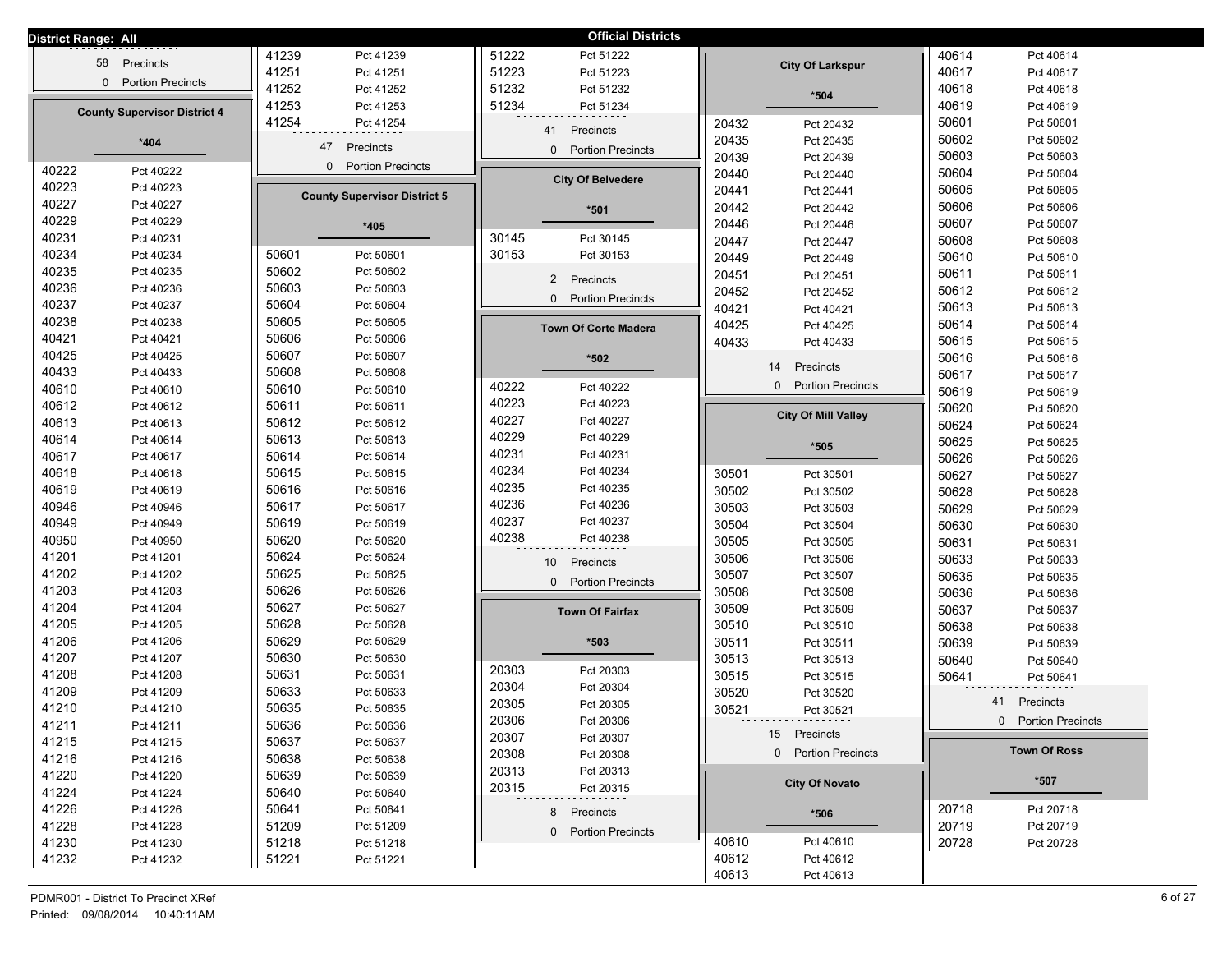**District Range: All** — **Official Districts**

58 Precincts
0 Portion Precincts

## County Supervisor District 4

**\*404**

| District | Precinct |
|---|---|
| 40222 | Pct 40222 |
| 40223 | Pct 40223 |
| 40227 | Pct 40227 |
| 40229 | Pct 40229 |
| 40231 | Pct 40231 |
| 40234 | Pct 40234 |
| 40235 | Pct 40235 |
| 40236 | Pct 40236 |
| 40237 | Pct 40237 |
| 40238 | Pct 40238 |
| 40421 | Pct 40421 |
| 40425 | Pct 40425 |
| 40433 | Pct 40433 |
| 40610 | Pct 40610 |
| 40612 | Pct 40612 |
| 40613 | Pct 40613 |
| 40614 | Pct 40614 |
| 40617 | Pct 40617 |
| 40618 | Pct 40618 |
| 40619 | Pct 40619 |
| 40946 | Pct 40946 |
| 40949 | Pct 40949 |
| 40950 | Pct 40950 |
| 41201 | Pct 41201 |
| 41202 | Pct 41202 |
| 41203 | Pct 41203 |
| 41204 | Pct 41204 |
| 41205 | Pct 41205 |
| 41206 | Pct 41206 |
| 41207 | Pct 41207 |
| 41208 | Pct 41208 |
| 41209 | Pct 41209 |
| 41210 | Pct 41210 |
| 41211 | Pct 41211 |
| 41215 | Pct 41215 |
| 41216 | Pct 41216 |
| 41220 | Pct 41220 |
| 41224 | Pct 41224 |
| 41226 | Pct 41226 |
| 41228 | Pct 41228 |
| 41230 | Pct 41230 |
| 41232 | Pct 41232 |
| 41239 | Pct 41239 |
| 41251 | Pct 41251 |
| 41252 | Pct 41252 |
| 41253 | Pct 41253 |
| 41254 | Pct 41254 |

47 Precincts
0 Portion Precincts

## County Supervisor District 5

**\*405**

| District | Precinct |
|---|---|
| 50601 | Pct 50601 |
| 50602 | Pct 50602 |
| 50603 | Pct 50603 |
| 50604 | Pct 50604 |
| 50605 | Pct 50605 |
| 50606 | Pct 50606 |
| 50607 | Pct 50607 |
| 50608 | Pct 50608 |
| 50610 | Pct 50610 |
| 50611 | Pct 50611 |
| 50612 | Pct 50612 |
| 50613 | Pct 50613 |
| 50614 | Pct 50614 |
| 50615 | Pct 50615 |
| 50616 | Pct 50616 |
| 50617 | Pct 50617 |
| 50619 | Pct 50619 |
| 50620 | Pct 50620 |
| 50624 | Pct 50624 |
| 50625 | Pct 50625 |
| 50626 | Pct 50626 |
| 50627 | Pct 50627 |
| 50628 | Pct 50628 |
| 50629 | Pct 50629 |
| 50630 | Pct 50630 |
| 50631 | Pct 50631 |
| 50633 | Pct 50633 |
| 50635 | Pct 50635 |
| 50636 | Pct 50636 |
| 50637 | Pct 50637 |
| 50638 | Pct 50638 |
| 50639 | Pct 50639 |
| 50640 | Pct 50640 |
| 50641 | Pct 50641 |
| 51209 | Pct 51209 |
| 51218 | Pct 51218 |
| 51221 | Pct 51221 |
| 51222 | Pct 51222 |
| 51223 | Pct 51223 |
| 51232 | Pct 51232 |
| 51234 | Pct 51234 |

41 Precincts
0 Portion Precincts

## City Of Belvedere

**\*501**

| District | Precinct |
|---|---|
| 30145 | Pct 30145 |
| 30153 | Pct 30153 |

2 Precincts
0 Portion Precincts

## Town Of Corte Madera

**\*502**

| District | Precinct |
|---|---|
| 40222 | Pct 40222 |
| 40223 | Pct 40223 |
| 40227 | Pct 40227 |
| 40229 | Pct 40229 |
| 40231 | Pct 40231 |
| 40234 | Pct 40234 |
| 40235 | Pct 40235 |
| 40236 | Pct 40236 |
| 40237 | Pct 40237 |
| 40238 | Pct 40238 |

10 Precincts
0 Portion Precincts

## Town Of Fairfax

**\*503**

| District | Precinct |
|---|---|
| 20303 | Pct 20303 |
| 20304 | Pct 20304 |
| 20305 | Pct 20305 |
| 20306 | Pct 20306 |
| 20307 | Pct 20307 |
| 20308 | Pct 20308 |
| 20313 | Pct 20313 |
| 20315 | Pct 20315 |

8 Precincts
0 Portion Precincts

## City Of Larkspur

**\*504**

| District | Precinct |
|---|---|
| 20432 | Pct 20432 |
| 20435 | Pct 20435 |
| 20439 | Pct 20439 |
| 20440 | Pct 20440 |
| 20441 | Pct 20441 |
| 20442 | Pct 20442 |
| 20446 | Pct 20446 |
| 20447 | Pct 20447 |
| 20449 | Pct 20449 |
| 20451 | Pct 20451 |
| 20452 | Pct 20452 |
| 40421 | Pct 40421 |
| 40425 | Pct 40425 |
| 40433 | Pct 40433 |

14 Precincts
0 Portion Precincts

## City Of Mill Valley

**\*505**

| District | Precinct |
|---|---|
| 30501 | Pct 30501 |
| 30502 | Pct 30502 |
| 30503 | Pct 30503 |
| 30504 | Pct 30504 |
| 30505 | Pct 30505 |
| 30506 | Pct 30506 |
| 30507 | Pct 30507 |
| 30508 | Pct 30508 |
| 30509 | Pct 30509 |
| 30510 | Pct 30510 |
| 30511 | Pct 30511 |
| 30513 | Pct 30513 |
| 30515 | Pct 30515 |
| 30520 | Pct 30520 |
| 30521 | Pct 30521 |

15 Precincts
0 Portion Precincts

## City Of Novato

**\*506**

| District | Precinct |
|---|---|
| 40610 | Pct 40610 |
| 40612 | Pct 40612 |
| 40613 | Pct 40613 |
| 40614 | Pct 40614 |
| 40617 | Pct 40617 |
| 40618 | Pct 40618 |
| 40619 | Pct 40619 |
| 50601 | Pct 50601 |
| 50602 | Pct 50602 |
| 50603 | Pct 50603 |
| 50604 | Pct 50604 |
| 50605 | Pct 50605 |
| 50606 | Pct 50606 |
| 50607 | Pct 50607 |
| 50608 | Pct 50608 |
| 50610 | Pct 50610 |
| 50611 | Pct 50611 |
| 50612 | Pct 50612 |
| 50613 | Pct 50613 |
| 50614 | Pct 50614 |
| 50615 | Pct 50615 |
| 50616 | Pct 50616 |
| 50617 | Pct 50617 |
| 50619 | Pct 50619 |
| 50620 | Pct 50620 |
| 50624 | Pct 50624 |
| 50625 | Pct 50625 |
| 50626 | Pct 50626 |
| 50627 | Pct 50627 |
| 50628 | Pct 50628 |
| 50629 | Pct 50629 |
| 50630 | Pct 50630 |
| 50631 | Pct 50631 |
| 50633 | Pct 50633 |
| 50635 | Pct 50635 |
| 50636 | Pct 50636 |
| 50637 | Pct 50637 |
| 50638 | Pct 50638 |
| 50639 | Pct 50639 |
| 50640 | Pct 50640 |
| 50641 | Pct 50641 |

41 Precincts
0 Portion Precincts

## Town Of Ross

**\*507**

| District | Precinct |
|---|---|
| 20718 | Pct 20718 |
| 20719 | Pct 20719 |
| 20728 | Pct 20728 |

PDMR001 - District To Precinct XRef
Printed: 09/08/2014 10:40:11AM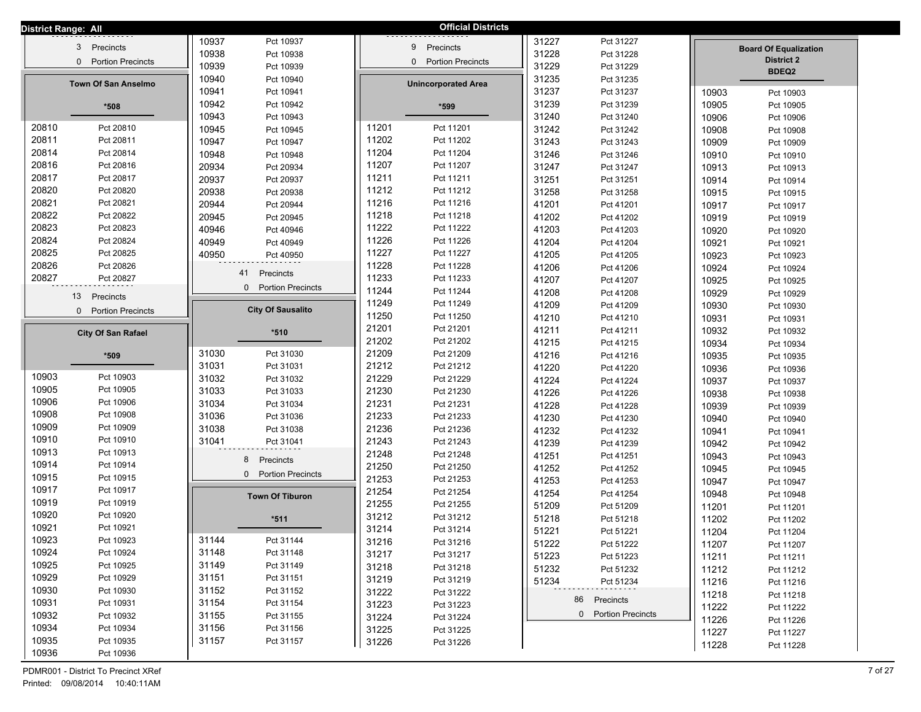District Range: All

# Official Districts

3 Precincts
0 Portion Precincts

## Town Of San Anselmo

*508

| Precinct | Name |
|---|---|
| 20810 | Pct 20810 |
| 20811 | Pct 20811 |
| 20814 | Pct 20814 |
| 20816 | Pct 20816 |
| 20817 | Pct 20817 |
| 20820 | Pct 20820 |
| 20821 | Pct 20821 |
| 20822 | Pct 20822 |
| 20823 | Pct 20823 |
| 20824 | Pct 20824 |
| 20825 | Pct 20825 |
| 20826 | Pct 20826 |
| 20827 | Pct 20827 |

13 Precincts
0 Portion Precincts

## City Of San Rafael

*509

| Precinct | Name |
|---|---|
| 10903 | Pct 10903 |
| 10905 | Pct 10905 |
| 10906 | Pct 10906 |
| 10908 | Pct 10908 |
| 10909 | Pct 10909 |
| 10910 | Pct 10910 |
| 10913 | Pct 10913 |
| 10914 | Pct 10914 |
| 10915 | Pct 10915 |
| 10917 | Pct 10917 |
| 10919 | Pct 10919 |
| 10920 | Pct 10920 |
| 10921 | Pct 10921 |
| 10923 | Pct 10923 |
| 10924 | Pct 10924 |
| 10925 | Pct 10925 |
| 10929 | Pct 10929 |
| 10930 | Pct 10930 |
| 10931 | Pct 10931 |
| 10932 | Pct 10932 |
| 10934 | Pct 10934 |
| 10935 | Pct 10935 |
| 10936 | Pct 10936 |
| 10937 | Pct 10937 |
| 10938 | Pct 10938 |
| 10939 | Pct 10939 |
| 10940 | Pct 10940 |
| 10941 | Pct 10941 |
| 10942 | Pct 10942 |
| 10943 | Pct 10943 |
| 10945 | Pct 10945 |
| 10947 | Pct 10947 |
| 10948 | Pct 10948 |
| 20934 | Pct 20934 |
| 20937 | Pct 20937 |
| 20938 | Pct 20938 |
| 20944 | Pct 20944 |
| 20945 | Pct 20945 |
| 40946 | Pct 40946 |
| 40949 | Pct 40949 |
| 40950 | Pct 40950 |

41 Precincts
0 Portion Precincts

## City Of Sausalito

*510

| Precinct | Name |
|---|---|
| 31030 | Pct 31030 |
| 31031 | Pct 31031 |
| 31032 | Pct 31032 |
| 31033 | Pct 31033 |
| 31034 | Pct 31034 |
| 31036 | Pct 31036 |
| 31038 | Pct 31038 |
| 31041 | Pct 31041 |

8 Precincts
0 Portion Precincts

## Town Of Tiburon

*511

| Precinct | Name |
|---|---|
| 31144 | Pct 31144 |
| 31148 | Pct 31148 |
| 31149 | Pct 31149 |
| 31151 | Pct 31151 |
| 31152 | Pct 31152 |
| 31154 | Pct 31154 |
| 31155 | Pct 31155 |
| 31156 | Pct 31156 |
| 31157 | Pct 31157 |

9 Precincts
0 Portion Precincts

## Unincorporated Area

*599

| Precinct | Name |
|---|---|
| 11201 | Pct 11201 |
| 11202 | Pct 11202 |
| 11204 | Pct 11204 |
| 11207 | Pct 11207 |
| 11211 | Pct 11211 |
| 11212 | Pct 11212 |
| 11216 | Pct 11216 |
| 11218 | Pct 11218 |
| 11222 | Pct 11222 |
| 11226 | Pct 11226 |
| 11227 | Pct 11227 |
| 11228 | Pct 11228 |
| 11233 | Pct 11233 |
| 11244 | Pct 11244 |
| 11249 | Pct 11249 |
| 11250 | Pct 11250 |
| 21201 | Pct 21201 |
| 21202 | Pct 21202 |
| 21209 | Pct 21209 |
| 21212 | Pct 21212 |
| 21229 | Pct 21229 |
| 21230 | Pct 21230 |
| 21231 | Pct 21231 |
| 21233 | Pct 21233 |
| 21236 | Pct 21236 |
| 21243 | Pct 21243 |
| 21248 | Pct 21248 |
| 21250 | Pct 21250 |
| 21253 | Pct 21253 |
| 21254 | Pct 21254 |
| 21255 | Pct 21255 |
| 31212 | Pct 31212 |
| 31214 | Pct 31214 |
| 31216 | Pct 31216 |
| 31217 | Pct 31217 |
| 31218 | Pct 31218 |
| 31219 | Pct 31219 |
| 31222 | Pct 31222 |
| 31223 | Pct 31223 |
| 31224 | Pct 31224 |
| 31225 | Pct 31225 |
| 31226 | Pct 31226 |
| 31227 | Pct 31227 |
| 31228 | Pct 31228 |
| 31229 | Pct 31229 |
| 31235 | Pct 31235 |
| 31237 | Pct 31237 |
| 31239 | Pct 31239 |
| 31240 | Pct 31240 |
| 31242 | Pct 31242 |
| 31243 | Pct 31243 |
| 31246 | Pct 31246 |
| 31247 | Pct 31247 |
| 31251 | Pct 31251 |
| 31258 | Pct 31258 |
| 41201 | Pct 41201 |
| 41202 | Pct 41202 |
| 41203 | Pct 41203 |
| 41204 | Pct 41204 |
| 41205 | Pct 41205 |
| 41206 | Pct 41206 |
| 41207 | Pct 41207 |
| 41208 | Pct 41208 |
| 41209 | Pct 41209 |
| 41210 | Pct 41210 |
| 41211 | Pct 41211 |
| 41215 | Pct 41215 |
| 41216 | Pct 41216 |
| 41220 | Pct 41220 |
| 41224 | Pct 41224 |
| 41226 | Pct 41226 |
| 41228 | Pct 41228 |
| 41230 | Pct 41230 |
| 41232 | Pct 41232 |
| 41239 | Pct 41239 |
| 41251 | Pct 41251 |
| 41252 | Pct 41252 |
| 41253 | Pct 41253 |
| 41254 | Pct 41254 |
| 51209 | Pct 51209 |
| 51218 | Pct 51218 |
| 51221 | Pct 51221 |
| 51222 | Pct 51222 |
| 51223 | Pct 51223 |
| 51232 | Pct 51232 |
| 51234 | Pct 51234 |

86 Precincts
0 Portion Precincts

## Board Of Equalization District 2

BDEQ2

| Precinct | Name |
|---|---|
| 10903 | Pct 10903 |
| 10905 | Pct 10905 |
| 10906 | Pct 10906 |
| 10908 | Pct 10908 |
| 10909 | Pct 10909 |
| 10910 | Pct 10910 |
| 10913 | Pct 10913 |
| 10914 | Pct 10914 |
| 10915 | Pct 10915 |
| 10917 | Pct 10917 |
| 10919 | Pct 10919 |
| 10920 | Pct 10920 |
| 10921 | Pct 10921 |
| 10923 | Pct 10923 |
| 10924 | Pct 10924 |
| 10925 | Pct 10925 |
| 10929 | Pct 10929 |
| 10930 | Pct 10930 |
| 10931 | Pct 10931 |
| 10932 | Pct 10932 |
| 10934 | Pct 10934 |
| 10935 | Pct 10935 |
| 10936 | Pct 10936 |
| 10937 | Pct 10937 |
| 10938 | Pct 10938 |
| 10939 | Pct 10939 |
| 10940 | Pct 10940 |
| 10941 | Pct 10941 |
| 10942 | Pct 10942 |
| 10943 | Pct 10943 |
| 10945 | Pct 10945 |
| 10947 | Pct 10947 |
| 10948 | Pct 10948 |
| 11201 | Pct 11201 |
| 11202 | Pct 11202 |
| 11204 | Pct 11204 |
| 11207 | Pct 11207 |
| 11211 | Pct 11211 |
| 11212 | Pct 11212 |
| 11216 | Pct 11216 |
| 11218 | Pct 11218 |
| 11222 | Pct 11222 |
| 11226 | Pct 11226 |
| 11227 | Pct 11227 |
| 11228 | Pct 11228 |

PDMR001 - District To Precinct XRef
Printed: 09/08/2014 10:40:11AM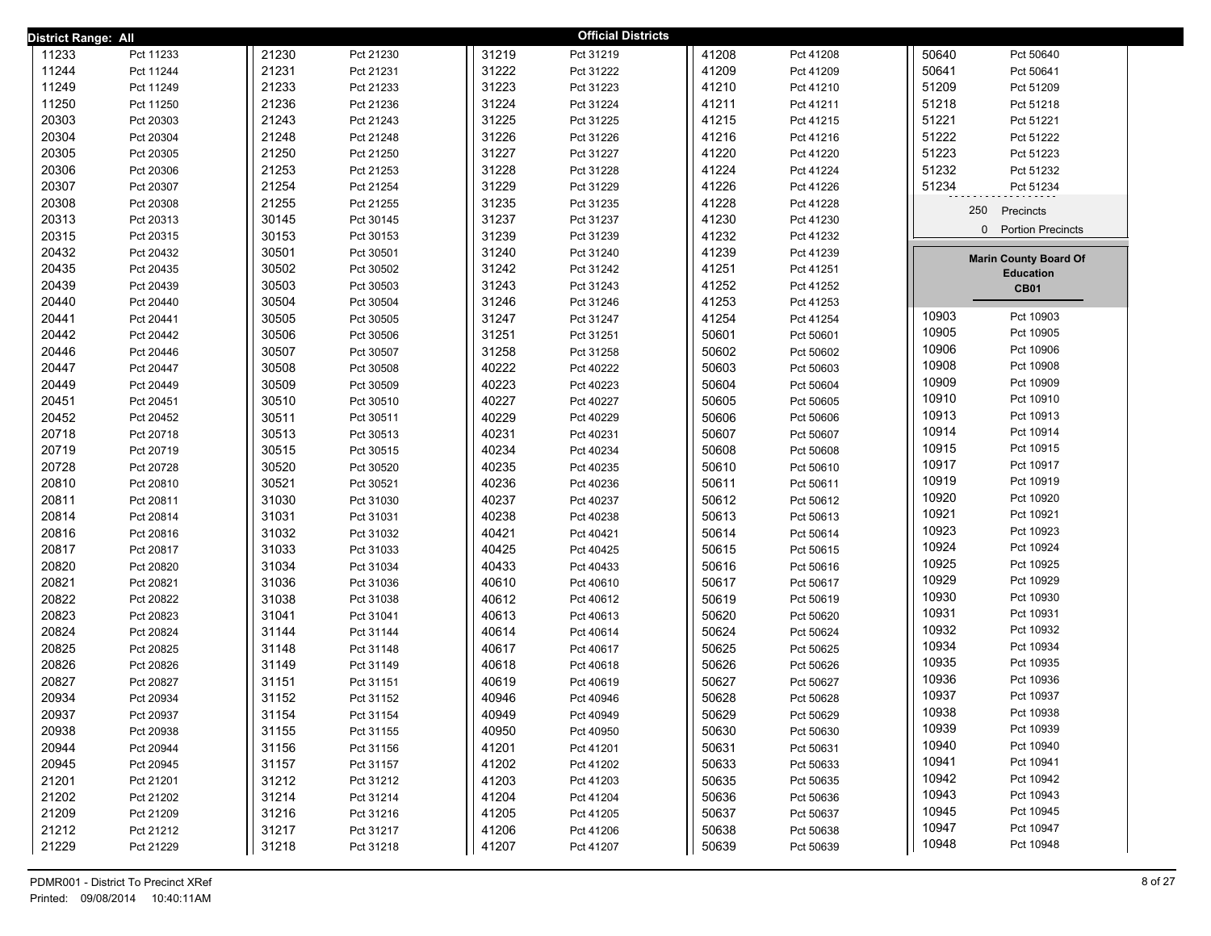District Range: All

## Official Districts

| Precinct | Name |
|---|---|
| 11233 | Pct 11233 |
| 11244 | Pct 11244 |
| 11249 | Pct 11249 |
| 11250 | Pct 11250 |
| 20303 | Pct 20303 |
| 20304 | Pct 20304 |
| 20305 | Pct 20305 |
| 20306 | Pct 20306 |
| 20307 | Pct 20307 |
| 20308 | Pct 20308 |
| 20313 | Pct 20313 |
| 20315 | Pct 20315 |
| 20432 | Pct 20432 |
| 20435 | Pct 20435 |
| 20439 | Pct 20439 |
| 20440 | Pct 20440 |
| 20441 | Pct 20441 |
| 20442 | Pct 20442 |
| 20446 | Pct 20446 |
| 20447 | Pct 20447 |
| 20449 | Pct 20449 |
| 20451 | Pct 20451 |
| 20452 | Pct 20452 |
| 20718 | Pct 20718 |
| 20719 | Pct 20719 |
| 20728 | Pct 20728 |
| 20810 | Pct 20810 |
| 20811 | Pct 20811 |
| 20814 | Pct 20814 |
| 20816 | Pct 20816 |
| 20817 | Pct 20817 |
| 20820 | Pct 20820 |
| 20821 | Pct 20821 |
| 20822 | Pct 20822 |
| 20823 | Pct 20823 |
| 20824 | Pct 20824 |
| 20825 | Pct 20825 |
| 20826 | Pct 20826 |
| 20827 | Pct 20827 |
| 20934 | Pct 20934 |
| 20937 | Pct 20937 |
| 20938 | Pct 20938 |
| 20944 | Pct 20944 |
| 20945 | Pct 20945 |
| 21201 | Pct 21201 |
| 21202 | Pct 21202 |
| 21209 | Pct 21209 |
| 21212 | Pct 21212 |
| 21229 | Pct 21229 |
| 21230 | Pct 21230 |
| 21231 | Pct 21231 |
| 21233 | Pct 21233 |
| 21236 | Pct 21236 |
| 21243 | Pct 21243 |
| 21248 | Pct 21248 |
| 21250 | Pct 21250 |
| 21253 | Pct 21253 |
| 21254 | Pct 21254 |
| 21255 | Pct 21255 |
| 30145 | Pct 30145 |
| 30153 | Pct 30153 |
| 30501 | Pct 30501 |
| 30502 | Pct 30502 |
| 30503 | Pct 30503 |
| 30504 | Pct 30504 |
| 30505 | Pct 30505 |
| 30506 | Pct 30506 |
| 30507 | Pct 30507 |
| 30508 | Pct 30508 |
| 30509 | Pct 30509 |
| 30510 | Pct 30510 |
| 30511 | Pct 30511 |
| 30513 | Pct 30513 |
| 30515 | Pct 30515 |
| 30520 | Pct 30520 |
| 30521 | Pct 30521 |
| 31030 | Pct 31030 |
| 31031 | Pct 31031 |
| 31032 | Pct 31032 |
| 31033 | Pct 31033 |
| 31034 | Pct 31034 |
| 31036 | Pct 31036 |
| 31038 | Pct 31038 |
| 31041 | Pct 31041 |
| 31144 | Pct 31144 |
| 31148 | Pct 31148 |
| 31149 | Pct 31149 |
| 31151 | Pct 31151 |
| 31152 | Pct 31152 |
| 31154 | Pct 31154 |
| 31155 | Pct 31155 |
| 31156 | Pct 31156 |
| 31157 | Pct 31157 |
| 31212 | Pct 31212 |
| 31214 | Pct 31214 |
| 31216 | Pct 31216 |
| 31217 | Pct 31217 |
| 31218 | Pct 31218 |
| 31219 | Pct 31219 |
| 31222 | Pct 31222 |
| 31223 | Pct 31223 |
| 31224 | Pct 31224 |
| 31225 | Pct 31225 |
| 31226 | Pct 31226 |
| 31227 | Pct 31227 |
| 31228 | Pct 31228 |
| 31229 | Pct 31229 |
| 31235 | Pct 31235 |
| 31237 | Pct 31237 |
| 31239 | Pct 31239 |
| 31240 | Pct 31240 |
| 31242 | Pct 31242 |
| 31243 | Pct 31243 |
| 31246 | Pct 31246 |
| 31247 | Pct 31247 |
| 31251 | Pct 31251 |
| 31258 | Pct 31258 |
| 40222 | Pct 40222 |
| 40223 | Pct 40223 |
| 40227 | Pct 40227 |
| 40229 | Pct 40229 |
| 40231 | Pct 40231 |
| 40234 | Pct 40234 |
| 40235 | Pct 40235 |
| 40236 | Pct 40236 |
| 40237 | Pct 40237 |
| 40238 | Pct 40238 |
| 40421 | Pct 40421 |
| 40425 | Pct 40425 |
| 40433 | Pct 40433 |
| 40610 | Pct 40610 |
| 40612 | Pct 40612 |
| 40613 | Pct 40613 |
| 40614 | Pct 40614 |
| 40617 | Pct 40617 |
| 40618 | Pct 40618 |
| 40619 | Pct 40619 |
| 40946 | Pct 40946 |
| 40949 | Pct 40949 |
| 40950 | Pct 40950 |
| 41201 | Pct 41201 |
| 41202 | Pct 41202 |
| 41203 | Pct 41203 |
| 41204 | Pct 41204 |
| 41205 | Pct 41205 |
| 41206 | Pct 41206 |
| 41207 | Pct 41207 |
| 41208 | Pct 41208 |
| 41209 | Pct 41209 |
| 41210 | Pct 41210 |
| 41211 | Pct 41211 |
| 41215 | Pct 41215 |
| 41216 | Pct 41216 |
| 41220 | Pct 41220 |
| 41224 | Pct 41224 |
| 41226 | Pct 41226 |
| 41228 | Pct 41228 |
| 41230 | Pct 41230 |
| 41232 | Pct 41232 |
| 41239 | Pct 41239 |
| 41251 | Pct 41251 |
| 41252 | Pct 41252 |
| 41253 | Pct 41253 |
| 41254 | Pct 41254 |
| 50601 | Pct 50601 |
| 50602 | Pct 50602 |
| 50603 | Pct 50603 |
| 50604 | Pct 50604 |
| 50605 | Pct 50605 |
| 50606 | Pct 50606 |
| 50607 | Pct 50607 |
| 50608 | Pct 50608 |
| 50610 | Pct 50610 |
| 50611 | Pct 50611 |
| 50612 | Pct 50612 |
| 50613 | Pct 50613 |
| 50614 | Pct 50614 |
| 50615 | Pct 50615 |
| 50616 | Pct 50616 |
| 50617 | Pct 50617 |
| 50619 | Pct 50619 |
| 50620 | Pct 50620 |
| 50624 | Pct 50624 |
| 50625 | Pct 50625 |
| 50626 | Pct 50626 |
| 50627 | Pct 50627 |
| 50628 | Pct 50628 |
| 50629 | Pct 50629 |
| 50630 | Pct 50630 |
| 50631 | Pct 50631 |
| 50633 | Pct 50633 |
| 50635 | Pct 50635 |
| 50636 | Pct 50636 |
| 50637 | Pct 50637 |
| 50638 | Pct 50638 |
| 50639 | Pct 50639 |
| 50640 | Pct 50640 |
| 50641 | Pct 50641 |
| 51209 | Pct 51209 |
| 51218 | Pct 51218 |
| 51221 | Pct 51221 |
| 51222 | Pct 51222 |
| 51223 | Pct 51223 |
| 51232 | Pct 51232 |
| 51234 | Pct 51234 |

250 Precincts

0 Portion Precincts

### Marin County Board Of Education
**CB01**

| Precinct | Name |
|---|---|
| 10903 | Pct 10903 |
| 10905 | Pct 10905 |
| 10906 | Pct 10906 |
| 10908 | Pct 10908 |
| 10909 | Pct 10909 |
| 10910 | Pct 10910 |
| 10913 | Pct 10913 |
| 10914 | Pct 10914 |
| 10915 | Pct 10915 |
| 10917 | Pct 10917 |
| 10919 | Pct 10919 |
| 10920 | Pct 10920 |
| 10921 | Pct 10921 |
| 10923 | Pct 10923 |
| 10924 | Pct 10924 |
| 10925 | Pct 10925 |
| 10929 | Pct 10929 |
| 10930 | Pct 10930 |
| 10931 | Pct 10931 |
| 10932 | Pct 10932 |
| 10934 | Pct 10934 |
| 10935 | Pct 10935 |
| 10936 | Pct 10936 |
| 10937 | Pct 10937 |
| 10938 | Pct 10938 |
| 10939 | Pct 10939 |
| 10940 | Pct 10940 |
| 10941 | Pct 10941 |
| 10942 | Pct 10942 |
| 10943 | Pct 10943 |
| 10945 | Pct 10945 |
| 10947 | Pct 10947 |
| 10948 | Pct 10948 |

PDMR001 - District To Precinct XRef
Printed: 09/08/2014 10:40:11AM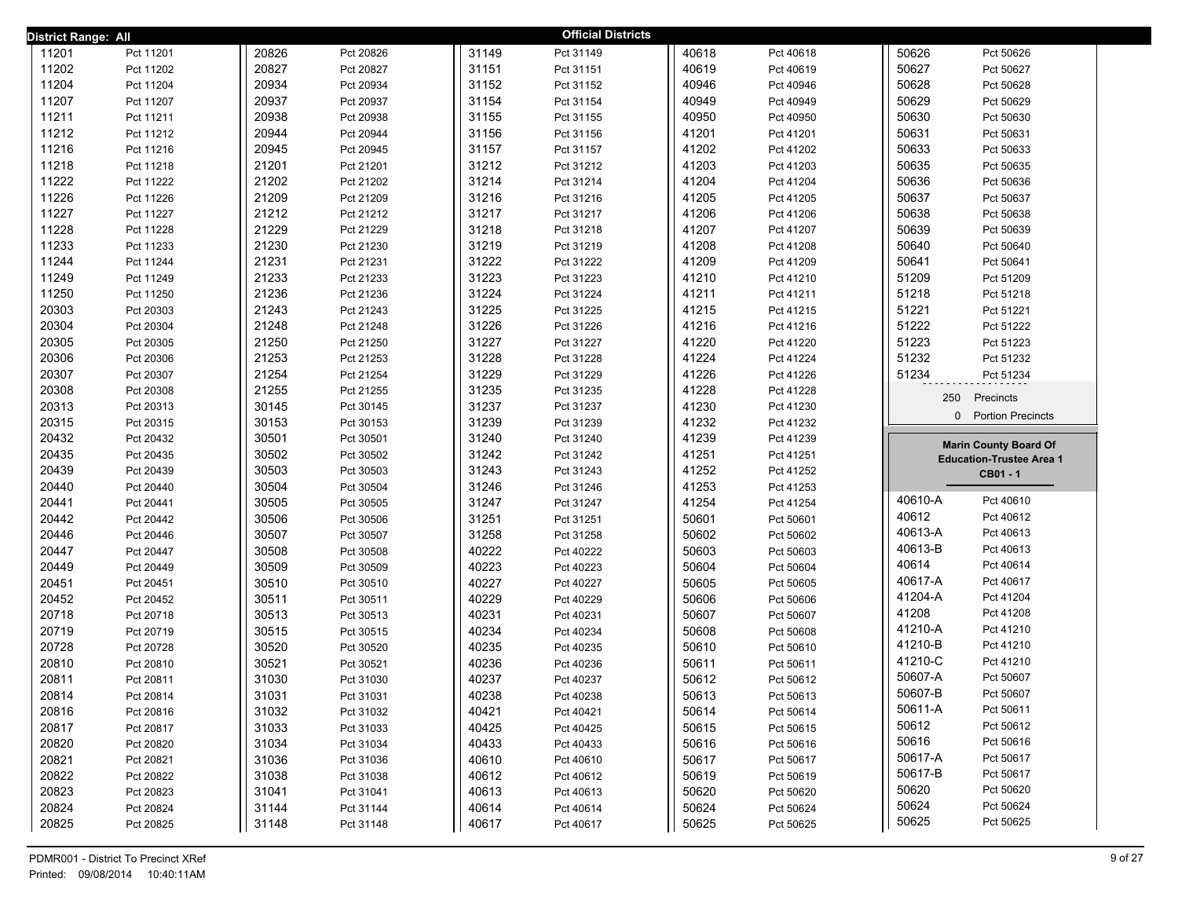**District Range: All**

## Official Districts

| District | Precinct |
|---|---|
| 11201 | Pct 11201 |
| 11202 | Pct 11202 |
| 11204 | Pct 11204 |
| 11207 | Pct 11207 |
| 11211 | Pct 11211 |
| 11212 | Pct 11212 |
| 11216 | Pct 11216 |
| 11218 | Pct 11218 |
| 11222 | Pct 11222 |
| 11226 | Pct 11226 |
| 11227 | Pct 11227 |
| 11228 | Pct 11228 |
| 11233 | Pct 11233 |
| 11244 | Pct 11244 |
| 11249 | Pct 11249 |
| 11250 | Pct 11250 |
| 20303 | Pct 20303 |
| 20304 | Pct 20304 |
| 20305 | Pct 20305 |
| 20306 | Pct 20306 |
| 20307 | Pct 20307 |
| 20308 | Pct 20308 |
| 20313 | Pct 20313 |
| 20315 | Pct 20315 |
| 20432 | Pct 20432 |
| 20435 | Pct 20435 |
| 20439 | Pct 20439 |
| 20440 | Pct 20440 |
| 20441 | Pct 20441 |
| 20442 | Pct 20442 |
| 20446 | Pct 20446 |
| 20447 | Pct 20447 |
| 20449 | Pct 20449 |
| 20451 | Pct 20451 |
| 20452 | Pct 20452 |
| 20718 | Pct 20718 |
| 20719 | Pct 20719 |
| 20728 | Pct 20728 |
| 20810 | Pct 20810 |
| 20811 | Pct 20811 |
| 20814 | Pct 20814 |
| 20816 | Pct 20816 |
| 20817 | Pct 20817 |
| 20820 | Pct 20820 |
| 20821 | Pct 20821 |
| 20822 | Pct 20822 |
| 20823 | Pct 20823 |
| 20824 | Pct 20824 |
| 20825 | Pct 20825 |
| 20826 | Pct 20826 |
| 20827 | Pct 20827 |
| 20934 | Pct 20934 |
| 20937 | Pct 20937 |
| 20938 | Pct 20938 |
| 20944 | Pct 20944 |
| 20945 | Pct 20945 |
| 21201 | Pct 21201 |
| 21202 | Pct 21202 |
| 21209 | Pct 21209 |
| 21212 | Pct 21212 |
| 21229 | Pct 21229 |
| 21230 | Pct 21230 |
| 21231 | Pct 21231 |
| 21233 | Pct 21233 |
| 21236 | Pct 21236 |
| 21243 | Pct 21243 |
| 21248 | Pct 21248 |
| 21250 | Pct 21250 |
| 21253 | Pct 21253 |
| 21254 | Pct 21254 |
| 21255 | Pct 21255 |
| 30145 | Pct 30145 |
| 30153 | Pct 30153 |
| 30501 | Pct 30501 |
| 30502 | Pct 30502 |
| 30503 | Pct 30503 |
| 30504 | Pct 30504 |
| 30505 | Pct 30505 |
| 30506 | Pct 30506 |
| 30507 | Pct 30507 |
| 30508 | Pct 30508 |
| 30509 | Pct 30509 |
| 30510 | Pct 30510 |
| 30511 | Pct 30511 |
| 30513 | Pct 30513 |
| 30515 | Pct 30515 |
| 30520 | Pct 30520 |
| 30521 | Pct 30521 |
| 31030 | Pct 31030 |
| 31031 | Pct 31031 |
| 31032 | Pct 31032 |
| 31033 | Pct 31033 |
| 31034 | Pct 31034 |
| 31036 | Pct 31036 |
| 31038 | Pct 31038 |
| 31041 | Pct 31041 |
| 31144 | Pct 31144 |
| 31148 | Pct 31148 |
| 31149 | Pct 31149 |
| 31151 | Pct 31151 |
| 31152 | Pct 31152 |
| 31154 | Pct 31154 |
| 31155 | Pct 31155 |
| 31156 | Pct 31156 |
| 31157 | Pct 31157 |
| 31212 | Pct 31212 |
| 31214 | Pct 31214 |
| 31216 | Pct 31216 |
| 31217 | Pct 31217 |
| 31218 | Pct 31218 |
| 31219 | Pct 31219 |
| 31222 | Pct 31222 |
| 31223 | Pct 31223 |
| 31224 | Pct 31224 |
| 31225 | Pct 31225 |
| 31226 | Pct 31226 |
| 31227 | Pct 31227 |
| 31228 | Pct 31228 |
| 31229 | Pct 31229 |
| 31235 | Pct 31235 |
| 31237 | Pct 31237 |
| 31239 | Pct 31239 |
| 31240 | Pct 31240 |
| 31242 | Pct 31242 |
| 31243 | Pct 31243 |
| 31246 | Pct 31246 |
| 31247 | Pct 31247 |
| 31251 | Pct 31251 |
| 31258 | Pct 31258 |
| 40222 | Pct 40222 |
| 40223 | Pct 40223 |
| 40227 | Pct 40227 |
| 40229 | Pct 40229 |
| 40231 | Pct 40231 |
| 40234 | Pct 40234 |
| 40235 | Pct 40235 |
| 40236 | Pct 40236 |
| 40237 | Pct 40237 |
| 40238 | Pct 40238 |
| 40421 | Pct 40421 |
| 40425 | Pct 40425 |
| 40433 | Pct 40433 |
| 40610 | Pct 40610 |
| 40612 | Pct 40612 |
| 40613 | Pct 40613 |
| 40614 | Pct 40614 |
| 40617 | Pct 40617 |
| 40618 | Pct 40618 |
| 40619 | Pct 40619 |
| 40946 | Pct 40946 |
| 40949 | Pct 40949 |
| 40950 | Pct 40950 |
| 41201 | Pct 41201 |
| 41202 | Pct 41202 |
| 41203 | Pct 41203 |
| 41204 | Pct 41204 |
| 41205 | Pct 41205 |
| 41206 | Pct 41206 |
| 41207 | Pct 41207 |
| 41208 | Pct 41208 |
| 41209 | Pct 41209 |
| 41210 | Pct 41210 |
| 41211 | Pct 41211 |
| 41215 | Pct 41215 |
| 41216 | Pct 41216 |
| 41220 | Pct 41220 |
| 41224 | Pct 41224 |
| 41226 | Pct 41226 |
| 41228 | Pct 41228 |
| 41230 | Pct 41230 |
| 41232 | Pct 41232 |
| 41239 | Pct 41239 |
| 41251 | Pct 41251 |
| 41252 | Pct 41252 |
| 41253 | Pct 41253 |
| 41254 | Pct 41254 |
| 50601 | Pct 50601 |
| 50602 | Pct 50602 |
| 50603 | Pct 50603 |
| 50604 | Pct 50604 |
| 50605 | Pct 50605 |
| 50606 | Pct 50606 |
| 50607 | Pct 50607 |
| 50608 | Pct 50608 |
| 50610 | Pct 50610 |
| 50611 | Pct 50611 |
| 50612 | Pct 50612 |
| 50613 | Pct 50613 |
| 50614 | Pct 50614 |
| 50615 | Pct 50615 |
| 50616 | Pct 50616 |
| 50617 | Pct 50617 |
| 50619 | Pct 50619 |
| 50620 | Pct 50620 |
| 50624 | Pct 50624 |
| 50625 | Pct 50625 |
| 50626 | Pct 50626 |
| 50627 | Pct 50627 |
| 50628 | Pct 50628 |
| 50629 | Pct 50629 |
| 50630 | Pct 50630 |
| 50631 | Pct 50631 |
| 50633 | Pct 50633 |
| 50635 | Pct 50635 |
| 50636 | Pct 50636 |
| 50637 | Pct 50637 |
| 50638 | Pct 50638 |
| 50639 | Pct 50639 |
| 50640 | Pct 50640 |
| 50641 | Pct 50641 |
| 51209 | Pct 51209 |
| 51218 | Pct 51218 |
| 51221 | Pct 51221 |
| 51222 | Pct 51222 |
| 51223 | Pct 51223 |
| 51232 | Pct 51232 |
| 51234 | Pct 51234 |

250 Precincts
0 Portion Precincts

### Marin County Board Of Education-Trustee Area 1
**CB01 - 1**

| District | Precinct |
|---|---|
| 40610-A | Pct 40610 |
| 40612 | Pct 40612 |
| 40613-A | Pct 40613 |
| 40613-B | Pct 40613 |
| 40614 | Pct 40614 |
| 40617-A | Pct 40617 |
| 41204-A | Pct 41204 |
| 41208 | Pct 41208 |
| 41210-A | Pct 41210 |
| 41210-B | Pct 41210 |
| 41210-C | Pct 41210 |
| 50607-A | Pct 50607 |
| 50607-B | Pct 50607 |
| 50611-A | Pct 50611 |
| 50612 | Pct 50612 |
| 50616 | Pct 50616 |
| 50617-A | Pct 50617 |
| 50617-B | Pct 50617 |
| 50620 | Pct 50620 |
| 50624 | Pct 50624 |
| 50625 | Pct 50625 |

PDMR001 - District To Precinct XRef
Printed: 09/08/2014 10:40:11AM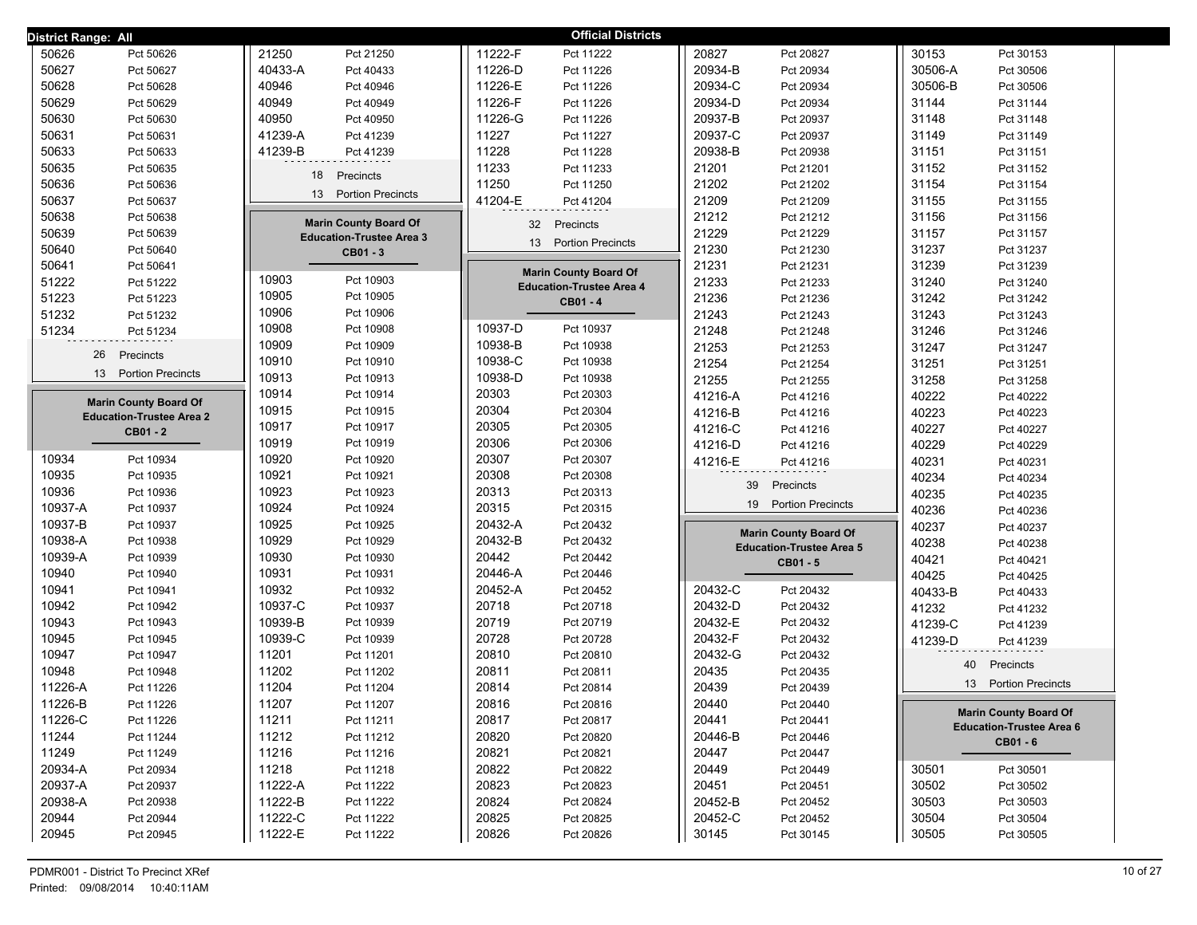**District Range: All** — **Official Districts**

| District | Precinct |
|---|---|
| 50626 | Pct 50626 |
| 50627 | Pct 50627 |
| 50628 | Pct 50628 |
| 50629 | Pct 50629 |
| 50630 | Pct 50630 |
| 50631 | Pct 50631 |
| 50633 | Pct 50633 |
| 50635 | Pct 50635 |
| 50636 | Pct 50636 |
| 50637 | Pct 50637 |
| 50638 | Pct 50638 |
| 50639 | Pct 50639 |
| 50640 | Pct 50640 |
| 50641 | Pct 50641 |
| 51222 | Pct 51222 |
| 51223 | Pct 51223 |
| 51232 | Pct 51232 |
| 51234 | Pct 51234 |

26 Precincts
13 Portion Precincts

### Marin County Board Of Education-Trustee Area 2
**CB01 - 2**

| District | Precinct |
|---|---|
| 10934 | Pct 10934 |
| 10935 | Pct 10935 |
| 10936 | Pct 10936 |
| 10937-A | Pct 10937 |
| 10937-B | Pct 10937 |
| 10938-A | Pct 10938 |
| 10939-A | Pct 10939 |
| 10940 | Pct 10940 |
| 10941 | Pct 10941 |
| 10942 | Pct 10942 |
| 10943 | Pct 10943 |
| 10945 | Pct 10945 |
| 10947 | Pct 10947 |
| 10948 | Pct 10948 |
| 11226-A | Pct 11226 |
| 11226-B | Pct 11226 |
| 11226-C | Pct 11226 |
| 11244 | Pct 11244 |
| 11249 | Pct 11249 |
| 20934-A | Pct 20934 |
| 20937-A | Pct 20937 |
| 20938-A | Pct 20938 |
| 20944 | Pct 20944 |
| 20945 | Pct 20945 |
| 21250 | Pct 21250 |
| 40433-A | Pct 40433 |
| 40946 | Pct 40946 |
| 40949 | Pct 40949 |
| 40950 | Pct 40950 |
| 41239-A | Pct 41239 |
| 41239-B | Pct 41239 |

18 Precincts
13 Portion Precincts

### Marin County Board Of Education-Trustee Area 3
**CB01 - 3**

| District | Precinct |
|---|---|
| 10903 | Pct 10903 |
| 10905 | Pct 10905 |
| 10906 | Pct 10906 |
| 10908 | Pct 10908 |
| 10909 | Pct 10909 |
| 10910 | Pct 10910 |
| 10913 | Pct 10913 |
| 10914 | Pct 10914 |
| 10915 | Pct 10915 |
| 10917 | Pct 10917 |
| 10919 | Pct 10919 |
| 10920 | Pct 10920 |
| 10921 | Pct 10921 |
| 10923 | Pct 10923 |
| 10924 | Pct 10924 |
| 10925 | Pct 10925 |
| 10929 | Pct 10929 |
| 10930 | Pct 10930 |
| 10931 | Pct 10931 |
| 10932 | Pct 10932 |
| 10937-C | Pct 10937 |
| 10939-B | Pct 10939 |
| 10939-C | Pct 10939 |
| 11201 | Pct 11201 |
| 11202 | Pct 11202 |
| 11204 | Pct 11204 |
| 11207 | Pct 11207 |
| 11211 | Pct 11211 |
| 11212 | Pct 11212 |
| 11216 | Pct 11216 |
| 11218 | Pct 11218 |
| 11222-A | Pct 11222 |
| 11222-B | Pct 11222 |
| 11222-C | Pct 11222 |
| 11222-E | Pct 11222 |
| 11222-F | Pct 11222 |
| 11226-D | Pct 11226 |
| 11226-E | Pct 11226 |
| 11226-F | Pct 11226 |
| 11226-G | Pct 11226 |
| 11227 | Pct 11227 |
| 11228 | Pct 11228 |
| 11233 | Pct 11233 |
| 11250 | Pct 11250 |
| 41204-E | Pct 41204 |

32 Precincts
13 Portion Precincts

### Marin County Board Of Education-Trustee Area 4
**CB01 - 4**

| District | Precinct |
|---|---|
| 10937-D | Pct 10937 |
| 10938-B | Pct 10938 |
| 10938-C | Pct 10938 |
| 10938-D | Pct 10938 |
| 20303 | Pct 20303 |
| 20304 | Pct 20304 |
| 20305 | Pct 20305 |
| 20306 | Pct 20306 |
| 20307 | Pct 20307 |
| 20308 | Pct 20308 |
| 20313 | Pct 20313 |
| 20315 | Pct 20315 |
| 20432-A | Pct 20432 |
| 20432-B | Pct 20432 |
| 20442 | Pct 20442 |
| 20446-A | Pct 20446 |
| 20452-A | Pct 20452 |
| 20718 | Pct 20718 |
| 20719 | Pct 20719 |
| 20728 | Pct 20728 |
| 20810 | Pct 20810 |
| 20811 | Pct 20811 |
| 20814 | Pct 20814 |
| 20816 | Pct 20816 |
| 20817 | Pct 20817 |
| 20820 | Pct 20820 |
| 20821 | Pct 20821 |
| 20822 | Pct 20822 |
| 20823 | Pct 20823 |
| 20824 | Pct 20824 |
| 20825 | Pct 20825 |
| 20826 | Pct 20826 |
| 20827 | Pct 20827 |
| 20934-B | Pct 20934 |
| 20934-C | Pct 20934 |
| 20934-D | Pct 20934 |
| 20937-B | Pct 20937 |
| 20937-C | Pct 20937 |
| 20938-B | Pct 20938 |
| 21201 | Pct 21201 |
| 21202 | Pct 21202 |
| 21209 | Pct 21209 |
| 21212 | Pct 21212 |
| 21229 | Pct 21229 |
| 21230 | Pct 21230 |
| 21231 | Pct 21231 |
| 21233 | Pct 21233 |
| 21236 | Pct 21236 |
| 21243 | Pct 21243 |
| 21248 | Pct 21248 |
| 21253 | Pct 21253 |
| 21254 | Pct 21254 |
| 21255 | Pct 21255 |
| 41216-A | Pct 41216 |
| 41216-B | Pct 41216 |
| 41216-C | Pct 41216 |
| 41216-D | Pct 41216 |
| 41216-E | Pct 41216 |

39 Precincts
19 Portion Precincts

### Marin County Board Of Education-Trustee Area 5
**CB01 - 5**

| District | Precinct |
|---|---|
| 20432-C | Pct 20432 |
| 20432-D | Pct 20432 |
| 20432-E | Pct 20432 |
| 20432-F | Pct 20432 |
| 20432-G | Pct 20432 |
| 20435 | Pct 20435 |
| 20439 | Pct 20439 |
| 20440 | Pct 20440 |
| 20441 | Pct 20441 |
| 20446-B | Pct 20446 |
| 20447 | Pct 20447 |
| 20449 | Pct 20449 |
| 20451 | Pct 20451 |
| 20452-B | Pct 20452 |
| 20452-C | Pct 20452 |
| 30145 | Pct 30145 |
| 30153 | Pct 30153 |
| 30506-A | Pct 30506 |
| 30506-B | Pct 30506 |
| 31144 | Pct 31144 |
| 31148 | Pct 31148 |
| 31149 | Pct 31149 |
| 31151 | Pct 31151 |
| 31152 | Pct 31152 |
| 31154 | Pct 31154 |
| 31155 | Pct 31155 |
| 31156 | Pct 31156 |
| 31157 | Pct 31157 |
| 31237 | Pct 31237 |
| 31239 | Pct 31239 |
| 31240 | Pct 31240 |
| 31242 | Pct 31242 |
| 31243 | Pct 31243 |
| 31246 | Pct 31246 |
| 31247 | Pct 31247 |
| 31251 | Pct 31251 |
| 31258 | Pct 31258 |
| 40222 | Pct 40222 |
| 40223 | Pct 40223 |
| 40227 | Pct 40227 |
| 40229 | Pct 40229 |
| 40231 | Pct 40231 |
| 40234 | Pct 40234 |
| 40235 | Pct 40235 |
| 40236 | Pct 40236 |
| 40237 | Pct 40237 |
| 40238 | Pct 40238 |
| 40421 | Pct 40421 |
| 40425 | Pct 40425 |
| 40433-B | Pct 40433 |
| 41232 | Pct 41232 |
| 41239-C | Pct 41239 |
| 41239-D | Pct 41239 |

40 Precincts
13 Portion Precincts

### Marin County Board Of Education-Trustee Area 6
**CB01 - 6**

| District | Precinct |
|---|---|
| 30501 | Pct 30501 |
| 30502 | Pct 30502 |
| 30503 | Pct 30503 |
| 30504 | Pct 30504 |
| 30505 | Pct 30505 |

PDMR001 - District To Precinct XRef
Printed: 09/08/2014 10:40:11AM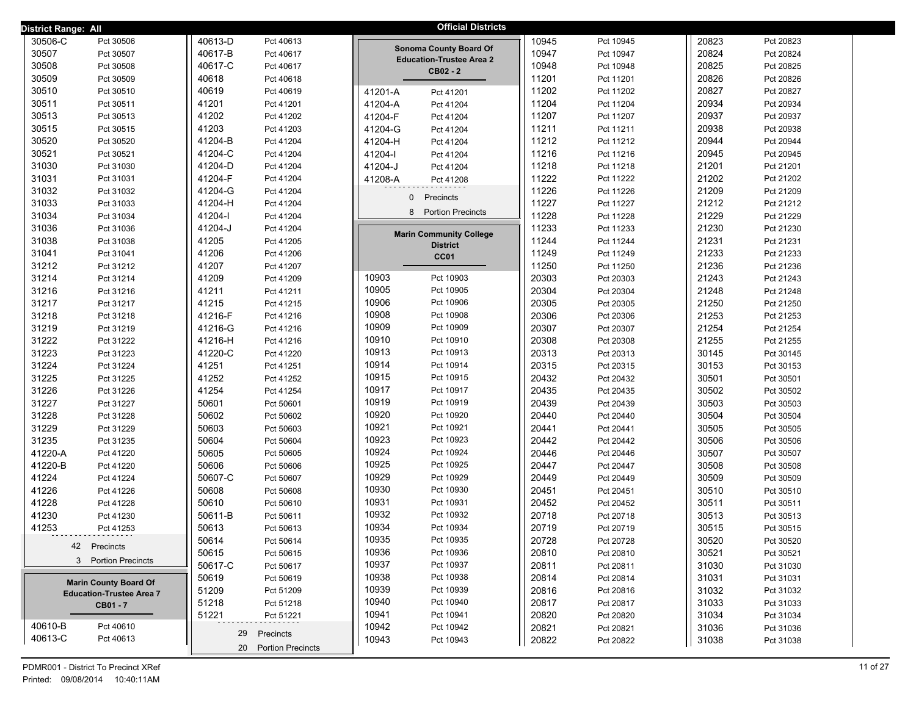**District Range: All**

## Official Districts

| Precinct | Name |
|---|---|
| 30506-C | Pct 30506 |
| 30507 | Pct 30507 |
| 30508 | Pct 30508 |
| 30509 | Pct 30509 |
| 30510 | Pct 30510 |
| 30511 | Pct 30511 |
| 30513 | Pct 30513 |
| 30515 | Pct 30515 |
| 30520 | Pct 30520 |
| 30521 | Pct 30521 |
| 31030 | Pct 31030 |
| 31031 | Pct 31031 |
| 31032 | Pct 31032 |
| 31033 | Pct 31033 |
| 31034 | Pct 31034 |
| 31036 | Pct 31036 |
| 31038 | Pct 31038 |
| 31041 | Pct 31041 |
| 31212 | Pct 31212 |
| 31214 | Pct 31214 |
| 31216 | Pct 31216 |
| 31217 | Pct 31217 |
| 31218 | Pct 31218 |
| 31219 | Pct 31219 |
| 31222 | Pct 31222 |
| 31223 | Pct 31223 |
| 31224 | Pct 31224 |
| 31225 | Pct 31225 |
| 31226 | Pct 31226 |
| 31227 | Pct 31227 |
| 31228 | Pct 31228 |
| 31229 | Pct 31229 |
| 31235 | Pct 31235 |
| 41220-A | Pct 41220 |
| 41220-B | Pct 41220 |
| 41224 | Pct 41224 |
| 41226 | Pct 41226 |
| 41228 | Pct 41228 |
| 41230 | Pct 41230 |
| 41253 | Pct 41253 |

42 Precincts
3 Portion Precincts

### Marin County Board Of Education-Trustee Area 7
**CB01 - 7**

| Precinct | Name |
|---|---|
| 40610-B | Pct 40610 |
| 40613-C | Pct 40613 |
| 40613-D | Pct 40613 |
| 40617-B | Pct 40617 |
| 40617-C | Pct 40617 |
| 40618 | Pct 40618 |
| 40619 | Pct 40619 |
| 41201 | Pct 41201 |
| 41202 | Pct 41202 |
| 41203 | Pct 41203 |
| 41204-B | Pct 41204 |
| 41204-C | Pct 41204 |
| 41204-D | Pct 41204 |
| 41204-F | Pct 41204 |
| 41204-G | Pct 41204 |
| 41204-H | Pct 41204 |
| 41204-I | Pct 41204 |
| 41204-J | Pct 41204 |
| 41205 | Pct 41205 |
| 41206 | Pct 41206 |
| 41207 | Pct 41207 |
| 41209 | Pct 41209 |
| 41211 | Pct 41211 |
| 41215 | Pct 41215 |
| 41216-F | Pct 41216 |
| 41216-G | Pct 41216 |
| 41216-H | Pct 41216 |
| 41220-C | Pct 41220 |
| 41251 | Pct 41251 |
| 41252 | Pct 41252 |
| 41254 | Pct 41254 |
| 50601 | Pct 50601 |
| 50602 | Pct 50602 |
| 50603 | Pct 50603 |
| 50604 | Pct 50604 |
| 50605 | Pct 50605 |
| 50606 | Pct 50606 |
| 50607-C | Pct 50607 |
| 50608 | Pct 50608 |
| 50610 | Pct 50610 |
| 50611-B | Pct 50611 |
| 50613 | Pct 50613 |
| 50614 | Pct 50614 |
| 50615 | Pct 50615 |
| 50617-C | Pct 50617 |
| 50619 | Pct 50619 |
| 51209 | Pct 51209 |
| 51218 | Pct 51218 |
| 51221 | Pct 51221 |

29 Precincts
20 Portion Precincts

### Sonoma County Board Of Education-Trustee Area 2
**CB02 - 2**

| Precinct | Name |
|---|---|
| 41201-A | Pct 41201 |
| 41204-A | Pct 41204 |
| 41204-F | Pct 41204 |
| 41204-G | Pct 41204 |
| 41204-H | Pct 41204 |
| 41204-I | Pct 41204 |
| 41204-J | Pct 41204 |
| 41208-A | Pct 41208 |

0 Precincts
8 Portion Precincts

### Marin Community College District
**CC01**

| Precinct | Name |
|---|---|
| 10903 | Pct 10903 |
| 10905 | Pct 10905 |
| 10906 | Pct 10906 |
| 10908 | Pct 10908 |
| 10909 | Pct 10909 |
| 10910 | Pct 10910 |
| 10913 | Pct 10913 |
| 10914 | Pct 10914 |
| 10915 | Pct 10915 |
| 10917 | Pct 10917 |
| 10919 | Pct 10919 |
| 10920 | Pct 10920 |
| 10921 | Pct 10921 |
| 10923 | Pct 10923 |
| 10924 | Pct 10924 |
| 10925 | Pct 10925 |
| 10929 | Pct 10929 |
| 10930 | Pct 10930 |
| 10931 | Pct 10931 |
| 10932 | Pct 10932 |
| 10934 | Pct 10934 |
| 10935 | Pct 10935 |
| 10936 | Pct 10936 |
| 10937 | Pct 10937 |
| 10938 | Pct 10938 |
| 10939 | Pct 10939 |
| 10940 | Pct 10940 |
| 10941 | Pct 10941 |
| 10942 | Pct 10942 |
| 10943 | Pct 10943 |
| 10945 | Pct 10945 |
| 10947 | Pct 10947 |
| 10948 | Pct 10948 |
| 11201 | Pct 11201 |
| 11202 | Pct 11202 |
| 11204 | Pct 11204 |
| 11207 | Pct 11207 |
| 11211 | Pct 11211 |
| 11212 | Pct 11212 |
| 11216 | Pct 11216 |
| 11218 | Pct 11218 |
| 11222 | Pct 11222 |
| 11226 | Pct 11226 |
| 11227 | Pct 11227 |
| 11228 | Pct 11228 |
| 11233 | Pct 11233 |
| 11244 | Pct 11244 |
| 11249 | Pct 11249 |
| 11250 | Pct 11250 |
| 20303 | Pct 20303 |
| 20304 | Pct 20304 |
| 20305 | Pct 20305 |
| 20306 | Pct 20306 |
| 20307 | Pct 20307 |
| 20308 | Pct 20308 |
| 20313 | Pct 20313 |
| 20315 | Pct 20315 |
| 20432 | Pct 20432 |
| 20435 | Pct 20435 |
| 20439 | Pct 20439 |
| 20440 | Pct 20440 |
| 20441 | Pct 20441 |
| 20442 | Pct 20442 |
| 20446 | Pct 20446 |
| 20447 | Pct 20447 |
| 20449 | Pct 20449 |
| 20451 | Pct 20451 |
| 20452 | Pct 20452 |
| 20718 | Pct 20718 |
| 20719 | Pct 20719 |
| 20728 | Pct 20728 |
| 20810 | Pct 20810 |
| 20811 | Pct 20811 |
| 20814 | Pct 20814 |
| 20816 | Pct 20816 |
| 20817 | Pct 20817 |
| 20820 | Pct 20820 |
| 20821 | Pct 20821 |
| 20822 | Pct 20822 |
| 20823 | Pct 20823 |
| 20824 | Pct 20824 |
| 20825 | Pct 20825 |
| 20826 | Pct 20826 |
| 20827 | Pct 20827 |
| 20934 | Pct 20934 |
| 20937 | Pct 20937 |
| 20938 | Pct 20938 |
| 20944 | Pct 20944 |
| 20945 | Pct 20945 |
| 21201 | Pct 21201 |
| 21202 | Pct 21202 |
| 21209 | Pct 21209 |
| 21212 | Pct 21212 |
| 21229 | Pct 21229 |
| 21230 | Pct 21230 |
| 21231 | Pct 21231 |
| 21233 | Pct 21233 |
| 21236 | Pct 21236 |
| 21243 | Pct 21243 |
| 21248 | Pct 21248 |
| 21250 | Pct 21250 |
| 21253 | Pct 21253 |
| 21254 | Pct 21254 |
| 21255 | Pct 21255 |
| 30145 | Pct 30145 |
| 30153 | Pct 30153 |
| 30501 | Pct 30501 |
| 30502 | Pct 30502 |
| 30503 | Pct 30503 |
| 30504 | Pct 30504 |
| 30505 | Pct 30505 |
| 30506 | Pct 30506 |
| 30507 | Pct 30507 |
| 30508 | Pct 30508 |
| 30509 | Pct 30509 |
| 30510 | Pct 30510 |
| 30511 | Pct 30511 |
| 30513 | Pct 30513 |
| 30515 | Pct 30515 |
| 30520 | Pct 30520 |
| 30521 | Pct 30521 |
| 31030 | Pct 31030 |
| 31031 | Pct 31031 |
| 31032 | Pct 31032 |
| 31033 | Pct 31033 |
| 31034 | Pct 31034 |
| 31036 | Pct 31036 |
| 31038 | Pct 31038 |

PDMR001 - District To Precinct XRef
Printed: 09/08/2014 10:40:11AM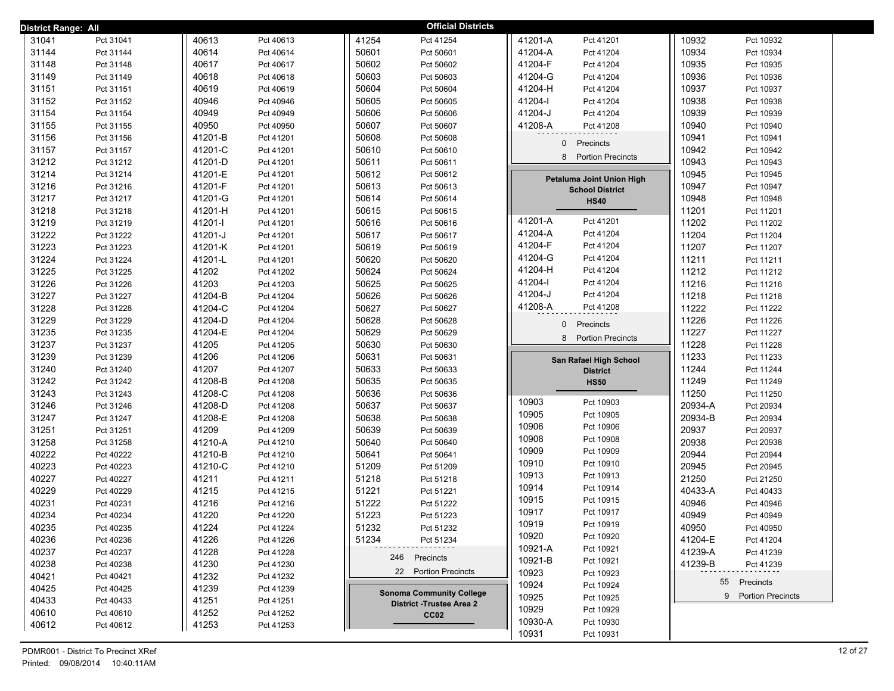**District Range: All**

## Official Districts

| Precinct | Name |
|---|---|
| 31041 | Pct 31041 |
| 31144 | Pct 31144 |
| 31148 | Pct 31148 |
| 31149 | Pct 31149 |
| 31151 | Pct 31151 |
| 31152 | Pct 31152 |
| 31154 | Pct 31154 |
| 31155 | Pct 31155 |
| 31156 | Pct 31156 |
| 31157 | Pct 31157 |
| 31212 | Pct 31212 |
| 31214 | Pct 31214 |
| 31216 | Pct 31216 |
| 31217 | Pct 31217 |
| 31218 | Pct 31218 |
| 31219 | Pct 31219 |
| 31222 | Pct 31222 |
| 31223 | Pct 31223 |
| 31224 | Pct 31224 |
| 31225 | Pct 31225 |
| 31226 | Pct 31226 |
| 31227 | Pct 31227 |
| 31228 | Pct 31228 |
| 31229 | Pct 31229 |
| 31235 | Pct 31235 |
| 31237 | Pct 31237 |
| 31239 | Pct 31239 |
| 31240 | Pct 31240 |
| 31242 | Pct 31242 |
| 31243 | Pct 31243 |
| 31246 | Pct 31246 |
| 31247 | Pct 31247 |
| 31251 | Pct 31251 |
| 31258 | Pct 31258 |
| 40222 | Pct 40222 |
| 40223 | Pct 40223 |
| 40227 | Pct 40227 |
| 40229 | Pct 40229 |
| 40231 | Pct 40231 |
| 40234 | Pct 40234 |
| 40235 | Pct 40235 |
| 40236 | Pct 40236 |
| 40237 | Pct 40237 |
| 40238 | Pct 40238 |
| 40421 | Pct 40421 |
| 40425 | Pct 40425 |
| 40433 | Pct 40433 |
| 40610 | Pct 40610 |
| 40612 | Pct 40612 |
| 40613 | Pct 40613 |
| 40614 | Pct 40614 |
| 40617 | Pct 40617 |
| 40618 | Pct 40618 |
| 40619 | Pct 40619 |
| 40946 | Pct 40946 |
| 40949 | Pct 40949 |
| 40950 | Pct 40950 |
| 41201-B | Pct 41201 |
| 41201-C | Pct 41201 |
| 41201-D | Pct 41201 |
| 41201-E | Pct 41201 |
| 41201-F | Pct 41201 |
| 41201-G | Pct 41201 |
| 41201-H | Pct 41201 |
| 41201-I | Pct 41201 |
| 41201-J | Pct 41201 |
| 41201-K | Pct 41201 |
| 41201-L | Pct 41201 |
| 41202 | Pct 41202 |
| 41203 | Pct 41203 |
| 41204-B | Pct 41204 |
| 41204-C | Pct 41204 |
| 41204-D | Pct 41204 |
| 41204-E | Pct 41204 |
| 41205 | Pct 41205 |
| 41206 | Pct 41206 |
| 41207 | Pct 41207 |
| 41208-B | Pct 41208 |
| 41208-C | Pct 41208 |
| 41208-D | Pct 41208 |
| 41208-E | Pct 41208 |
| 41209 | Pct 41209 |
| 41210-A | Pct 41210 |
| 41210-B | Pct 41210 |
| 41210-C | Pct 41210 |
| 41211 | Pct 41211 |
| 41215 | Pct 41215 |
| 41216 | Pct 41216 |
| 41220 | Pct 41220 |
| 41224 | Pct 41224 |
| 41226 | Pct 41226 |
| 41228 | Pct 41228 |
| 41230 | Pct 41230 |
| 41232 | Pct 41232 |
| 41239 | Pct 41239 |
| 41251 | Pct 41251 |
| 41252 | Pct 41252 |
| 41253 | Pct 41253 |
| 41254 | Pct 41254 |
| 50601 | Pct 50601 |
| 50602 | Pct 50602 |
| 50603 | Pct 50603 |
| 50604 | Pct 50604 |
| 50605 | Pct 50605 |
| 50606 | Pct 50606 |
| 50607 | Pct 50607 |
| 50608 | Pct 50608 |
| 50610 | Pct 50610 |
| 50611 | Pct 50611 |
| 50612 | Pct 50612 |
| 50613 | Pct 50613 |
| 50614 | Pct 50614 |
| 50615 | Pct 50615 |
| 50616 | Pct 50616 |
| 50617 | Pct 50617 |
| 50619 | Pct 50619 |
| 50620 | Pct 50620 |
| 50624 | Pct 50624 |
| 50625 | Pct 50625 |
| 50626 | Pct 50626 |
| 50627 | Pct 50627 |
| 50628 | Pct 50628 |
| 50629 | Pct 50629 |
| 50630 | Pct 50630 |
| 50631 | Pct 50631 |
| 50633 | Pct 50633 |
| 50635 | Pct 50635 |
| 50636 | Pct 50636 |
| 50637 | Pct 50637 |
| 50638 | Pct 50638 |
| 50639 | Pct 50639 |
| 50640 | Pct 50640 |
| 50641 | Pct 50641 |
| 51209 | Pct 51209 |
| 51218 | Pct 51218 |
| 51221 | Pct 51221 |
| 51222 | Pct 51222 |
| 51223 | Pct 51223 |
| 51232 | Pct 51232 |
| 51234 | Pct 51234 |

246 Precincts
22 Portion Precincts

### Sonoma Community College District -Trustee Area 2
### CC02

| Precinct | Name |
|---|---|
| 41201-A | Pct 41201 |
| 41204-A | Pct 41204 |
| 41204-F | Pct 41204 |
| 41204-G | Pct 41204 |
| 41204-H | Pct 41204 |
| 41204-I | Pct 41204 |
| 41204-J | Pct 41204 |
| 41208-A | Pct 41208 |

0 Precincts
8 Portion Precincts

### Petaluma Joint Union High School District
### HS40

| Precinct | Name |
|---|---|
| 41201-A | Pct 41201 |
| 41204-A | Pct 41204 |
| 41204-F | Pct 41204 |
| 41204-G | Pct 41204 |
| 41204-H | Pct 41204 |
| 41204-I | Pct 41204 |
| 41204-J | Pct 41204 |
| 41208-A | Pct 41208 |

0 Precincts
8 Portion Precincts

### San Rafael High School District
### HS50

| Precinct | Name |
|---|---|
| 10903 | Pct 10903 |
| 10905 | Pct 10905 |
| 10906 | Pct 10906 |
| 10908 | Pct 10908 |
| 10909 | Pct 10909 |
| 10910 | Pct 10910 |
| 10913 | Pct 10913 |
| 10914 | Pct 10914 |
| 10915 | Pct 10915 |
| 10917 | Pct 10917 |
| 10919 | Pct 10919 |
| 10920 | Pct 10920 |
| 10921-A | Pct 10921 |
| 10921-B | Pct 10921 |
| 10923 | Pct 10923 |
| 10924 | Pct 10924 |
| 10925 | Pct 10925 |
| 10929 | Pct 10929 |
| 10930-A | Pct 10930 |
| 10931 | Pct 10931 |
| 10932 | Pct 10932 |
| 10934 | Pct 10934 |
| 10935 | Pct 10935 |
| 10936 | Pct 10936 |
| 10937 | Pct 10937 |
| 10938 | Pct 10938 |
| 10939 | Pct 10939 |
| 10940 | Pct 10940 |
| 10941 | Pct 10941 |
| 10942 | Pct 10942 |
| 10943 | Pct 10943 |
| 10945 | Pct 10945 |
| 10947 | Pct 10947 |
| 10948 | Pct 10948 |
| 11201 | Pct 11201 |
| 11202 | Pct 11202 |
| 11204 | Pct 11204 |
| 11207 | Pct 11207 |
| 11211 | Pct 11211 |
| 11212 | Pct 11212 |
| 11216 | Pct 11216 |
| 11218 | Pct 11218 |
| 11222 | Pct 11222 |
| 11226 | Pct 11226 |
| 11227 | Pct 11227 |
| 11228 | Pct 11228 |
| 11233 | Pct 11233 |
| 11244 | Pct 11244 |
| 11249 | Pct 11249 |
| 11250 | Pct 11250 |
| 20934-A | Pct 20934 |
| 20934-B | Pct 20934 |
| 20937 | Pct 20937 |
| 20938 | Pct 20938 |
| 20944 | Pct 20944 |
| 20945 | Pct 20945 |
| 21250 | Pct 21250 |
| 40433-A | Pct 40433 |
| 40946 | Pct 40946 |
| 40949 | Pct 40949 |
| 40950 | Pct 40950 |
| 41204-E | Pct 41204 |
| 41239-A | Pct 41239 |
| 41239-B | Pct 41239 |

55 Precincts
9 Portion Precincts

PDMR001 - District To Precinct XRef
Printed: 09/08/2014 10:40:11AM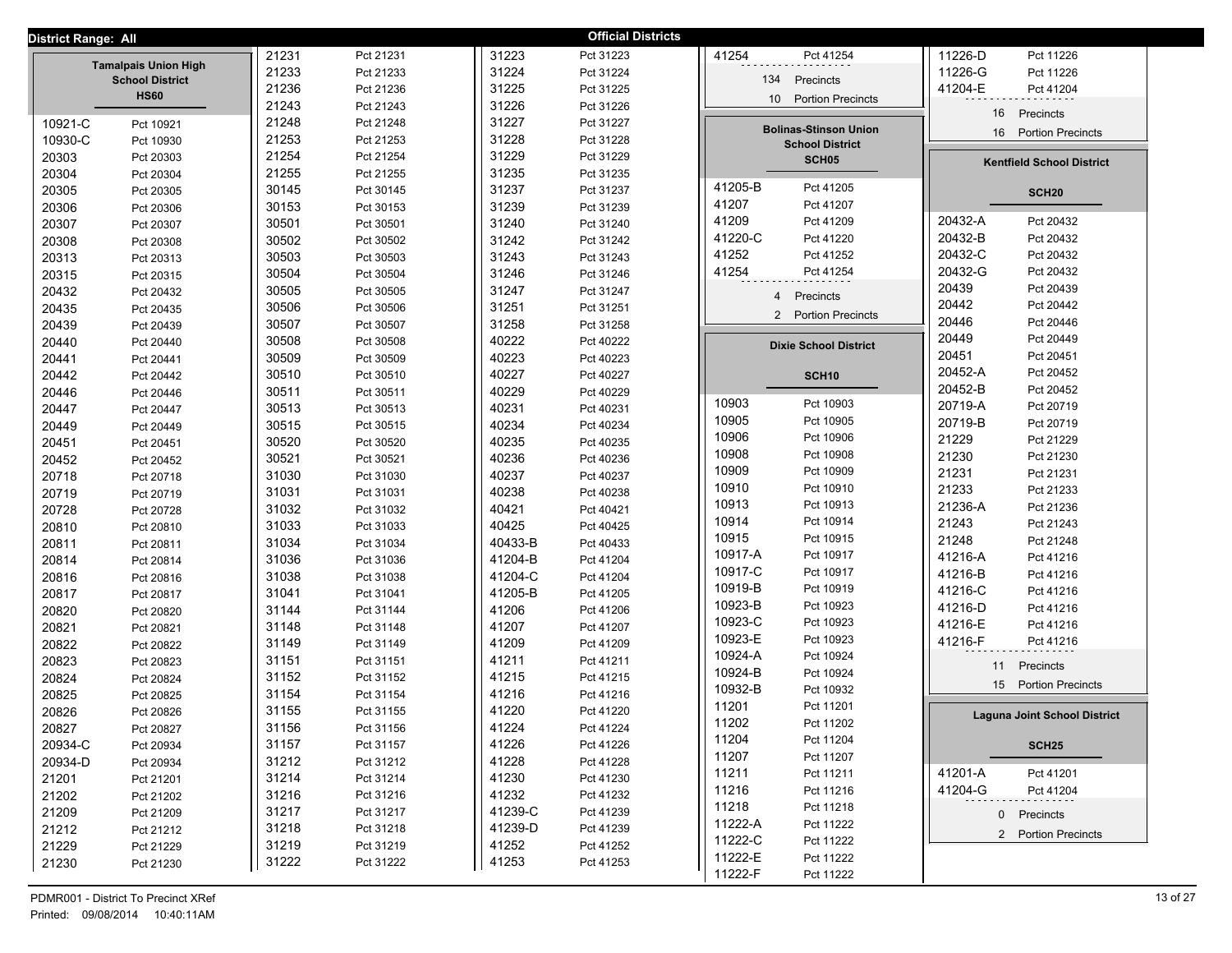**District Range: All** — **Official Districts**

## Tamalpais Union High School District
### HS60

| Precinct | Name |
|---|---|
| 10921-C | Pct 10921 |
| 10930-C | Pct 10930 |
| 20303 | Pct 20303 |
| 20304 | Pct 20304 |
| 20305 | Pct 20305 |
| 20306 | Pct 20306 |
| 20307 | Pct 20307 |
| 20308 | Pct 20308 |
| 20313 | Pct 20313 |
| 20315 | Pct 20315 |
| 20432 | Pct 20432 |
| 20435 | Pct 20435 |
| 20439 | Pct 20439 |
| 20440 | Pct 20440 |
| 20441 | Pct 20441 |
| 20442 | Pct 20442 |
| 20446 | Pct 20446 |
| 20447 | Pct 20447 |
| 20449 | Pct 20449 |
| 20451 | Pct 20451 |
| 20452 | Pct 20452 |
| 20718 | Pct 20718 |
| 20719 | Pct 20719 |
| 20728 | Pct 20728 |
| 20810 | Pct 20810 |
| 20811 | Pct 20811 |
| 20814 | Pct 20814 |
| 20816 | Pct 20816 |
| 20817 | Pct 20817 |
| 20820 | Pct 20820 |
| 20821 | Pct 20821 |
| 20822 | Pct 20822 |
| 20823 | Pct 20823 |
| 20824 | Pct 20824 |
| 20825 | Pct 20825 |
| 20826 | Pct 20826 |
| 20827 | Pct 20827 |
| 20934-C | Pct 20934 |
| 20934-D | Pct 20934 |
| 21201 | Pct 21201 |
| 21202 | Pct 21202 |
| 21209 | Pct 21209 |
| 21212 | Pct 21212 |
| 21229 | Pct 21229 |
| 21230 | Pct 21230 |
| 21231 | Pct 21231 |
| 21233 | Pct 21233 |
| 21236 | Pct 21236 |
| 21243 | Pct 21243 |
| 21248 | Pct 21248 |
| 21253 | Pct 21253 |
| 21254 | Pct 21254 |
| 21255 | Pct 21255 |
| 30145 | Pct 30145 |
| 30153 | Pct 30153 |
| 30501 | Pct 30501 |
| 30502 | Pct 30502 |
| 30503 | Pct 30503 |
| 30504 | Pct 30504 |
| 30505 | Pct 30505 |
| 30506 | Pct 30506 |
| 30507 | Pct 30507 |
| 30508 | Pct 30508 |
| 30509 | Pct 30509 |
| 30510 | Pct 30510 |
| 30511 | Pct 30511 |
| 30513 | Pct 30513 |
| 30515 | Pct 30515 |
| 30520 | Pct 30520 |
| 30521 | Pct 30521 |
| 31030 | Pct 31030 |
| 31031 | Pct 31031 |
| 31032 | Pct 31032 |
| 31033 | Pct 31033 |
| 31034 | Pct 31034 |
| 31036 | Pct 31036 |
| 31038 | Pct 31038 |
| 31041 | Pct 31041 |
| 31144 | Pct 31144 |
| 31148 | Pct 31148 |
| 31149 | Pct 31149 |
| 31151 | Pct 31151 |
| 31152 | Pct 31152 |
| 31154 | Pct 31154 |
| 31155 | Pct 31155 |
| 31156 | Pct 31156 |
| 31157 | Pct 31157 |
| 31212 | Pct 31212 |
| 31214 | Pct 31214 |
| 31216 | Pct 31216 |
| 31217 | Pct 31217 |
| 31218 | Pct 31218 |
| 31219 | Pct 31219 |
| 31222 | Pct 31222 |
| 31223 | Pct 31223 |
| 31224 | Pct 31224 |
| 31225 | Pct 31225 |
| 31226 | Pct 31226 |
| 31227 | Pct 31227 |
| 31228 | Pct 31228 |
| 31229 | Pct 31229 |
| 31235 | Pct 31235 |
| 31237 | Pct 31237 |
| 31239 | Pct 31239 |
| 31240 | Pct 31240 |
| 31242 | Pct 31242 |
| 31243 | Pct 31243 |
| 31246 | Pct 31246 |
| 31247 | Pct 31247 |
| 31251 | Pct 31251 |
| 31258 | Pct 31258 |
| 40222 | Pct 40222 |
| 40223 | Pct 40223 |
| 40227 | Pct 40227 |
| 40229 | Pct 40229 |
| 40231 | Pct 40231 |
| 40234 | Pct 40234 |
| 40235 | Pct 40235 |
| 40236 | Pct 40236 |
| 40237 | Pct 40237 |
| 40238 | Pct 40238 |
| 40421 | Pct 40421 |
| 40425 | Pct 40425 |
| 40433-B | Pct 40433 |
| 41204-B | Pct 41204 |
| 41204-C | Pct 41204 |
| 41205-B | Pct 41205 |
| 41206 | Pct 41206 |
| 41207 | Pct 41207 |
| 41209 | Pct 41209 |
| 41211 | Pct 41211 |
| 41215 | Pct 41215 |
| 41216 | Pct 41216 |
| 41220 | Pct 41220 |
| 41224 | Pct 41224 |
| 41226 | Pct 41226 |
| 41228 | Pct 41228 |
| 41230 | Pct 41230 |
| 41232 | Pct 41232 |
| 41239-C | Pct 41239 |
| 41239-D | Pct 41239 |
| 41252 | Pct 41252 |
| 41253 | Pct 41253 |
| 41254 | Pct 41254 |

134 Precincts
10 Portion Precincts

## Bolinas-Stinson Union School District
### SCH05

| Precinct | Name |
|---|---|
| 41205-B | Pct 41205 |
| 41207 | Pct 41207 |
| 41209 | Pct 41209 |
| 41220-C | Pct 41220 |
| 41252 | Pct 41252 |
| 41254 | Pct 41254 |

4 Precincts
2 Portion Precincts

## Dixie School District
### SCH10

| Precinct | Name |
|---|---|
| 10903 | Pct 10903 |
| 10905 | Pct 10905 |
| 10906 | Pct 10906 |
| 10908 | Pct 10908 |
| 10909 | Pct 10909 |
| 10910 | Pct 10910 |
| 10913 | Pct 10913 |
| 10914 | Pct 10914 |
| 10915 | Pct 10915 |
| 10917-A | Pct 10917 |
| 10917-C | Pct 10917 |
| 10919-B | Pct 10919 |
| 10923-B | Pct 10923 |
| 10923-C | Pct 10923 |
| 10923-E | Pct 10923 |
| 10924-A | Pct 10924 |
| 10924-B | Pct 10924 |
| 10932-B | Pct 10932 |
| 11201 | Pct 11201 |
| 11202 | Pct 11202 |
| 11204 | Pct 11204 |
| 11207 | Pct 11207 |
| 11211 | Pct 11211 |
| 11216 | Pct 11216 |
| 11218 | Pct 11218 |
| 11222-A | Pct 11222 |
| 11222-C | Pct 11222 |
| 11222-E | Pct 11222 |
| 11222-F | Pct 11222 |
| 11226-D | Pct 11226 |
| 11226-G | Pct 11226 |
| 41204-E | Pct 41204 |

16 Precincts
16 Portion Precincts

## Kentfield School District
### SCH20

| Precinct | Name |
|---|---|
| 20432-A | Pct 20432 |
| 20432-B | Pct 20432 |
| 20432-C | Pct 20432 |
| 20432-G | Pct 20432 |
| 20439 | Pct 20439 |
| 20442 | Pct 20442 |
| 20446 | Pct 20446 |
| 20449 | Pct 20449 |
| 20451 | Pct 20451 |
| 20452-A | Pct 20452 |
| 20452-B | Pct 20452 |
| 20719-A | Pct 20719 |
| 20719-B | Pct 20719 |
| 21229 | Pct 21229 |
| 21230 | Pct 21230 |
| 21231 | Pct 21231 |
| 21233 | Pct 21233 |
| 21236-A | Pct 21236 |
| 21243 | Pct 21243 |
| 21248 | Pct 21248 |
| 41216-A | Pct 41216 |
| 41216-B | Pct 41216 |
| 41216-C | Pct 41216 |
| 41216-D | Pct 41216 |
| 41216-E | Pct 41216 |
| 41216-F | Pct 41216 |

11 Precincts
15 Portion Precincts

## Laguna Joint School District
### SCH25

| Precinct | Name |
|---|---|
| 41201-A | Pct 41201 |
| 41204-G | Pct 41204 |

0 Precincts
2 Portion Precincts

PDMR001 - District To Precinct XRef
Printed: 09/08/2014 10:40:11AM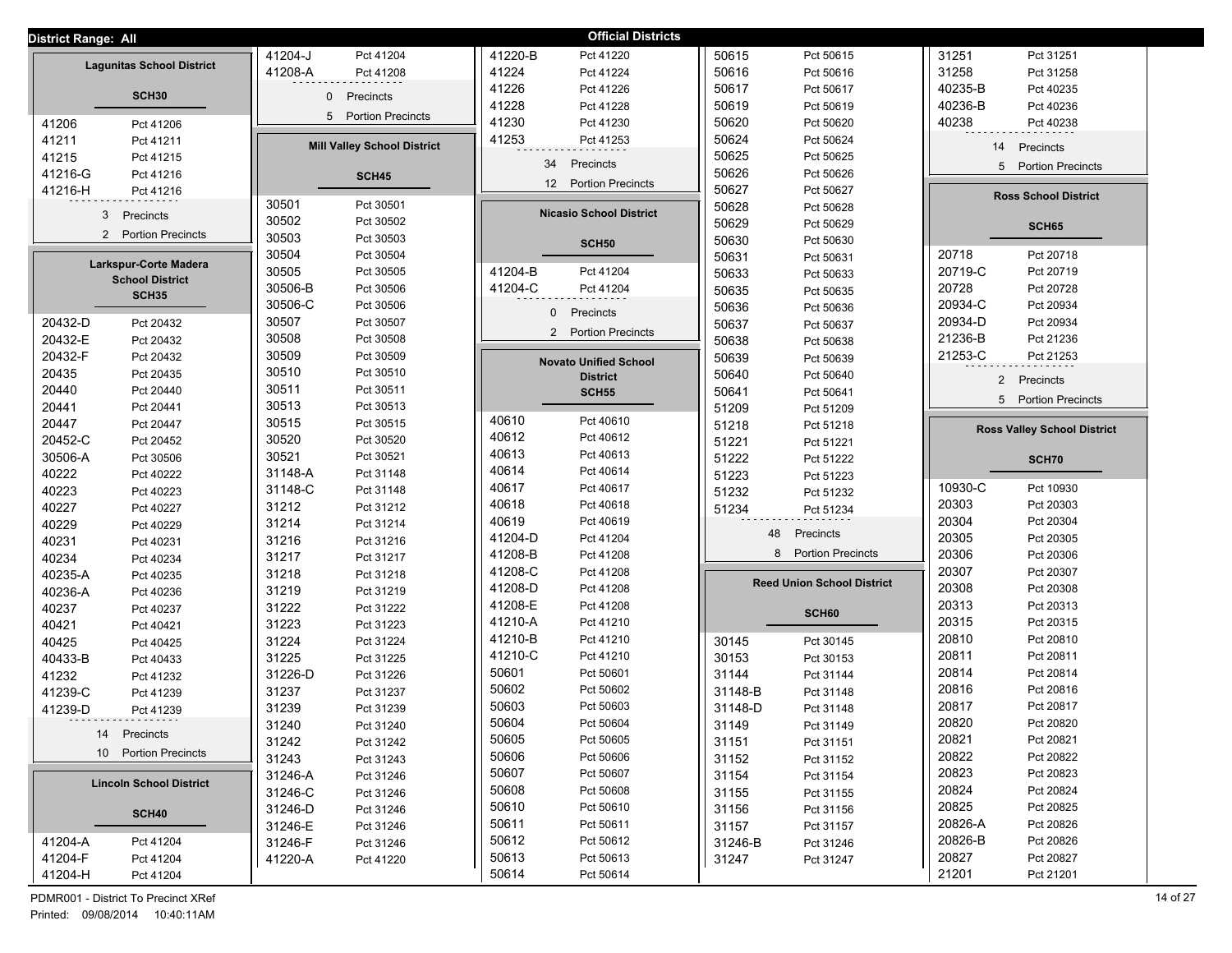District Range: All

# Official Districts

## Lagunitas School District

### SCH30

| | |
|---|---|
| 41206 | Pct 41206 |
| 41211 | Pct 41211 |
| 41215 | Pct 41215 |
| 41216-G | Pct 41216 |
| 41216-H | Pct 41216 |

3 Precincts
2 Portion Precincts

## Larkspur-Corte Madera School District

### SCH35

| | |
|---|---|
| 20432-D | Pct 20432 |
| 20432-E | Pct 20432 |
| 20432-F | Pct 20432 |
| 20435 | Pct 20435 |
| 20440 | Pct 20440 |
| 20441 | Pct 20441 |
| 20447 | Pct 20447 |
| 20452-C | Pct 20452 |
| 30506-A | Pct 30506 |
| 40222 | Pct 40222 |
| 40223 | Pct 40223 |
| 40227 | Pct 40227 |
| 40229 | Pct 40229 |
| 40231 | Pct 40231 |
| 40234 | Pct 40234 |
| 40235-A | Pct 40235 |
| 40236-A | Pct 40236 |
| 40237 | Pct 40237 |
| 40421 | Pct 40421 |
| 40425 | Pct 40425 |
| 40433-B | Pct 40433 |
| 41232 | Pct 41232 |
| 41239-C | Pct 41239 |
| 41239-D | Pct 41239 |

14 Precincts
10 Portion Precincts

## Lincoln School District

### SCH40

| | |
|---|---|
| 41204-A | Pct 41204 |
| 41204-F | Pct 41204 |
| 41204-H | Pct 41204 |
| 41204-J | Pct 41204 |
| 41208-A | Pct 41208 |

0 Precincts
5 Portion Precincts

## Mill Valley School District

### SCH45

| | |
|---|---|
| 30501 | Pct 30501 |
| 30502 | Pct 30502 |
| 30503 | Pct 30503 |
| 30504 | Pct 30504 |
| 30505 | Pct 30505 |
| 30506-B | Pct 30506 |
| 30506-C | Pct 30506 |
| 30507 | Pct 30507 |
| 30508 | Pct 30508 |
| 30509 | Pct 30509 |
| 30510 | Pct 30510 |
| 30511 | Pct 30511 |
| 30513 | Pct 30513 |
| 30515 | Pct 30515 |
| 30520 | Pct 30520 |
| 30521 | Pct 30521 |
| 31148-A | Pct 31148 |
| 31148-C | Pct 31148 |
| 31212 | Pct 31212 |
| 31214 | Pct 31214 |
| 31216 | Pct 31216 |
| 31217 | Pct 31217 |
| 31218 | Pct 31218 |
| 31219 | Pct 31219 |
| 31222 | Pct 31222 |
| 31223 | Pct 31223 |
| 31224 | Pct 31224 |
| 31225 | Pct 31225 |
| 31226-D | Pct 31226 |
| 31237 | Pct 31237 |
| 31239 | Pct 31239 |
| 31240 | Pct 31240 |
| 31242 | Pct 31242 |
| 31243 | Pct 31243 |
| 31246-A | Pct 31246 |
| 31246-C | Pct 31246 |
| 31246-D | Pct 31246 |
| 31246-E | Pct 31246 |
| 31246-F | Pct 31246 |
| 41220-A | Pct 41220 |
| 41220-B | Pct 41220 |
| 41224 | Pct 41224 |
| 41226 | Pct 41226 |
| 41228 | Pct 41228 |
| 41230 | Pct 41230 |
| 41253 | Pct 41253 |

34 Precincts
12 Portion Precincts

## Nicasio School District

### SCH50

| | |
|---|---|
| 41204-B | Pct 41204 |
| 41204-C | Pct 41204 |

0 Precincts
2 Portion Precincts

## Novato Unified School District

### SCH55

| | |
|---|---|
| 40610 | Pct 40610 |
| 40612 | Pct 40612 |
| 40613 | Pct 40613 |
| 40614 | Pct 40614 |
| 40617 | Pct 40617 |
| 40618 | Pct 40618 |
| 40619 | Pct 40619 |
| 41204-D | Pct 41204 |
| 41208-B | Pct 41208 |
| 41208-C | Pct 41208 |
| 41208-D | Pct 41208 |
| 41208-E | Pct 41208 |
| 41210-A | Pct 41210 |
| 41210-B | Pct 41210 |
| 41210-C | Pct 41210 |
| 50601 | Pct 50601 |
| 50602 | Pct 50602 |
| 50603 | Pct 50603 |
| 50604 | Pct 50604 |
| 50605 | Pct 50605 |
| 50606 | Pct 50606 |
| 50607 | Pct 50607 |
| 50608 | Pct 50608 |
| 50610 | Pct 50610 |
| 50611 | Pct 50611 |
| 50612 | Pct 50612 |
| 50613 | Pct 50613 |
| 50614 | Pct 50614 |
| 50615 | Pct 50615 |
| 50616 | Pct 50616 |
| 50617 | Pct 50617 |
| 50619 | Pct 50619 |
| 50620 | Pct 50620 |
| 50624 | Pct 50624 |
| 50625 | Pct 50625 |
| 50626 | Pct 50626 |
| 50627 | Pct 50627 |
| 50628 | Pct 50628 |
| 50629 | Pct 50629 |
| 50630 | Pct 50630 |
| 50631 | Pct 50631 |
| 50633 | Pct 50633 |
| 50635 | Pct 50635 |
| 50636 | Pct 50636 |
| 50637 | Pct 50637 |
| 50638 | Pct 50638 |
| 50639 | Pct 50639 |
| 50640 | Pct 50640 |
| 50641 | Pct 50641 |
| 51209 | Pct 51209 |
| 51218 | Pct 51218 |
| 51221 | Pct 51221 |
| 51222 | Pct 51222 |
| 51223 | Pct 51223 |
| 51232 | Pct 51232 |
| 51234 | Pct 51234 |

48 Precincts
8 Portion Precincts

## Reed Union School District

### SCH60

| | |
|---|---|
| 30145 | Pct 30145 |
| 30153 | Pct 30153 |
| 31144 | Pct 31144 |
| 31148-B | Pct 31148 |
| 31148-D | Pct 31148 |
| 31149 | Pct 31149 |
| 31151 | Pct 31151 |
| 31152 | Pct 31152 |
| 31154 | Pct 31154 |
| 31155 | Pct 31155 |
| 31156 | Pct 31156 |
| 31157 | Pct 31157 |
| 31246-B | Pct 31246 |
| 31247 | Pct 31247 |
| 31251 | Pct 31251 |
| 31258 | Pct 31258 |
| 40235-B | Pct 40235 |
| 40236-B | Pct 40236 |
| 40238 | Pct 40238 |

14 Precincts
5 Portion Precincts

## Ross School District

### SCH65

| | |
|---|---|
| 20718 | Pct 20718 |
| 20719-C | Pct 20719 |
| 20728 | Pct 20728 |
| 20934-C | Pct 20934 |
| 20934-D | Pct 20934 |
| 21236-B | Pct 21236 |
| 21253-C | Pct 21253 |

2 Precincts
5 Portion Precincts

## Ross Valley School District

### SCH70

| | |
|---|---|
| 10930-C | Pct 10930 |
| 20303 | Pct 20303 |
| 20304 | Pct 20304 |
| 20305 | Pct 20305 |
| 20306 | Pct 20306 |
| 20307 | Pct 20307 |
| 20308 | Pct 20308 |
| 20313 | Pct 20313 |
| 20315 | Pct 20315 |
| 20810 | Pct 20810 |
| 20811 | Pct 20811 |
| 20814 | Pct 20814 |
| 20816 | Pct 20816 |
| 20817 | Pct 20817 |
| 20820 | Pct 20820 |
| 20821 | Pct 20821 |
| 20822 | Pct 20822 |
| 20823 | Pct 20823 |
| 20824 | Pct 20824 |
| 20825 | Pct 20825 |
| 20826-A | Pct 20826 |
| 20826-B | Pct 20826 |
| 20827 | Pct 20827 |
| 21201 | Pct 21201 |

PDMR001 - District To Precinct XRef
Printed: 09/08/2014 10:40:11AM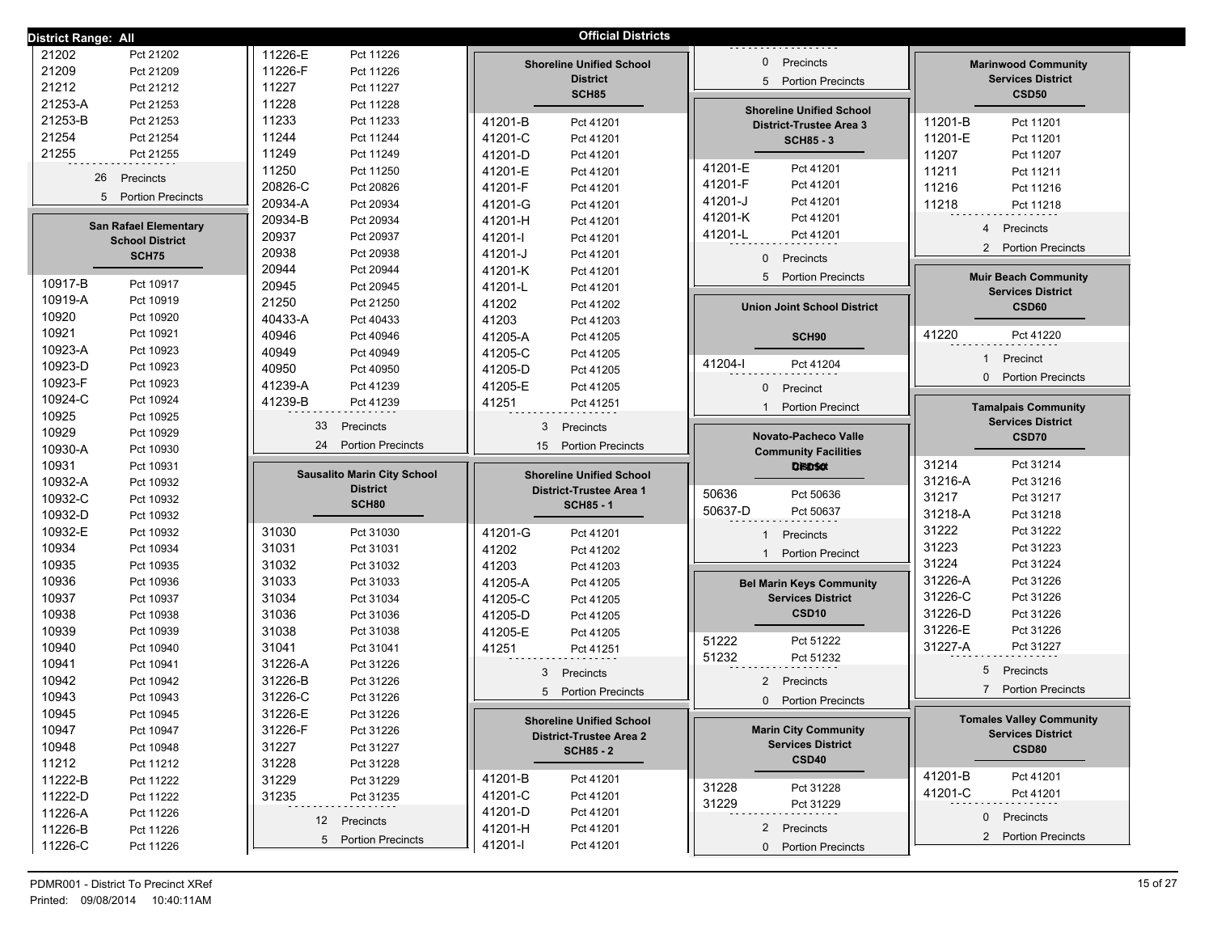# Official Districts

District Range: All

| Precinct | Name |
|---|---|
| 21202 | Pct 21202 |
| 21209 | Pct 21209 |
| 21212 | Pct 21212 |
| 21253-A | Pct 21253 |
| 21253-B | Pct 21253 |
| 21254 | Pct 21254 |
| 21255 | Pct 21255 |

26 Precincts
5 Portion Precincts

## San Rafael Elementary School District
### SCH75

| Precinct | Name |
|---|---|
| 10917-B | Pct 10917 |
| 10919-A | Pct 10919 |
| 10920 | Pct 10920 |
| 10921 | Pct 10921 |
| 10923-A | Pct 10923 |
| 10923-D | Pct 10923 |
| 10923-F | Pct 10923 |
| 10924-C | Pct 10924 |
| 10925 | Pct 10925 |
| 10929 | Pct 10929 |
| 10930-A | Pct 10930 |
| 10931 | Pct 10931 |
| 10932-A | Pct 10932 |
| 10932-C | Pct 10932 |
| 10932-D | Pct 10932 |
| 10932-E | Pct 10932 |
| 10934 | Pct 10934 |
| 10935 | Pct 10935 |
| 10936 | Pct 10936 |
| 10937 | Pct 10937 |
| 10938 | Pct 10938 |
| 10939 | Pct 10939 |
| 10940 | Pct 10940 |
| 10941 | Pct 10941 |
| 10942 | Pct 10942 |
| 10943 | Pct 10943 |
| 10945 | Pct 10945 |
| 10947 | Pct 10947 |
| 10948 | Pct 10948 |
| 11212 | Pct 11212 |
| 11222-B | Pct 11222 |
| 11222-D | Pct 11222 |
| 11226-A | Pct 11226 |
| 11226-B | Pct 11226 |
| 11226-C | Pct 11226 |
| 11226-E | Pct 11226 |
| 11226-F | Pct 11226 |
| 11227 | Pct 11227 |
| 11228 | Pct 11228 |
| 11233 | Pct 11233 |
| 11244 | Pct 11244 |
| 11249 | Pct 11249 |
| 11250 | Pct 11250 |
| 20826-C | Pct 20826 |
| 20934-A | Pct 20934 |
| 20934-B | Pct 20934 |
| 20937 | Pct 20937 |
| 20938 | Pct 20938 |
| 20944 | Pct 20944 |
| 20945 | Pct 20945 |
| 21250 | Pct 21250 |
| 40433-A | Pct 40433 |
| 40946 | Pct 40946 |
| 40949 | Pct 40949 |
| 40950 | Pct 40950 |
| 41239-A | Pct 41239 |
| 41239-B | Pct 41239 |

33 Precincts
24 Portion Precincts

## Sausalito Marin City School District
### SCH80

| Precinct | Name |
|---|---|
| 31030 | Pct 31030 |
| 31031 | Pct 31031 |
| 31032 | Pct 31032 |
| 31033 | Pct 31033 |
| 31034 | Pct 31034 |
| 31036 | Pct 31036 |
| 31038 | Pct 31038 |
| 31041 | Pct 31041 |
| 31226-A | Pct 31226 |
| 31226-B | Pct 31226 |
| 31226-C | Pct 31226 |
| 31226-E | Pct 31226 |
| 31226-F | Pct 31226 |
| 31227 | Pct 31227 |
| 31228 | Pct 31228 |
| 31229 | Pct 31229 |
| 31235 | Pct 31235 |

12 Precincts
5 Portion Precincts

## Shoreline Unified School District
### SCH85

| Precinct | Name |
|---|---|
| 41201-B | Pct 41201 |
| 41201-C | Pct 41201 |
| 41201-D | Pct 41201 |
| 41201-E | Pct 41201 |
| 41201-F | Pct 41201 |
| 41201-G | Pct 41201 |
| 41201-H | Pct 41201 |
| 41201-I | Pct 41201 |
| 41201-J | Pct 41201 |
| 41201-K | Pct 41201 |
| 41201-L | Pct 41201 |
| 41202 | Pct 41202 |
| 41203 | Pct 41203 |
| 41205-A | Pct 41205 |
| 41205-C | Pct 41205 |
| 41205-D | Pct 41205 |
| 41205-E | Pct 41205 |
| 41251 | Pct 41251 |

3 Precincts
15 Portion Precincts

## Shoreline Unified School District-Trustee Area 1
### SCH85 - 1

| Precinct | Name |
|---|---|
| 41201-G | Pct 41201 |
| 41202 | Pct 41202 |
| 41203 | Pct 41203 |
| 41205-A | Pct 41205 |
| 41205-C | Pct 41205 |
| 41205-D | Pct 41205 |
| 41205-E | Pct 41205 |
| 41251 | Pct 41251 |

3 Precincts
5 Portion Precincts

## Shoreline Unified School District-Trustee Area 2
### SCH85 - 2

| Precinct | Name |
|---|---|
| 41201-B | Pct 41201 |
| 41201-C | Pct 41201 |
| 41201-D | Pct 41201 |
| 41201-H | Pct 41201 |
| 41201-I | Pct 41201 |

0 Precincts
5 Portion Precincts

## Shoreline Unified School District-Trustee Area 3
### SCH85 - 3

| Precinct | Name |
|---|---|
| 41201-E | Pct 41201 |
| 41201-F | Pct 41201 |
| 41201-J | Pct 41201 |
| 41201-K | Pct 41201 |
| 41201-L | Pct 41201 |

0 Precincts
5 Portion Precincts

## Union Joint School District
### SCH90

| Precinct | Name |
|---|---|
| 41204-I | Pct 41204 |

0 Precinct
1 Portion Precinct

## Novato-Pacheco Valle Community Facilities District
### CFD10

| Precinct | Name |
|---|---|
| 50636 | Pct 50636 |
| 50637-D | Pct 50637 |

1 Precincts
1 Portion Precinct

## Bel Marin Keys Community Services District
### CSD10

| Precinct | Name |
|---|---|
| 51222 | Pct 51222 |
| 51232 | Pct 51232 |

2 Precincts
0 Portion Precincts

## Marin City Community Services District
### CSD40

| Precinct | Name |
|---|---|
| 31228 | Pct 31228 |
| 31229 | Pct 31229 |

2 Precincts
0 Portion Precincts

## Marinwood Community Services District
### CSD50

| Precinct | Name |
|---|---|
| 11201-B | Pct 11201 |
| 11201-E | Pct 11201 |
| 11207 | Pct 11207 |
| 11211 | Pct 11211 |
| 11216 | Pct 11216 |
| 11218 | Pct 11218 |

4 Precincts
2 Portion Precincts

## Muir Beach Community Services District
### CSD60

| Precinct | Name |
|---|---|
| 41220 | Pct 41220 |

1 Precinct
0 Portion Precincts

## Tamalpais Community Services District
### CSD70

| Precinct | Name |
|---|---|
| 31214 | Pct 31214 |
| 31216-A | Pct 31216 |
| 31217 | Pct 31217 |
| 31218-A | Pct 31218 |
| 31222 | Pct 31222 |
| 31223 | Pct 31223 |
| 31224 | Pct 31224 |
| 31226-A | Pct 31226 |
| 31226-C | Pct 31226 |
| 31226-D | Pct 31226 |
| 31226-E | Pct 31226 |
| 31227-A | Pct 31227 |

5 Precincts
7 Portion Precincts

## Tomales Valley Community Services District
### CSD80

| Precinct | Name |
|---|---|
| 41201-B | Pct 41201 |
| 41201-C | Pct 41201 |

0 Precincts
2 Portion Precincts

PDMR001 - District To Precinct XRef
Printed: 09/08/2014 10:40:11AM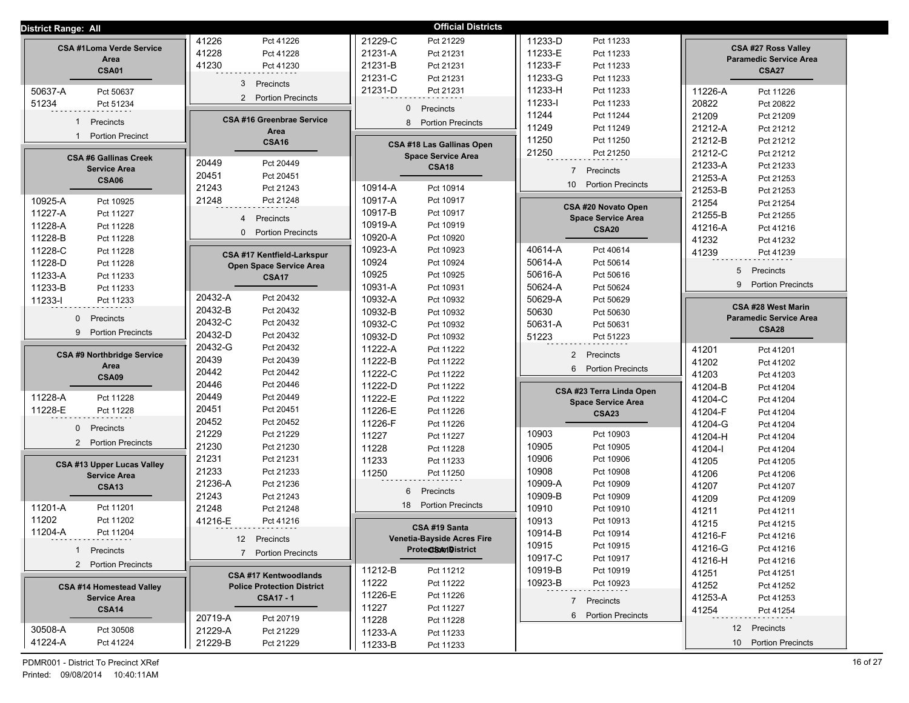District Range: All

**Official Districts**

### CSA #1Loma Verde Service Area
**CSA01**

| | |
|---|---|
| 50637-A | Pct 50637 |
| 51234 | Pct 51234 |

1 Precincts
1 Portion Precinct

### CSA #6 Gallinas Creek Service Area
**CSA06**

| | |
|---|---|
| 10925-A | Pct 10925 |
| 11227-A | Pct 11227 |
| 11228-A | Pct 11228 |
| 11228-B | Pct 11228 |
| 11228-C | Pct 11228 |
| 11228-D | Pct 11228 |
| 11233-A | Pct 11233 |
| 11233-B | Pct 11233 |
| 11233-I | Pct 11233 |

0 Precincts
9 Portion Precincts

### CSA #9 Northbridge Service Area
**CSA09**

| | |
|---|---|
| 11228-A | Pct 11228 |
| 11228-E | Pct 11228 |

0 Precincts
2 Portion Precincts

### CSA #13 Upper Lucas Valley Service Area
**CSA13**

| | |
|---|---|
| 11201-A | Pct 11201 |
| 11202 | Pct 11202 |
| 11204-A | Pct 11204 |

1 Precincts
2 Portion Precincts

### CSA #14 Homestead Valley Service Area
**CSA14**

| | |
|---|---|
| 30508-A | Pct 30508 |
| 41224-A | Pct 41224 |
| 41226 | Pct 41226 |
| 41228 | Pct 41228 |
| 41230 | Pct 41230 |

3 Precincts
2 Portion Precincts

### CSA #16 Greenbrae Service Area
**CSA16**

| | |
|---|---|
| 20449 | Pct 20449 |
| 20451 | Pct 20451 |
| 21243 | Pct 21243 |
| 21248 | Pct 21248 |

4 Precincts
0 Portion Precincts

### CSA #17 Kentfield-Larkspur Open Space Service Area
**CSA17**

| | |
|---|---|
| 20432-A | Pct 20432 |
| 20432-B | Pct 20432 |
| 20432-C | Pct 20432 |
| 20432-D | Pct 20432 |
| 20432-G | Pct 20432 |
| 20439 | Pct 20439 |
| 20442 | Pct 20442 |
| 20446 | Pct 20446 |
| 20449 | Pct 20449 |
| 20451 | Pct 20451 |
| 20452 | Pct 20452 |
| 21229 | Pct 21229 |
| 21230 | Pct 21230 |
| 21231 | Pct 21231 |
| 21233 | Pct 21233 |
| 21236-A | Pct 21236 |
| 21243 | Pct 21243 |
| 21248 | Pct 21248 |
| 41216-E | Pct 41216 |

12 Precincts
7 Portion Precincts

### CSA #17 Kentwoodlands Police Protection District
**CSA17 - 1**

| | |
|---|---|
| 20719-A | Pct 20719 |
| 21229-A | Pct 21229 |
| 21229-B | Pct 21229 |
| 21229-C | Pct 21229 |
| 21231-A | Pct 21231 |
| 21231-B | Pct 21231 |
| 21231-C | Pct 21231 |
| 21231-D | Pct 21231 |

0 Precincts
8 Portion Precincts

### CSA #18 Las Gallinas Open Space Service Area
**CSA18**

| | |
|---|---|
| 10914-A | Pct 10914 |
| 10917-A | Pct 10917 |
| 10917-B | Pct 10917 |
| 10919-A | Pct 10919 |
| 10920-A | Pct 10920 |
| 10923-A | Pct 10923 |
| 10924 | Pct 10924 |
| 10925 | Pct 10925 |
| 10931-A | Pct 10931 |
| 10932-A | Pct 10932 |
| 10932-B | Pct 10932 |
| 10932-C | Pct 10932 |
| 10932-D | Pct 10932 |
| 11222-A | Pct 11222 |
| 11222-B | Pct 11222 |
| 11222-C | Pct 11222 |
| 11222-D | Pct 11222 |
| 11222-E | Pct 11222 |
| 11226-E | Pct 11226 |
| 11226-F | Pct 11226 |
| 11227 | Pct 11227 |
| 11228 | Pct 11228 |
| 11233 | Pct 11233 |
| 11250 | Pct 11250 |

6 Precincts
18 Portion Precincts

### CSA #19 Santa Venetia-Bayside Acres Fire Protection District
**CSA19**

| | |
|---|---|
| 11212-B | Pct 11212 |
| 11222 | Pct 11222 |
| 11226-E | Pct 11226 |
| 11227 | Pct 11227 |
| 11228 | Pct 11228 |
| 11233-A | Pct 11233 |
| 11233-B | Pct 11233 |
| 11233-D | Pct 11233 |
| 11233-E | Pct 11233 |
| 11233-F | Pct 11233 |
| 11233-G | Pct 11233 |
| 11233-H | Pct 11233 |
| 11233-I | Pct 11233 |
| 11244 | Pct 11244 |
| 11249 | Pct 11249 |
| 11250 | Pct 11250 |
| 21250 | Pct 21250 |

7 Precincts
10 Portion Precincts

### CSA #20 Novato Open Space Service Area
**CSA20**

| | |
|---|---|
| 40614-A | Pct 40614 |
| 50614-A | Pct 50614 |
| 50616-A | Pct 50616 |
| 50624-A | Pct 50624 |
| 50629-A | Pct 50629 |
| 50630 | Pct 50630 |
| 50631-A | Pct 50631 |
| 51223 | Pct 51223 |

2 Precincts
6 Portion Precincts

### CSA #23 Terra Linda Open Space Service Area
**CSA23**

| | |
|---|---|
| 10903 | Pct 10903 |
| 10905 | Pct 10905 |
| 10906 | Pct 10906 |
| 10908 | Pct 10908 |
| 10909-A | Pct 10909 |
| 10909-B | Pct 10909 |
| 10910 | Pct 10910 |
| 10913 | Pct 10913 |
| 10914-B | Pct 10914 |
| 10915 | Pct 10915 |
| 10917-C | Pct 10917 |
| 10919-B | Pct 10919 |
| 10923-B | Pct 10923 |

7 Precincts
6 Portion Precincts

### CSA #27 Ross Valley Paramedic Service Area
**CSA27**

| | |
|---|---|
| 11226-A | Pct 11226 |
| 20822 | Pct 20822 |
| 21209 | Pct 21209 |
| 21212-A | Pct 21212 |
| 21212-B | Pct 21212 |
| 21212-C | Pct 21212 |
| 21233-A | Pct 21233 |
| 21253-A | Pct 21253 |
| 21253-B | Pct 21253 |
| 21254 | Pct 21254 |
| 21255-B | Pct 21255 |
| 41216-A | Pct 41216 |
| 41232 | Pct 41232 |
| 41239 | Pct 41239 |

5 Precincts
9 Portion Precincts

### CSA #28 West Marin Paramedic Service Area
**CSA28**

| | |
|---|---|
| 41201 | Pct 41201 |
| 41202 | Pct 41202 |
| 41203 | Pct 41203 |
| 41204-B | Pct 41204 |
| 41204-C | Pct 41204 |
| 41204-F | Pct 41204 |
| 41204-G | Pct 41204 |
| 41204-H | Pct 41204 |
| 41204-I | Pct 41204 |
| 41205 | Pct 41205 |
| 41206 | Pct 41206 |
| 41207 | Pct 41207 |
| 41209 | Pct 41209 |
| 41211 | Pct 41211 |
| 41215 | Pct 41215 |
| 41216-F | Pct 41216 |
| 41216-G | Pct 41216 |
| 41216-H | Pct 41216 |
| 41251 | Pct 41251 |
| 41252 | Pct 41252 |
| 41253-A | Pct 41253 |
| 41254 | Pct 41254 |

12 Precincts
10 Portion Precincts

PDMR001 - District To Precinct XRef
Printed: 09/08/2014 10:40:11AM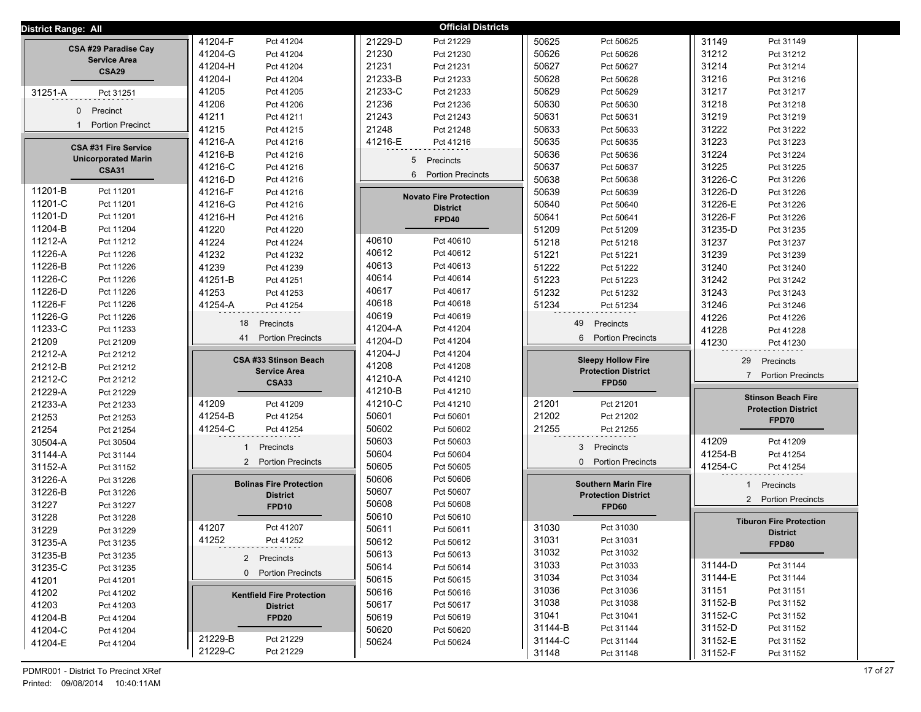**District Range: All**

## Official Districts

### CSA #29 Paradise Cay Service Area
**CSA29**

| District | Precinct |
|---|---|
| 31251-A | Pct 31251 |

0 Precinct
1 Portion Precinct

### CSA #31 Fire Service Unicorporated Marin
**CSA31**

| District | Precinct |
|---|---|
| 11201-B | Pct 11201 |
| 11201-C | Pct 11201 |
| 11201-D | Pct 11201 |
| 11204-B | Pct 11204 |
| 11212-A | Pct 11212 |
| 11226-A | Pct 11226 |
| 11226-B | Pct 11226 |
| 11226-C | Pct 11226 |
| 11226-D | Pct 11226 |
| 11226-F | Pct 11226 |
| 11226-G | Pct 11226 |
| 11233-C | Pct 11233 |
| 21209 | Pct 21209 |
| 21212-A | Pct 21212 |
| 21212-B | Pct 21212 |
| 21212-C | Pct 21212 |
| 21229-A | Pct 21229 |
| 21233-A | Pct 21233 |
| 21253 | Pct 21253 |
| 21254 | Pct 21254 |
| 30504-A | Pct 30504 |
| 31144-A | Pct 31144 |
| 31152-A | Pct 31152 |
| 31226-A | Pct 31226 |
| 31226-B | Pct 31226 |
| 31227 | Pct 31227 |
| 31228 | Pct 31228 |
| 31229 | Pct 31229 |
| 31235-A | Pct 31235 |
| 31235-B | Pct 31235 |
| 31235-C | Pct 31235 |
| 41201 | Pct 41201 |
| 41202 | Pct 41202 |
| 41203 | Pct 41203 |
| 41204-B | Pct 41204 |
| 41204-C | Pct 41204 |
| 41204-E | Pct 41204 |
| 41204-F | Pct 41204 |
| 41204-G | Pct 41204 |
| 41204-H | Pct 41204 |
| 41204-I | Pct 41204 |
| 41205 | Pct 41205 |
| 41206 | Pct 41206 |
| 41211 | Pct 41211 |
| 41215 | Pct 41215 |
| 41216-A | Pct 41216 |
| 41216-B | Pct 41216 |
| 41216-C | Pct 41216 |
| 41216-D | Pct 41216 |
| 41216-F | Pct 41216 |
| 41216-G | Pct 41216 |
| 41216-H | Pct 41216 |
| 41220 | Pct 41220 |
| 41224 | Pct 41224 |
| 41232 | Pct 41232 |
| 41239 | Pct 41239 |
| 41251-B | Pct 41251 |
| 41253 | Pct 41253 |
| 41254-A | Pct 41254 |

18 Precincts
41 Portion Precincts

### CSA #33 Stinson Beach Service Area
**CSA33**

| District | Precinct |
|---|---|
| 41209 | Pct 41209 |
| 41254-B | Pct 41254 |
| 41254-C | Pct 41254 |

1 Precincts
2 Portion Precincts

### Bolinas Fire Protection District
**FPD10**

| District | Precinct |
|---|---|
| 41207 | Pct 41207 |
| 41252 | Pct 41252 |

2 Precincts
0 Portion Precincts

### Kentfield Fire Protection District
**FPD20**

| District | Precinct |
|---|---|
| 21229-B | Pct 21229 |
| 21229-C | Pct 21229 |
| 21229-D | Pct 21229 |
| 21230 | Pct 21230 |
| 21231 | Pct 21231 |
| 21233-B | Pct 21233 |
| 21233-C | Pct 21233 |
| 21236 | Pct 21236 |
| 21243 | Pct 21243 |
| 21248 | Pct 21248 |
| 41216-E | Pct 41216 |

5 Precincts
6 Portion Precincts

### Novato Fire Protection District
**FPD40**

| District | Precinct |
|---|---|
| 40610 | Pct 40610 |
| 40612 | Pct 40612 |
| 40613 | Pct 40613 |
| 40614 | Pct 40614 |
| 40617 | Pct 40617 |
| 40618 | Pct 40618 |
| 40619 | Pct 40619 |
| 41204-A | Pct 41204 |
| 41204-D | Pct 41204 |
| 41204-J | Pct 41204 |
| 41208 | Pct 41208 |
| 41210-A | Pct 41210 |
| 41210-B | Pct 41210 |
| 41210-C | Pct 41210 |
| 50601 | Pct 50601 |
| 50602 | Pct 50602 |
| 50603 | Pct 50603 |
| 50604 | Pct 50604 |
| 50605 | Pct 50605 |
| 50606 | Pct 50606 |
| 50607 | Pct 50607 |
| 50608 | Pct 50608 |
| 50610 | Pct 50610 |
| 50611 | Pct 50611 |
| 50612 | Pct 50612 |
| 50613 | Pct 50613 |
| 50614 | Pct 50614 |
| 50615 | Pct 50615 |
| 50616 | Pct 50616 |
| 50617 | Pct 50617 |
| 50619 | Pct 50619 |
| 50620 | Pct 50620 |
| 50624 | Pct 50624 |
| 50625 | Pct 50625 |
| 50626 | Pct 50626 |
| 50627 | Pct 50627 |
| 50628 | Pct 50628 |
| 50629 | Pct 50629 |
| 50630 | Pct 50630 |
| 50631 | Pct 50631 |
| 50633 | Pct 50633 |
| 50635 | Pct 50635 |
| 50636 | Pct 50636 |
| 50637 | Pct 50637 |
| 50638 | Pct 50638 |
| 50639 | Pct 50639 |
| 50640 | Pct 50640 |
| 50641 | Pct 50641 |
| 51209 | Pct 51209 |
| 51218 | Pct 51218 |
| 51221 | Pct 51221 |
| 51222 | Pct 51222 |
| 51223 | Pct 51223 |
| 51232 | Pct 51232 |
| 51234 | Pct 51234 |

49 Precincts
6 Portion Precincts

### Sleepy Hollow Fire Protection District
**FPD50**

| District | Precinct |
|---|---|
| 21201 | Pct 21201 |
| 21202 | Pct 21202 |
| 21255 | Pct 21255 |

3 Precincts
0 Portion Precincts

### Southern Marin Fire Protection District
**FPD60**

| District | Precinct |
|---|---|
| 31030 | Pct 31030 |
| 31031 | Pct 31031 |
| 31032 | Pct 31032 |
| 31033 | Pct 31033 |
| 31034 | Pct 31034 |
| 31036 | Pct 31036 |
| 31038 | Pct 31038 |
| 31041 | Pct 31041 |
| 31144-B | Pct 31144 |
| 31144-C | Pct 31144 |
| 31148 | Pct 31148 |
| 31149 | Pct 31149 |
| 31212 | Pct 31212 |
| 31214 | Pct 31214 |
| 31216 | Pct 31216 |
| 31217 | Pct 31217 |
| 31218 | Pct 31218 |
| 31219 | Pct 31219 |
| 31222 | Pct 31222 |
| 31223 | Pct 31223 |
| 31224 | Pct 31224 |
| 31225 | Pct 31225 |
| 31226-C | Pct 31226 |
| 31226-D | Pct 31226 |
| 31226-E | Pct 31226 |
| 31226-F | Pct 31226 |
| 31235-D | Pct 31235 |
| 31237 | Pct 31237 |
| 31239 | Pct 31239 |
| 31240 | Pct 31240 |
| 31242 | Pct 31242 |
| 31243 | Pct 31243 |
| 31246 | Pct 31246 |
| 41226 | Pct 41226 |
| 41228 | Pct 41228 |
| 41230 | Pct 41230 |

29 Precincts
7 Portion Precincts

### Stinson Beach Fire Protection District
**FPD70**

| District | Precinct |
|---|---|
| 41209 | Pct 41209 |
| 41254-B | Pct 41254 |
| 41254-C | Pct 41254 |

1 Precincts
2 Portion Precincts

### Tiburon Fire Protection District
**FPD80**

| District | Precinct |
|---|---|
| 31144-D | Pct 31144 |
| 31144-E | Pct 31144 |
| 31151 | Pct 31151 |
| 31152-B | Pct 31152 |
| 31152-C | Pct 31152 |
| 31152-D | Pct 31152 |
| 31152-E | Pct 31152 |
| 31152-F | Pct 31152 |

PDMR001 - District To Precinct XRef
Printed: 09/08/2014 10:40:11AM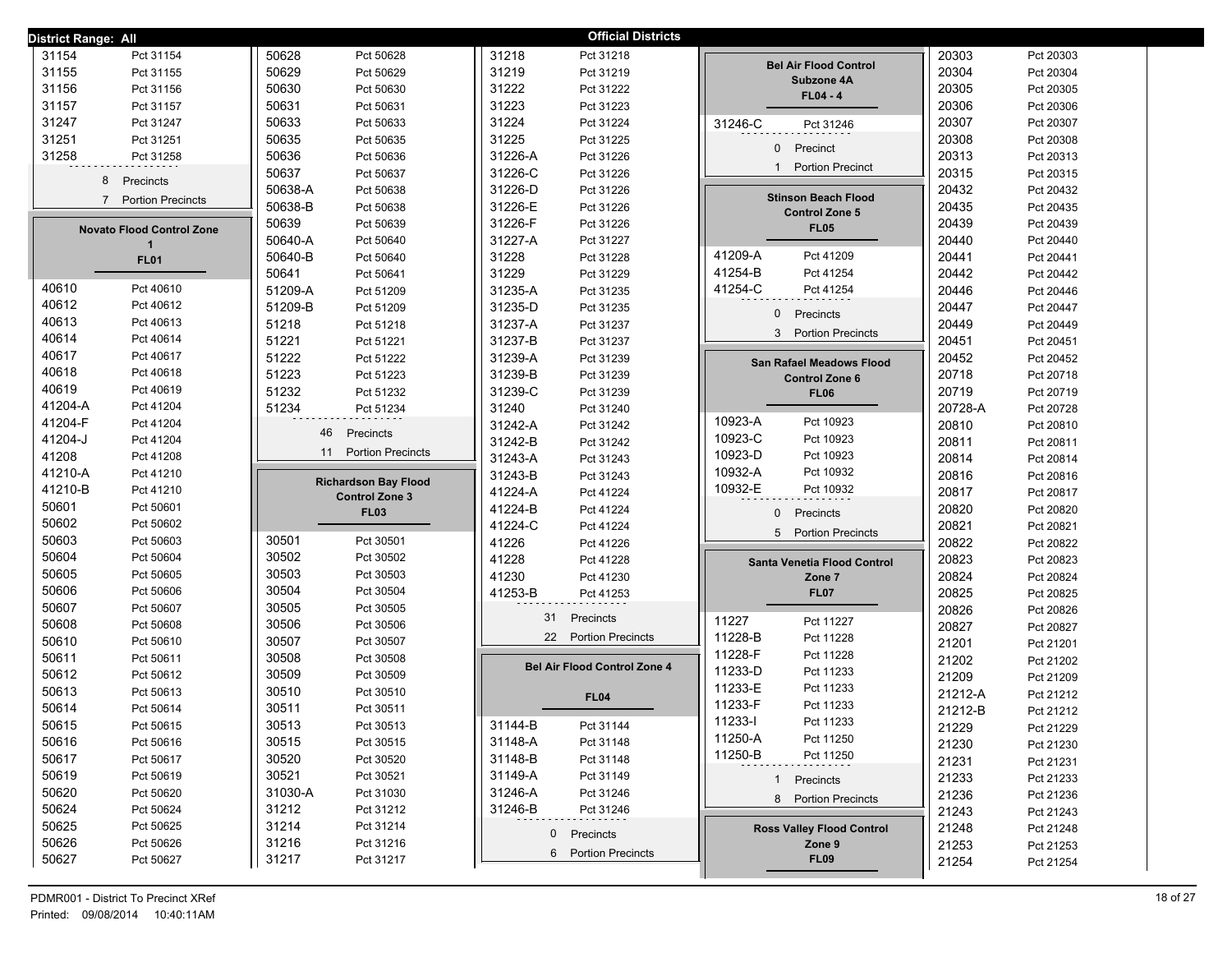**District Range: All** — **Official Districts**

| | |
|---|---|
| 31154 | Pct 31154 |
| 31155 | Pct 31155 |
| 31156 | Pct 31156 |
| 31157 | Pct 31157 |
| 31247 | Pct 31247 |
| 31251 | Pct 31251 |
| 31258 | Pct 31258 |

8 Precincts
7 Portion Precincts

## Novato Flood Control Zone 1
### FL01

| | |
|---|---|
| 40610 | Pct 40610 |
| 40612 | Pct 40612 |
| 40613 | Pct 40613 |
| 40614 | Pct 40614 |
| 40617 | Pct 40617 |
| 40618 | Pct 40618 |
| 40619 | Pct 40619 |
| 41204-A | Pct 41204 |
| 41204-F | Pct 41204 |
| 41204-J | Pct 41204 |
| 41208 | Pct 41208 |
| 41210-A | Pct 41210 |
| 41210-B | Pct 41210 |
| 50601 | Pct 50601 |
| 50602 | Pct 50602 |
| 50603 | Pct 50603 |
| 50604 | Pct 50604 |
| 50605 | Pct 50605 |
| 50606 | Pct 50606 |
| 50607 | Pct 50607 |
| 50608 | Pct 50608 |
| 50610 | Pct 50610 |
| 50611 | Pct 50611 |
| 50612 | Pct 50612 |
| 50613 | Pct 50613 |
| 50614 | Pct 50614 |
| 50615 | Pct 50615 |
| 50616 | Pct 50616 |
| 50617 | Pct 50617 |
| 50619 | Pct 50619 |
| 50620 | Pct 50620 |
| 50624 | Pct 50624 |
| 50625 | Pct 50625 |
| 50626 | Pct 50626 |
| 50627 | Pct 50627 |
| 50628 | Pct 50628 |
| 50629 | Pct 50629 |
| 50630 | Pct 50630 |
| 50631 | Pct 50631 |
| 50633 | Pct 50633 |
| 50635 | Pct 50635 |
| 50636 | Pct 50636 |
| 50637 | Pct 50637 |
| 50638-A | Pct 50638 |
| 50638-B | Pct 50638 |
| 50639 | Pct 50639 |
| 50640-A | Pct 50640 |
| 50640-B | Pct 50640 |
| 50641 | Pct 50641 |
| 51209-A | Pct 51209 |
| 51209-B | Pct 51209 |
| 51218 | Pct 51218 |
| 51221 | Pct 51221 |
| 51222 | Pct 51222 |
| 51223 | Pct 51223 |
| 51232 | Pct 51232 |
| 51234 | Pct 51234 |

46 Precincts
11 Portion Precincts

## Richardson Bay Flood Control Zone 3
### FL03

| | |
|---|---|
| 30501 | Pct 30501 |
| 30502 | Pct 30502 |
| 30503 | Pct 30503 |
| 30504 | Pct 30504 |
| 30505 | Pct 30505 |
| 30506 | Pct 30506 |
| 30507 | Pct 30507 |
| 30508 | Pct 30508 |
| 30509 | Pct 30509 |
| 30510 | Pct 30510 |
| 30511 | Pct 30511 |
| 30513 | Pct 30513 |
| 30515 | Pct 30515 |
| 30520 | Pct 30520 |
| 30521 | Pct 30521 |
| 31030-A | Pct 31030 |
| 31212 | Pct 31212 |
| 31214 | Pct 31214 |
| 31216 | Pct 31216 |
| 31217 | Pct 31217 |
| 31218 | Pct 31218 |
| 31219 | Pct 31219 |
| 31222 | Pct 31222 |
| 31223 | Pct 31223 |
| 31224 | Pct 31224 |
| 31225 | Pct 31225 |
| 31226-A | Pct 31226 |
| 31226-C | Pct 31226 |
| 31226-D | Pct 31226 |
| 31226-E | Pct 31226 |
| 31226-F | Pct 31226 |
| 31227-A | Pct 31227 |
| 31228 | Pct 31228 |
| 31229 | Pct 31229 |
| 31235-A | Pct 31235 |
| 31235-D | Pct 31235 |
| 31237-A | Pct 31237 |
| 31237-B | Pct 31237 |
| 31239-A | Pct 31239 |
| 31239-B | Pct 31239 |
| 31239-C | Pct 31239 |
| 31240 | Pct 31240 |
| 31242-A | Pct 31242 |
| 31242-B | Pct 31242 |
| 31243-A | Pct 31243 |
| 31243-B | Pct 31243 |
| 41224-A | Pct 41224 |
| 41224-B | Pct 41224 |
| 41224-C | Pct 41224 |
| 41226 | Pct 41226 |
| 41228 | Pct 41228 |
| 41230 | Pct 41230 |
| 41253-B | Pct 41253 |

31 Precincts
22 Portion Precincts

## Bel Air Flood Control Zone 4
### FL04

| | |
|---|---|
| 31144-B | Pct 31144 |
| 31148-A | Pct 31148 |
| 31148-B | Pct 31148 |
| 31149-A | Pct 31149 |
| 31246-A | Pct 31246 |
| 31246-B | Pct 31246 |

0 Precincts
6 Portion Precincts

## Bel Air Flood Control Subzone 4A
### FL04 - 4

| | |
|---|---|
| 31246-C | Pct 31246 |

0 Precinct
1 Portion Precinct

## Stinson Beach Flood Control Zone 5
### FL05

| | |
|---|---|
| 41209-A | Pct 41209 |
| 41254-B | Pct 41254 |
| 41254-C | Pct 41254 |

0 Precincts
3 Portion Precincts

## San Rafael Meadows Flood Control Zone 6
### FL06

| | |
|---|---|
| 10923-A | Pct 10923 |
| 10923-C | Pct 10923 |
| 10923-D | Pct 10923 |
| 10932-A | Pct 10932 |
| 10932-E | Pct 10932 |

0 Precincts
5 Portion Precincts

## Santa Venetia Flood Control Zone 7
### FL07

| | |
|---|---|
| 11227 | Pct 11227 |
| 11228-B | Pct 11228 |
| 11228-F | Pct 11228 |
| 11233-D | Pct 11233 |
| 11233-E | Pct 11233 |
| 11233-F | Pct 11233 |
| 11233-I | Pct 11233 |
| 11250-A | Pct 11250 |
| 11250-B | Pct 11250 |

1 Precincts
8 Portion Precincts

## Ross Valley Flood Control Zone 9
### FL09

| | |
|---|---|
| 20303 | Pct 20303 |
| 20304 | Pct 20304 |
| 20305 | Pct 20305 |
| 20306 | Pct 20306 |
| 20307 | Pct 20307 |
| 20308 | Pct 20308 |
| 20313 | Pct 20313 |
| 20315 | Pct 20315 |
| 20432 | Pct 20432 |
| 20435 | Pct 20435 |
| 20439 | Pct 20439 |
| 20440 | Pct 20440 |
| 20441 | Pct 20441 |
| 20442 | Pct 20442 |
| 20446 | Pct 20446 |
| 20447 | Pct 20447 |
| 20449 | Pct 20449 |
| 20451 | Pct 20451 |
| 20452 | Pct 20452 |
| 20718 | Pct 20718 |
| 20719 | Pct 20719 |
| 20728-A | Pct 20728 |
| 20810 | Pct 20810 |
| 20811 | Pct 20811 |
| 20814 | Pct 20814 |
| 20816 | Pct 20816 |
| 20817 | Pct 20817 |
| 20820 | Pct 20820 |
| 20821 | Pct 20821 |
| 20822 | Pct 20822 |
| 20823 | Pct 20823 |
| 20824 | Pct 20824 |
| 20825 | Pct 20825 |
| 20826 | Pct 20826 |
| 20827 | Pct 20827 |
| 21201 | Pct 21201 |
| 21202 | Pct 21202 |
| 21209 | Pct 21209 |
| 21212-A | Pct 21212 |
| 21212-B | Pct 21212 |
| 21229 | Pct 21229 |
| 21230 | Pct 21230 |
| 21231 | Pct 21231 |
| 21233 | Pct 21233 |
| 21236 | Pct 21236 |
| 21243 | Pct 21243 |
| 21248 | Pct 21248 |
| 21253 | Pct 21253 |
| 21254 | Pct 21254 |

PDMR001 - District To Precinct XRef
Printed: 09/08/2014 10:40:11AM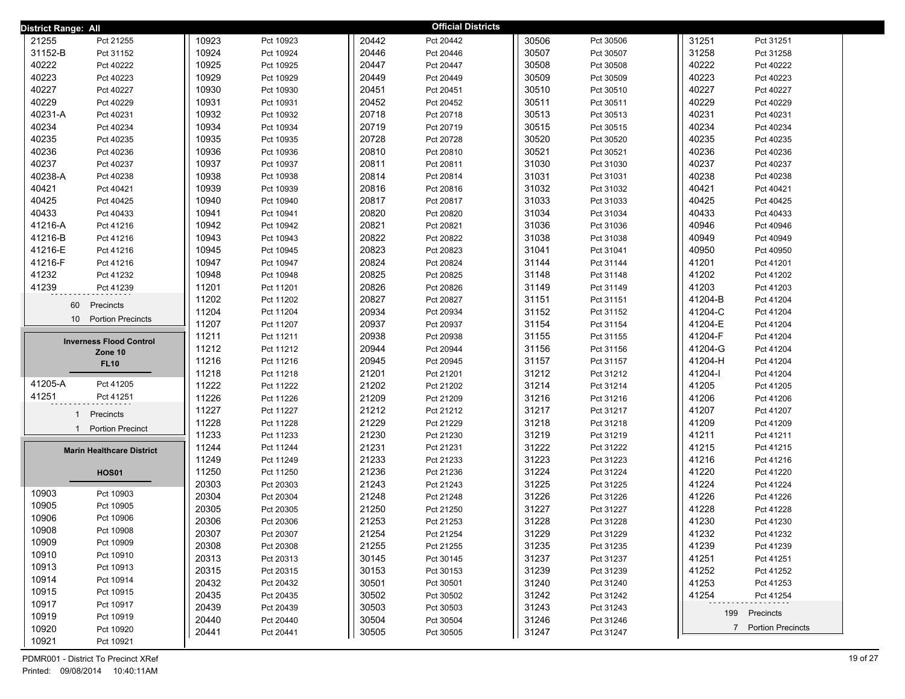**District Range: All** — **Official Districts**

| District | Precinct |
|---|---|
| 21255 | Pct 21255 |
| 31152-B | Pct 31152 |
| 40222 | Pct 40222 |
| 40223 | Pct 40223 |
| 40227 | Pct 40227 |
| 40229 | Pct 40229 |
| 40231-A | Pct 40231 |
| 40234 | Pct 40234 |
| 40235 | Pct 40235 |
| 40236 | Pct 40236 |
| 40237 | Pct 40237 |
| 40238-A | Pct 40238 |
| 40421 | Pct 40421 |
| 40425 | Pct 40425 |
| 40433 | Pct 40433 |
| 41216-A | Pct 41216 |
| 41216-B | Pct 41216 |
| 41216-E | Pct 41216 |
| 41216-F | Pct 41216 |
| 41232 | Pct 41232 |
| 41239 | Pct 41239 |

60 Precincts
10 Portion Precincts

## Inverness Flood Control Zone 10

### FL10

| District | Precinct |
|---|---|
| 41205-A | Pct 41205 |
| 41251 | Pct 41251 |

1 Precincts
1 Portion Precinct

## Marin Healthcare District

### HOS01

| District | Precinct |
|---|---|
| 10903 | Pct 10903 |
| 10905 | Pct 10905 |
| 10906 | Pct 10906 |
| 10908 | Pct 10908 |
| 10909 | Pct 10909 |
| 10910 | Pct 10910 |
| 10913 | Pct 10913 |
| 10914 | Pct 10914 |
| 10915 | Pct 10915 |
| 10917 | Pct 10917 |
| 10919 | Pct 10919 |
| 10920 | Pct 10920 |
| 10921 | Pct 10921 |
| 10923 | Pct 10923 |
| 10924 | Pct 10924 |
| 10925 | Pct 10925 |
| 10929 | Pct 10929 |
| 10930 | Pct 10930 |
| 10931 | Pct 10931 |
| 10932 | Pct 10932 |
| 10934 | Pct 10934 |
| 10935 | Pct 10935 |
| 10936 | Pct 10936 |
| 10937 | Pct 10937 |
| 10938 | Pct 10938 |
| 10939 | Pct 10939 |
| 10940 | Pct 10940 |
| 10941 | Pct 10941 |
| 10942 | Pct 10942 |
| 10943 | Pct 10943 |
| 10945 | Pct 10945 |
| 10947 | Pct 10947 |
| 10948 | Pct 10948 |
| 11201 | Pct 11201 |
| 11202 | Pct 11202 |
| 11204 | Pct 11204 |
| 11207 | Pct 11207 |
| 11211 | Pct 11211 |
| 11212 | Pct 11212 |
| 11216 | Pct 11216 |
| 11218 | Pct 11218 |
| 11222 | Pct 11222 |
| 11226 | Pct 11226 |
| 11227 | Pct 11227 |
| 11228 | Pct 11228 |
| 11233 | Pct 11233 |
| 11244 | Pct 11244 |
| 11249 | Pct 11249 |
| 11250 | Pct 11250 |
| 20303 | Pct 20303 |
| 20304 | Pct 20304 |
| 20305 | Pct 20305 |
| 20306 | Pct 20306 |
| 20307 | Pct 20307 |
| 20308 | Pct 20308 |
| 20313 | Pct 20313 |
| 20315 | Pct 20315 |
| 20432 | Pct 20432 |
| 20435 | Pct 20435 |
| 20439 | Pct 20439 |
| 20440 | Pct 20440 |
| 20441 | Pct 20441 |
| 20442 | Pct 20442 |
| 20446 | Pct 20446 |
| 20447 | Pct 20447 |
| 20449 | Pct 20449 |
| 20451 | Pct 20451 |
| 20452 | Pct 20452 |
| 20718 | Pct 20718 |
| 20719 | Pct 20719 |
| 20728 | Pct 20728 |
| 20810 | Pct 20810 |
| 20811 | Pct 20811 |
| 20814 | Pct 20814 |
| 20816 | Pct 20816 |
| 20817 | Pct 20817 |
| 20820 | Pct 20820 |
| 20821 | Pct 20821 |
| 20822 | Pct 20822 |
| 20823 | Pct 20823 |
| 20824 | Pct 20824 |
| 20825 | Pct 20825 |
| 20826 | Pct 20826 |
| 20827 | Pct 20827 |
| 20934 | Pct 20934 |
| 20937 | Pct 20937 |
| 20938 | Pct 20938 |
| 20944 | Pct 20944 |
| 20945 | Pct 20945 |
| 21201 | Pct 21201 |
| 21202 | Pct 21202 |
| 21209 | Pct 21209 |
| 21212 | Pct 21212 |
| 21229 | Pct 21229 |
| 21230 | Pct 21230 |
| 21231 | Pct 21231 |
| 21233 | Pct 21233 |
| 21236 | Pct 21236 |
| 21243 | Pct 21243 |
| 21248 | Pct 21248 |
| 21250 | Pct 21250 |
| 21253 | Pct 21253 |
| 21254 | Pct 21254 |
| 21255 | Pct 21255 |
| 30145 | Pct 30145 |
| 30153 | Pct 30153 |
| 30501 | Pct 30501 |
| 30502 | Pct 30502 |
| 30503 | Pct 30503 |
| 30504 | Pct 30504 |
| 30505 | Pct 30505 |
| 30506 | Pct 30506 |
| 30507 | Pct 30507 |
| 30508 | Pct 30508 |
| 30509 | Pct 30509 |
| 30510 | Pct 30510 |
| 30511 | Pct 30511 |
| 30513 | Pct 30513 |
| 30515 | Pct 30515 |
| 30520 | Pct 30520 |
| 30521 | Pct 30521 |
| 31030 | Pct 31030 |
| 31031 | Pct 31031 |
| 31032 | Pct 31032 |
| 31033 | Pct 31033 |
| 31034 | Pct 31034 |
| 31036 | Pct 31036 |
| 31038 | Pct 31038 |
| 31041 | Pct 31041 |
| 31144 | Pct 31144 |
| 31148 | Pct 31148 |
| 31149 | Pct 31149 |
| 31151 | Pct 31151 |
| 31152 | Pct 31152 |
| 31154 | Pct 31154 |
| 31155 | Pct 31155 |
| 31156 | Pct 31156 |
| 31157 | Pct 31157 |
| 31212 | Pct 31212 |
| 31214 | Pct 31214 |
| 31216 | Pct 31216 |
| 31217 | Pct 31217 |
| 31218 | Pct 31218 |
| 31219 | Pct 31219 |
| 31222 | Pct 31222 |
| 31223 | Pct 31223 |
| 31224 | Pct 31224 |
| 31225 | Pct 31225 |
| 31226 | Pct 31226 |
| 31227 | Pct 31227 |
| 31228 | Pct 31228 |
| 31229 | Pct 31229 |
| 31235 | Pct 31235 |
| 31237 | Pct 31237 |
| 31239 | Pct 31239 |
| 31240 | Pct 31240 |
| 31242 | Pct 31242 |
| 31243 | Pct 31243 |
| 31246 | Pct 31246 |
| 31247 | Pct 31247 |
| 31251 | Pct 31251 |
| 31258 | Pct 31258 |
| 40222 | Pct 40222 |
| 40223 | Pct 40223 |
| 40227 | Pct 40227 |
| 40229 | Pct 40229 |
| 40231 | Pct 40231 |
| 40234 | Pct 40234 |
| 40235 | Pct 40235 |
| 40236 | Pct 40236 |
| 40237 | Pct 40237 |
| 40238 | Pct 40238 |
| 40421 | Pct 40421 |
| 40425 | Pct 40425 |
| 40433 | Pct 40433 |
| 40946 | Pct 40946 |
| 40949 | Pct 40949 |
| 40950 | Pct 40950 |
| 41201 | Pct 41201 |
| 41202 | Pct 41202 |
| 41203 | Pct 41203 |
| 41204-B | Pct 41204 |
| 41204-C | Pct 41204 |
| 41204-E | Pct 41204 |
| 41204-F | Pct 41204 |
| 41204-G | Pct 41204 |
| 41204-H | Pct 41204 |
| 41204-I | Pct 41204 |
| 41205 | Pct 41205 |
| 41206 | Pct 41206 |
| 41207 | Pct 41207 |
| 41209 | Pct 41209 |
| 41211 | Pct 41211 |
| 41215 | Pct 41215 |
| 41216 | Pct 41216 |
| 41220 | Pct 41220 |
| 41224 | Pct 41224 |
| 41226 | Pct 41226 |
| 41228 | Pct 41228 |
| 41230 | Pct 41230 |
| 41232 | Pct 41232 |
| 41239 | Pct 41239 |
| 41251 | Pct 41251 |
| 41252 | Pct 41252 |
| 41253 | Pct 41253 |
| 41254 | Pct 41254 |

199 Precincts
7 Portion Precincts

PDMR001 - District To Precinct XRef
Printed: 09/08/2014 10:40:11AM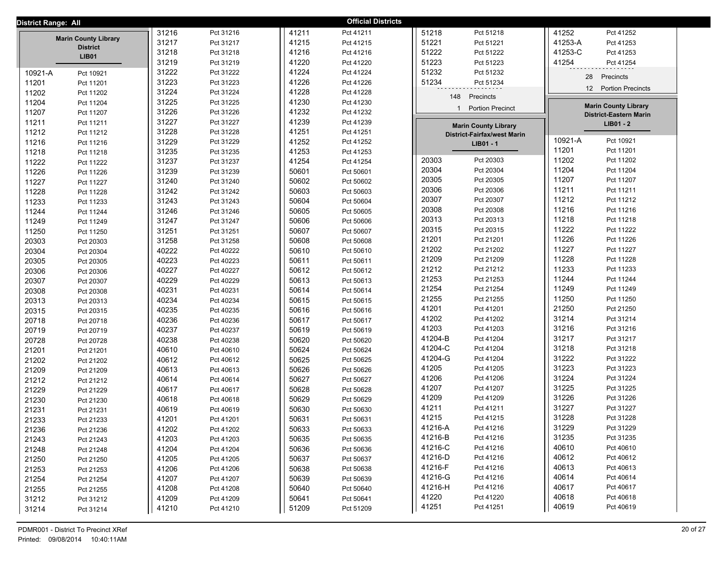**District Range: All**

**Official Districts**

### Marin County Library District
**LIB01**

| District | Precinct |
|---|---|
| 10921-A | Pct 10921 |
| 11201 | Pct 11201 |
| 11202 | Pct 11202 |
| 11204 | Pct 11204 |
| 11207 | Pct 11207 |
| 11211 | Pct 11211 |
| 11212 | Pct 11212 |
| 11216 | Pct 11216 |
| 11218 | Pct 11218 |
| 11222 | Pct 11222 |
| 11226 | Pct 11226 |
| 11227 | Pct 11227 |
| 11228 | Pct 11228 |
| 11233 | Pct 11233 |
| 11244 | Pct 11244 |
| 11249 | Pct 11249 |
| 11250 | Pct 11250 |
| 20303 | Pct 20303 |
| 20304 | Pct 20304 |
| 20305 | Pct 20305 |
| 20306 | Pct 20306 |
| 20307 | Pct 20307 |
| 20308 | Pct 20308 |
| 20313 | Pct 20313 |
| 20315 | Pct 20315 |
| 20718 | Pct 20718 |
| 20719 | Pct 20719 |
| 20728 | Pct 20728 |
| 21201 | Pct 21201 |
| 21202 | Pct 21202 |
| 21209 | Pct 21209 |
| 21212 | Pct 21212 |
| 21229 | Pct 21229 |
| 21230 | Pct 21230 |
| 21231 | Pct 21231 |
| 21233 | Pct 21233 |
| 21236 | Pct 21236 |
| 21243 | Pct 21243 |
| 21248 | Pct 21248 |
| 21250 | Pct 21250 |
| 21253 | Pct 21253 |
| 21254 | Pct 21254 |
| 21255 | Pct 21255 |
| 31212 | Pct 31212 |
| 31214 | Pct 31214 |
| 31216 | Pct 31216 |
| 31217 | Pct 31217 |
| 31218 | Pct 31218 |
| 31219 | Pct 31219 |
| 31222 | Pct 31222 |
| 31223 | Pct 31223 |
| 31224 | Pct 31224 |
| 31225 | Pct 31225 |
| 31226 | Pct 31226 |
| 31227 | Pct 31227 |
| 31228 | Pct 31228 |
| 31229 | Pct 31229 |
| 31235 | Pct 31235 |
| 31237 | Pct 31237 |
| 31239 | Pct 31239 |
| 31240 | Pct 31240 |
| 31242 | Pct 31242 |
| 31243 | Pct 31243 |
| 31246 | Pct 31246 |
| 31247 | Pct 31247 |
| 31251 | Pct 31251 |
| 31258 | Pct 31258 |
| 40222 | Pct 40222 |
| 40223 | Pct 40223 |
| 40227 | Pct 40227 |
| 40229 | Pct 40229 |
| 40231 | Pct 40231 |
| 40234 | Pct 40234 |
| 40235 | Pct 40235 |
| 40236 | Pct 40236 |
| 40237 | Pct 40237 |
| 40238 | Pct 40238 |
| 40610 | Pct 40610 |
| 40612 | Pct 40612 |
| 40613 | Pct 40613 |
| 40614 | Pct 40614 |
| 40617 | Pct 40617 |
| 40618 | Pct 40618 |
| 40619 | Pct 40619 |
| 41201 | Pct 41201 |
| 41202 | Pct 41202 |
| 41203 | Pct 41203 |
| 41204 | Pct 41204 |
| 41205 | Pct 41205 |
| 41206 | Pct 41206 |
| 41207 | Pct 41207 |
| 41208 | Pct 41208 |
| 41209 | Pct 41209 |
| 41210 | Pct 41210 |
| 41211 | Pct 41211 |
| 41215 | Pct 41215 |
| 41216 | Pct 41216 |
| 41220 | Pct 41220 |
| 41224 | Pct 41224 |
| 41226 | Pct 41226 |
| 41228 | Pct 41228 |
| 41230 | Pct 41230 |
| 41232 | Pct 41232 |
| 41239 | Pct 41239 |
| 41251 | Pct 41251 |
| 41252 | Pct 41252 |
| 41253 | Pct 41253 |
| 41254 | Pct 41254 |
| 50601 | Pct 50601 |
| 50602 | Pct 50602 |
| 50603 | Pct 50603 |
| 50604 | Pct 50604 |
| 50605 | Pct 50605 |
| 50606 | Pct 50606 |
| 50607 | Pct 50607 |
| 50608 | Pct 50608 |
| 50610 | Pct 50610 |
| 50611 | Pct 50611 |
| 50612 | Pct 50612 |
| 50613 | Pct 50613 |
| 50614 | Pct 50614 |
| 50615 | Pct 50615 |
| 50616 | Pct 50616 |
| 50617 | Pct 50617 |
| 50619 | Pct 50619 |
| 50620 | Pct 50620 |
| 50624 | Pct 50624 |
| 50625 | Pct 50625 |
| 50626 | Pct 50626 |
| 50627 | Pct 50627 |
| 50628 | Pct 50628 |
| 50629 | Pct 50629 |
| 50630 | Pct 50630 |
| 50631 | Pct 50631 |
| 50633 | Pct 50633 |
| 50635 | Pct 50635 |
| 50636 | Pct 50636 |
| 50637 | Pct 50637 |
| 50638 | Pct 50638 |
| 50639 | Pct 50639 |
| 50640 | Pct 50640 |
| 50641 | Pct 50641 |
| 51209 | Pct 51209 |
| 51218 | Pct 51218 |
| 51221 | Pct 51221 |
| 51222 | Pct 51222 |
| 51223 | Pct 51223 |
| 51232 | Pct 51232 |
| 51234 | Pct 51234 |

148 Precincts

1 Portion Precinct

### Marin County Library District-Fairfax/west Marin
**LIB01 - 1**

| District | Precinct |
|---|---|
| 20303 | Pct 20303 |
| 20304 | Pct 20304 |
| 20305 | Pct 20305 |
| 20306 | Pct 20306 |
| 20307 | Pct 20307 |
| 20308 | Pct 20308 |
| 20313 | Pct 20313 |
| 20315 | Pct 20315 |
| 21201 | Pct 21201 |
| 21202 | Pct 21202 |
| 21209 | Pct 21209 |
| 21212 | Pct 21212 |
| 21253 | Pct 21253 |
| 21254 | Pct 21254 |
| 21255 | Pct 21255 |
| 41201 | Pct 41201 |
| 41202 | Pct 41202 |
| 41203 | Pct 41203 |
| 41204-B | Pct 41204 |
| 41204-C | Pct 41204 |
| 41204-G | Pct 41204 |
| 41205 | Pct 41205 |
| 41206 | Pct 41206 |
| 41207 | Pct 41207 |
| 41209 | Pct 41209 |
| 41211 | Pct 41211 |
| 41215 | Pct 41215 |
| 41216-A | Pct 41216 |
| 41216-B | Pct 41216 |
| 41216-C | Pct 41216 |
| 41216-D | Pct 41216 |
| 41216-F | Pct 41216 |
| 41216-G | Pct 41216 |
| 41216-H | Pct 41216 |
| 41220 | Pct 41220 |
| 41251 | Pct 41251 |
| 41252 | Pct 41252 |
| 41253-A | Pct 41253 |
| 41253-C | Pct 41253 |
| 41254 | Pct 41254 |

28 Precincts

12 Portion Precincts

### Marin County Library District-Eastern Marin
**LIB01 - 2**

| District | Precinct |
|---|---|
| 10921-A | Pct 10921 |
| 11201 | Pct 11201 |
| 11202 | Pct 11202 |
| 11204 | Pct 11204 |
| 11207 | Pct 11207 |
| 11211 | Pct 11211 |
| 11212 | Pct 11212 |
| 11216 | Pct 11216 |
| 11218 | Pct 11218 |
| 11222 | Pct 11222 |
| 11226 | Pct 11226 |
| 11227 | Pct 11227 |
| 11228 | Pct 11228 |
| 11233 | Pct 11233 |
| 11244 | Pct 11244 |
| 11249 | Pct 11249 |
| 11250 | Pct 11250 |
| 21250 | Pct 21250 |
| 31214 | Pct 31214 |
| 31216 | Pct 31216 |
| 31217 | Pct 31217 |
| 31218 | Pct 31218 |
| 31222 | Pct 31222 |
| 31223 | Pct 31223 |
| 31224 | Pct 31224 |
| 31225 | Pct 31225 |
| 31226 | Pct 31226 |
| 31227 | Pct 31227 |
| 31228 | Pct 31228 |
| 31229 | Pct 31229 |
| 31235 | Pct 31235 |
| 40610 | Pct 40610 |
| 40612 | Pct 40612 |
| 40613 | Pct 40613 |
| 40614 | Pct 40614 |
| 40617 | Pct 40617 |
| 40618 | Pct 40618 |
| 40619 | Pct 40619 |

PDMR001 - District To Precinct XRef
Printed: 09/08/2014 10:40:11AM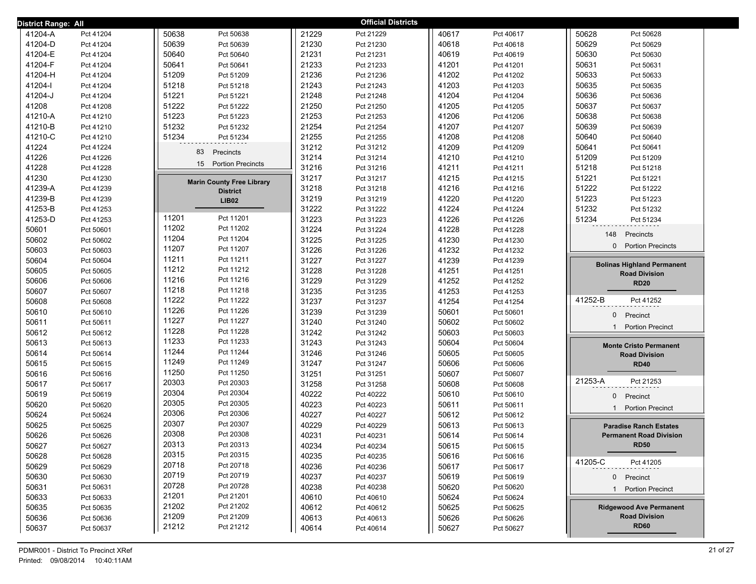**District Range: All** — **Official Districts**

| District | Precinct |
|---|---|
| 41204-A | Pct 41204 |
| 41204-D | Pct 41204 |
| 41204-E | Pct 41204 |
| 41204-F | Pct 41204 |
| 41204-H | Pct 41204 |
| 41204-I | Pct 41204 |
| 41204-J | Pct 41204 |
| 41208 | Pct 41208 |
| 41210-A | Pct 41210 |
| 41210-B | Pct 41210 |
| 41210-C | Pct 41210 |
| 41224 | Pct 41224 |
| 41226 | Pct 41226 |
| 41228 | Pct 41228 |
| 41230 | Pct 41230 |
| 41239-A | Pct 41239 |
| 41239-B | Pct 41239 |
| 41253-B | Pct 41253 |
| 41253-D | Pct 41253 |
| 50601 | Pct 50601 |
| 50602 | Pct 50602 |
| 50603 | Pct 50603 |
| 50604 | Pct 50604 |
| 50605 | Pct 50605 |
| 50606 | Pct 50606 |
| 50607 | Pct 50607 |
| 50608 | Pct 50608 |
| 50610 | Pct 50610 |
| 50611 | Pct 50611 |
| 50612 | Pct 50612 |
| 50613 | Pct 50613 |
| 50614 | Pct 50614 |
| 50615 | Pct 50615 |
| 50616 | Pct 50616 |
| 50617 | Pct 50617 |
| 50619 | Pct 50619 |
| 50620 | Pct 50620 |
| 50624 | Pct 50624 |
| 50625 | Pct 50625 |
| 50626 | Pct 50626 |
| 50627 | Pct 50627 |
| 50628 | Pct 50628 |
| 50629 | Pct 50629 |
| 50630 | Pct 50630 |
| 50631 | Pct 50631 |
| 50633 | Pct 50633 |
| 50635 | Pct 50635 |
| 50636 | Pct 50636 |
| 50637 | Pct 50637 |
| 50638 | Pct 50638 |
| 50639 | Pct 50639 |
| 50640 | Pct 50640 |
| 50641 | Pct 50641 |
| 51209 | Pct 51209 |
| 51218 | Pct 51218 |
| 51221 | Pct 51221 |
| 51222 | Pct 51222 |
| 51223 | Pct 51223 |
| 51232 | Pct 51232 |
| 51234 | Pct 51234 |

83 Precincts
15 Portion Precincts

### Marin County Free Library District
**LIB02**

| District | Precinct |
|---|---|
| 11201 | Pct 11201 |
| 11202 | Pct 11202 |
| 11204 | Pct 11204 |
| 11207 | Pct 11207 |
| 11211 | Pct 11211 |
| 11212 | Pct 11212 |
| 11216 | Pct 11216 |
| 11218 | Pct 11218 |
| 11222 | Pct 11222 |
| 11226 | Pct 11226 |
| 11227 | Pct 11227 |
| 11228 | Pct 11228 |
| 11233 | Pct 11233 |
| 11244 | Pct 11244 |
| 11249 | Pct 11249 |
| 11250 | Pct 11250 |
| 20303 | Pct 20303 |
| 20304 | Pct 20304 |
| 20305 | Pct 20305 |
| 20306 | Pct 20306 |
| 20307 | Pct 20307 |
| 20308 | Pct 20308 |
| 20313 | Pct 20313 |
| 20315 | Pct 20315 |
| 20718 | Pct 20718 |
| 20719 | Pct 20719 |
| 20728 | Pct 20728 |
| 21201 | Pct 21201 |
| 21202 | Pct 21202 |
| 21209 | Pct 21209 |
| 21212 | Pct 21212 |
| 21229 | Pct 21229 |
| 21230 | Pct 21230 |
| 21231 | Pct 21231 |
| 21233 | Pct 21233 |
| 21236 | Pct 21236 |
| 21243 | Pct 21243 |
| 21248 | Pct 21248 |
| 21250 | Pct 21250 |
| 21253 | Pct 21253 |
| 21254 | Pct 21254 |
| 21255 | Pct 21255 |
| 31212 | Pct 31212 |
| 31214 | Pct 31214 |
| 31216 | Pct 31216 |
| 31217 | Pct 31217 |
| 31218 | Pct 31218 |
| 31219 | Pct 31219 |
| 31222 | Pct 31222 |
| 31223 | Pct 31223 |
| 31224 | Pct 31224 |
| 31225 | Pct 31225 |
| 31226 | Pct 31226 |
| 31227 | Pct 31227 |
| 31228 | Pct 31228 |
| 31229 | Pct 31229 |
| 31235 | Pct 31235 |
| 31237 | Pct 31237 |
| 31239 | Pct 31239 |
| 31240 | Pct 31240 |
| 31242 | Pct 31242 |
| 31243 | Pct 31243 |
| 31246 | Pct 31246 |
| 31247 | Pct 31247 |
| 31251 | Pct 31251 |
| 31258 | Pct 31258 |
| 40222 | Pct 40222 |
| 40223 | Pct 40223 |
| 40227 | Pct 40227 |
| 40229 | Pct 40229 |
| 40231 | Pct 40231 |
| 40234 | Pct 40234 |
| 40235 | Pct 40235 |
| 40236 | Pct 40236 |
| 40237 | Pct 40237 |
| 40238 | Pct 40238 |
| 40610 | Pct 40610 |
| 40612 | Pct 40612 |
| 40613 | Pct 40613 |
| 40614 | Pct 40614 |
| 40617 | Pct 40617 |
| 40618 | Pct 40618 |
| 40619 | Pct 40619 |
| 41201 | Pct 41201 |
| 41202 | Pct 41202 |
| 41203 | Pct 41203 |
| 41204 | Pct 41204 |
| 41205 | Pct 41205 |
| 41206 | Pct 41206 |
| 41207 | Pct 41207 |
| 41208 | Pct 41208 |
| 41209 | Pct 41209 |
| 41210 | Pct 41210 |
| 41211 | Pct 41211 |
| 41215 | Pct 41215 |
| 41216 | Pct 41216 |
| 41220 | Pct 41220 |
| 41224 | Pct 41224 |
| 41226 | Pct 41226 |
| 41228 | Pct 41228 |
| 41230 | Pct 41230 |
| 41232 | Pct 41232 |
| 41239 | Pct 41239 |
| 41251 | Pct 41251 |
| 41252 | Pct 41252 |
| 41253 | Pct 41253 |
| 41254 | Pct 41254 |
| 50601 | Pct 50601 |
| 50602 | Pct 50602 |
| 50603 | Pct 50603 |
| 50604 | Pct 50604 |
| 50605 | Pct 50605 |
| 50606 | Pct 50606 |
| 50607 | Pct 50607 |
| 50608 | Pct 50608 |
| 50610 | Pct 50610 |
| 50611 | Pct 50611 |
| 50612 | Pct 50612 |
| 50613 | Pct 50613 |
| 50614 | Pct 50614 |
| 50615 | Pct 50615 |
| 50616 | Pct 50616 |
| 50617 | Pct 50617 |
| 50619 | Pct 50619 |
| 50620 | Pct 50620 |
| 50624 | Pct 50624 |
| 50625 | Pct 50625 |
| 50626 | Pct 50626 |
| 50627 | Pct 50627 |
| 50628 | Pct 50628 |
| 50629 | Pct 50629 |
| 50630 | Pct 50630 |
| 50631 | Pct 50631 |
| 50633 | Pct 50633 |
| 50635 | Pct 50635 |
| 50636 | Pct 50636 |
| 50637 | Pct 50637 |
| 50638 | Pct 50638 |
| 50639 | Pct 50639 |
| 50640 | Pct 50640 |
| 50641 | Pct 50641 |
| 51209 | Pct 51209 |
| 51218 | Pct 51218 |
| 51221 | Pct 51221 |
| 51222 | Pct 51222 |
| 51223 | Pct 51223 |
| 51232 | Pct 51232 |
| 51234 | Pct 51234 |

148 Precincts
0 Portion Precincts

### Bolinas Highland Permanent Road Division
**RD20**

| District | Precinct |
|---|---|
| 41252-B | Pct 41252 |

0 Precinct
1 Portion Precinct

### Monte Cristo Permanent Road Division
**RD40**

| District | Precinct |
|---|---|
| 21253-A | Pct 21253 |

0 Precinct
1 Portion Precinct

### Paradise Ranch Estates Permanent Road Division
**RD50**

| District | Precinct |
|---|---|
| 41205-C | Pct 41205 |

0 Precinct
1 Portion Precinct

### Ridgewood Ave Permanent Road Division
**RD60**

PDMR001 - District To Precinct XRef
Printed: 09/08/2014 10:40:11AM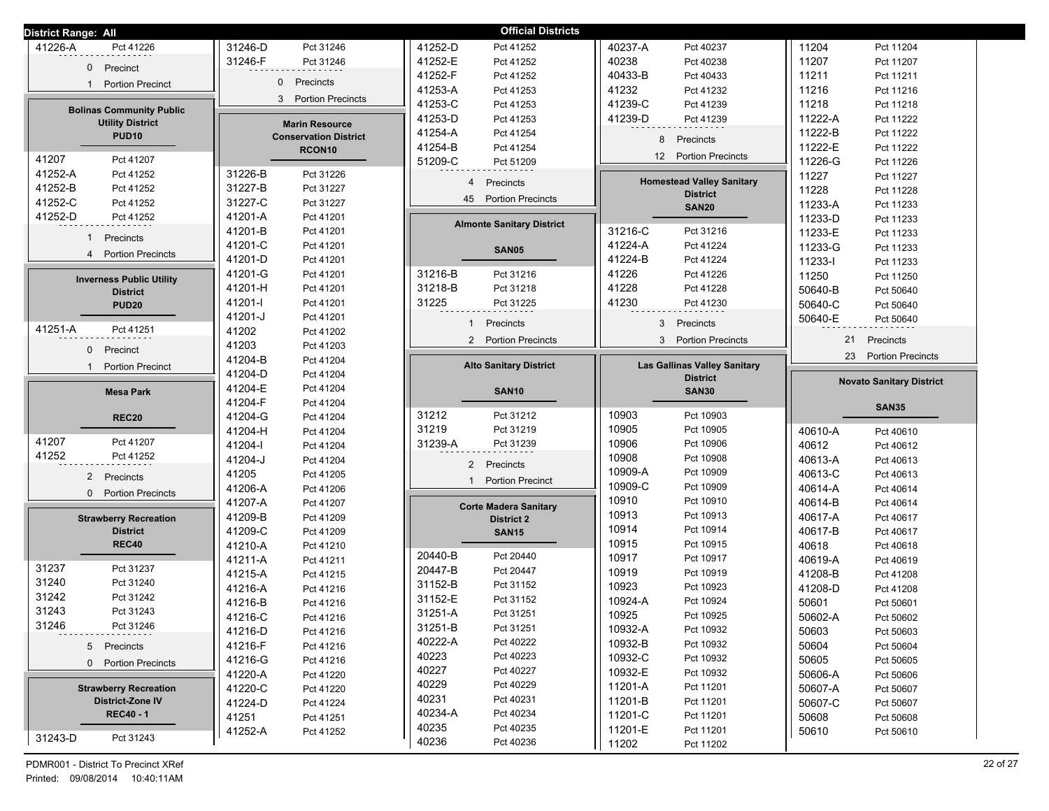**District Range: All** — **Official Districts**

| Precinct | Precinct Name |
|---|---|
| 41226-A | Pct 41226 |

0 Precinct
1 Portion Precinct

## Bolinas Community Public Utility District
### PUD10

| Precinct | Precinct Name |
|---|---|
| 41207 | Pct 41207 |
| 41252-A | Pct 41252 |
| 41252-B | Pct 41252 |
| 41252-C | Pct 41252 |
| 41252-D | Pct 41252 |

1 Precincts
4 Portion Precincts

## Inverness Public Utility District
### PUD20

| Precinct | Precinct Name |
|---|---|
| 41251-A | Pct 41251 |

0 Precinct
1 Portion Precinct

## Mesa Park
### REC20

| Precinct | Precinct Name |
|---|---|
| 41207 | Pct 41207 |
| 41252 | Pct 41252 |

2 Precincts
0 Portion Precincts

## Strawberry Recreation District
### REC40

| Precinct | Precinct Name |
|---|---|
| 31237 | Pct 31237 |
| 31240 | Pct 31240 |
| 31242 | Pct 31242 |
| 31243 | Pct 31243 |
| 31246 | Pct 31246 |

5 Precincts
0 Portion Precincts

## Strawberry Recreation District-Zone IV
### REC40 - 1

| Precinct | Precinct Name |
|---|---|
| 31243-D | Pct 31243 |
| 31246-D | Pct 31246 |
| 31246-F | Pct 31246 |

0 Precincts
3 Portion Precincts

## Marin Resource Conservation District
### RCON10

| Precinct | Precinct Name |
|---|---|
| 31226-B | Pct 31226 |
| 31227-B | Pct 31227 |
| 31227-C | Pct 31227 |
| 41201-A | Pct 41201 |
| 41201-B | Pct 41201 |
| 41201-C | Pct 41201 |
| 41201-D | Pct 41201 |
| 41201-G | Pct 41201 |
| 41201-H | Pct 41201 |
| 41201-I | Pct 41201 |
| 41201-J | Pct 41201 |
| 41202 | Pct 41202 |
| 41203 | Pct 41203 |
| 41204-B | Pct 41204 |
| 41204-D | Pct 41204 |
| 41204-E | Pct 41204 |
| 41204-F | Pct 41204 |
| 41204-G | Pct 41204 |
| 41204-H | Pct 41204 |
| 41204-I | Pct 41204 |
| 41204-J | Pct 41204 |
| 41205 | Pct 41205 |
| 41206-A | Pct 41206 |
| 41207-A | Pct 41207 |
| 41209-B | Pct 41209 |
| 41209-C | Pct 41209 |
| 41210-A | Pct 41210 |
| 41211-A | Pct 41211 |
| 41215-A | Pct 41215 |
| 41216-A | Pct 41216 |
| 41216-B | Pct 41216 |
| 41216-C | Pct 41216 |
| 41216-D | Pct 41216 |
| 41216-F | Pct 41216 |
| 41216-G | Pct 41216 |
| 41220-A | Pct 41220 |
| 41220-C | Pct 41220 |
| 41224-D | Pct 41224 |
| 41251 | Pct 41251 |
| 41252-A | Pct 41252 |
| 41252-D | Pct 41252 |
| 41252-E | Pct 41252 |
| 41252-F | Pct 41252 |
| 41253-A | Pct 41253 |
| 41253-C | Pct 41253 |
| 41253-D | Pct 41253 |
| 41254-A | Pct 41254 |
| 41254-B | Pct 41254 |
| 51209-C | Pct 51209 |

4 Precincts
45 Portion Precincts

## Almonte Sanitary District
### SAN05

| Precinct | Precinct Name |
|---|---|
| 31216-B | Pct 31216 |
| 31218-B | Pct 31218 |
| 31225 | Pct 31225 |

1 Precincts
2 Portion Precincts

## Alto Sanitary District
### SAN10

| Precinct | Precinct Name |
|---|---|
| 31212 | Pct 31212 |
| 31219 | Pct 31219 |
| 31239-A | Pct 31239 |

2 Precincts
1 Portion Precinct

## Corte Madera Sanitary District 2
### SAN15

| Precinct | Precinct Name |
|---|---|
| 20440-B | Pct 20440 |
| 20447-B | Pct 20447 |
| 31152-B | Pct 31152 |
| 31152-E | Pct 31152 |
| 31251-A | Pct 31251 |
| 31251-B | Pct 31251 |
| 40222-A | Pct 40222 |
| 40223 | Pct 40223 |
| 40227 | Pct 40227 |
| 40229 | Pct 40229 |
| 40231 | Pct 40231 |
| 40234-A | Pct 40234 |
| 40235 | Pct 40235 |
| 40236 | Pct 40236 |
| 40237-A | Pct 40237 |
| 40238 | Pct 40238 |
| 40433-B | Pct 40433 |
| 41232 | Pct 41232 |
| 41239-C | Pct 41239 |
| 41239-D | Pct 41239 |

8 Precincts
12 Portion Precincts

## Homestead Valley Sanitary District
### SAN20

| Precinct | Precinct Name |
|---|---|
| 31216-C | Pct 31216 |
| 41224-A | Pct 41224 |
| 41224-B | Pct 41224 |
| 41226 | Pct 41226 |
| 41228 | Pct 41228 |
| 41230 | Pct 41230 |

3 Precincts
3 Portion Precincts

## Las Gallinas Valley Sanitary District
### SAN30

| Precinct | Precinct Name |
|---|---|
| 10903 | Pct 10903 |
| 10905 | Pct 10905 |
| 10906 | Pct 10906 |
| 10908 | Pct 10908 |
| 10909-A | Pct 10909 |
| 10909-C | Pct 10909 |
| 10910 | Pct 10910 |
| 10913 | Pct 10913 |
| 10914 | Pct 10914 |
| 10915 | Pct 10915 |
| 10917 | Pct 10917 |
| 10919 | Pct 10919 |
| 10923 | Pct 10923 |
| 10924-A | Pct 10924 |
| 10925 | Pct 10925 |
| 10932-A | Pct 10932 |
| 10932-B | Pct 10932 |
| 10932-C | Pct 10932 |
| 10932-E | Pct 10932 |
| 11201-A | Pct 11201 |
| 11201-B | Pct 11201 |
| 11201-C | Pct 11201 |
| 11201-E | Pct 11201 |
| 11202 | Pct 11202 |
| 11204 | Pct 11204 |
| 11207 | Pct 11207 |
| 11211 | Pct 11211 |
| 11216 | Pct 11216 |
| 11218 | Pct 11218 |
| 11222-A | Pct 11222 |
| 11222-B | Pct 11222 |
| 11222-E | Pct 11222 |
| 11226-G | Pct 11226 |
| 11227 | Pct 11227 |
| 11228 | Pct 11228 |
| 11233-A | Pct 11233 |
| 11233-D | Pct 11233 |
| 11233-E | Pct 11233 |
| 11233-G | Pct 11233 |
| 11233-I | Pct 11233 |
| 11250 | Pct 11250 |
| 50640-B | Pct 50640 |
| 50640-C | Pct 50640 |
| 50640-E | Pct 50640 |

21 Precincts
23 Portion Precincts

## Novato Sanitary District
### SAN35

| Precinct | Precinct Name |
|---|---|
| 40610-A | Pct 40610 |
| 40612 | Pct 40612 |
| 40613-A | Pct 40613 |
| 40613-C | Pct 40613 |
| 40614-A | Pct 40614 |
| 40614-B | Pct 40614 |
| 40617-A | Pct 40617 |
| 40617-B | Pct 40617 |
| 40618 | Pct 40618 |
| 40619-A | Pct 40619 |
| 41208-B | Pct 41208 |
| 41208-D | Pct 41208 |
| 50601 | Pct 50601 |
| 50602-A | Pct 50602 |
| 50603 | Pct 50603 |
| 50604 | Pct 50604 |
| 50605 | Pct 50605 |
| 50606-A | Pct 50606 |
| 50607-A | Pct 50607 |
| 50607-C | Pct 50607 |
| 50608 | Pct 50608 |
| 50610 | Pct 50610 |

PDMR001 - District To Precinct XRef
Printed: 09/08/2014 10:40:11AM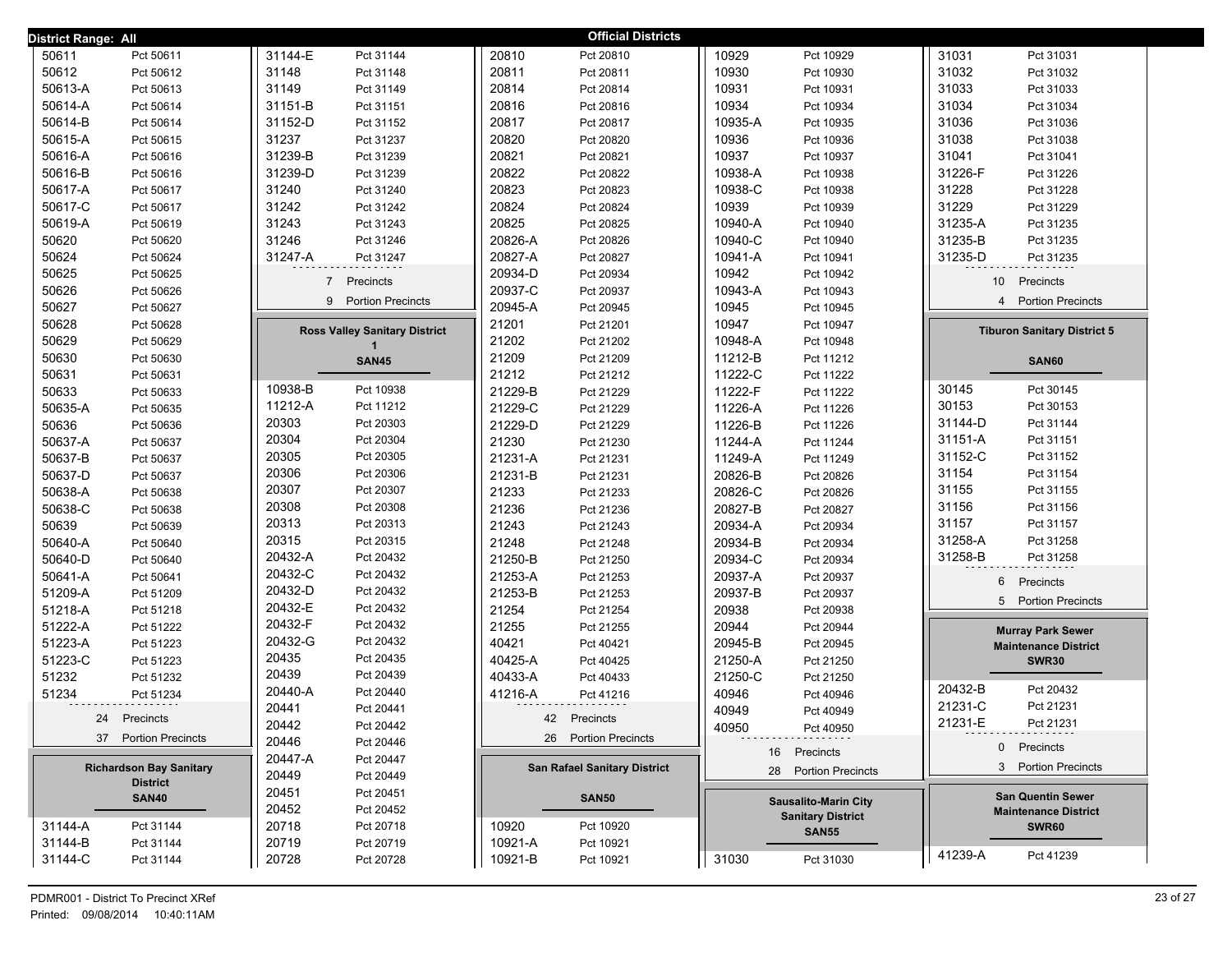**District Range: All** — **Official Districts**

| District | Precinct |
|---|---|
| 50611 | Pct 50611 |
| 50612 | Pct 50612 |
| 50613-A | Pct 50613 |
| 50614-A | Pct 50614 |
| 50614-B | Pct 50614 |
| 50615-A | Pct 50615 |
| 50616-A | Pct 50616 |
| 50616-B | Pct 50616 |
| 50617-A | Pct 50617 |
| 50617-C | Pct 50617 |
| 50619-A | Pct 50619 |
| 50620 | Pct 50620 |
| 50624 | Pct 50624 |
| 50625 | Pct 50625 |
| 50626 | Pct 50626 |
| 50627 | Pct 50627 |
| 50628 | Pct 50628 |
| 50629 | Pct 50629 |
| 50630 | Pct 50630 |
| 50631 | Pct 50631 |
| 50633 | Pct 50633 |
| 50635-A | Pct 50635 |
| 50636 | Pct 50636 |
| 50637-A | Pct 50637 |
| 50637-B | Pct 50637 |
| 50637-D | Pct 50637 |
| 50638-A | Pct 50638 |
| 50638-C | Pct 50638 |
| 50639 | Pct 50639 |
| 50640-A | Pct 50640 |
| 50640-D | Pct 50640 |
| 50641-A | Pct 50641 |
| 51209-A | Pct 51209 |
| 51218-A | Pct 51218 |
| 51222-A | Pct 51222 |
| 51223-A | Pct 51223 |
| 51223-C | Pct 51223 |
| 51232 | Pct 51232 |
| 51234 | Pct 51234 |

24 Precincts
37 Portion Precincts

## Richardson Bay Sanitary District
**SAN40**

| District | Precinct |
|---|---|
| 31144-A | Pct 31144 |
| 31144-B | Pct 31144 |
| 31144-C | Pct 31144 |
| 31144-E | Pct 31144 |
| 31148 | Pct 31148 |
| 31149 | Pct 31149 |
| 31151-B | Pct 31151 |
| 31152-D | Pct 31152 |
| 31237 | Pct 31237 |
| 31239-B | Pct 31239 |
| 31239-D | Pct 31239 |
| 31240 | Pct 31240 |
| 31242 | Pct 31242 |
| 31243 | Pct 31243 |
| 31246 | Pct 31246 |
| 31247-A | Pct 31247 |

7 Precincts
9 Portion Precincts

## Ross Valley Sanitary District 1
**SAN45**

| District | Precinct |
|---|---|
| 10938-B | Pct 10938 |
| 11212-A | Pct 11212 |
| 20303 | Pct 20303 |
| 20304 | Pct 20304 |
| 20305 | Pct 20305 |
| 20306 | Pct 20306 |
| 20307 | Pct 20307 |
| 20308 | Pct 20308 |
| 20313 | Pct 20313 |
| 20315 | Pct 20315 |
| 20432-A | Pct 20432 |
| 20432-C | Pct 20432 |
| 20432-D | Pct 20432 |
| 20432-E | Pct 20432 |
| 20432-F | Pct 20432 |
| 20432-G | Pct 20432 |
| 20435 | Pct 20435 |
| 20439 | Pct 20439 |
| 20440-A | Pct 20440 |
| 20441 | Pct 20441 |
| 20442 | Pct 20442 |
| 20446 | Pct 20446 |
| 20447-A | Pct 20447 |
| 20449 | Pct 20449 |
| 20451 | Pct 20451 |
| 20452 | Pct 20452 |
| 20718 | Pct 20718 |
| 20719 | Pct 20719 |
| 20728 | Pct 20728 |
| 20810 | Pct 20810 |
| 20811 | Pct 20811 |
| 20814 | Pct 20814 |
| 20816 | Pct 20816 |
| 20817 | Pct 20817 |
| 20820 | Pct 20820 |
| 20821 | Pct 20821 |
| 20822 | Pct 20822 |
| 20823 | Pct 20823 |
| 20824 | Pct 20824 |
| 20825 | Pct 20825 |
| 20826-A | Pct 20826 |
| 20827-A | Pct 20827 |
| 20934-D | Pct 20934 |
| 20937-C | Pct 20937 |
| 20945-A | Pct 20945 |
| 21201 | Pct 21201 |
| 21202 | Pct 21202 |
| 21209 | Pct 21209 |
| 21212 | Pct 21212 |
| 21229-B | Pct 21229 |
| 21229-C | Pct 21229 |
| 21229-D | Pct 21229 |
| 21230 | Pct 21230 |
| 21231-A | Pct 21231 |
| 21231-B | Pct 21231 |
| 21233 | Pct 21233 |
| 21236 | Pct 21236 |
| 21243 | Pct 21243 |
| 21248 | Pct 21248 |
| 21250-B | Pct 21250 |
| 21253-A | Pct 21253 |
| 21253-B | Pct 21253 |
| 21254 | Pct 21254 |
| 21255 | Pct 21255 |
| 40421 | Pct 40421 |
| 40425-A | Pct 40425 |
| 40433-A | Pct 40433 |
| 41216-A | Pct 41216 |

42 Precincts
26 Portion Precincts

## San Rafael Sanitary District
**SAN50**

| District | Precinct |
|---|---|
| 10920 | Pct 10920 |
| 10921-A | Pct 10921 |
| 10921-B | Pct 10921 |
| 10929 | Pct 10929 |
| 10930 | Pct 10930 |
| 10931 | Pct 10931 |
| 10934 | Pct 10934 |
| 10935-A | Pct 10935 |
| 10936 | Pct 10936 |
| 10937 | Pct 10937 |
| 10938-A | Pct 10938 |
| 10938-C | Pct 10938 |
| 10939 | Pct 10939 |
| 10940-A | Pct 10940 |
| 10940-C | Pct 10940 |
| 10941-A | Pct 10941 |
| 10942 | Pct 10942 |
| 10943-A | Pct 10943 |
| 10945 | Pct 10945 |
| 10947 | Pct 10947 |
| 10948-A | Pct 10948 |
| 11212-B | Pct 11212 |
| 11222-C | Pct 11222 |
| 11222-F | Pct 11222 |
| 11226-A | Pct 11226 |
| 11226-B | Pct 11226 |
| 11244-A | Pct 11244 |
| 11249-A | Pct 11249 |
| 20826-B | Pct 20826 |
| 20826-C | Pct 20826 |
| 20827-B | Pct 20827 |
| 20934-A | Pct 20934 |
| 20934-B | Pct 20934 |
| 20934-C | Pct 20934 |
| 20937-A | Pct 20937 |
| 20937-B | Pct 20937 |
| 20938 | Pct 20938 |
| 20944 | Pct 20944 |
| 20945-B | Pct 20945 |
| 21250-A | Pct 21250 |
| 21250-C | Pct 21250 |
| 40946 | Pct 40946 |
| 40949 | Pct 40949 |
| 40950 | Pct 40950 |

16 Precincts
28 Portion Precincts

## Sausalito-Marin City Sanitary District
**SAN55**

| District | Precinct |
|---|---|
| 31030 | Pct 31030 |
| 31031 | Pct 31031 |
| 31032 | Pct 31032 |
| 31033 | Pct 31033 |
| 31034 | Pct 31034 |
| 31036 | Pct 31036 |
| 31038 | Pct 31038 |
| 31041 | Pct 31041 |
| 31226-F | Pct 31226 |
| 31228 | Pct 31228 |
| 31229 | Pct 31229 |
| 31235-A | Pct 31235 |
| 31235-B | Pct 31235 |
| 31235-D | Pct 31235 |

10 Precincts
4 Portion Precincts

## Tiburon Sanitary District 5
**SAN60**

| District | Precinct |
|---|---|
| 30145 | Pct 30145 |
| 30153 | Pct 30153 |
| 31144-D | Pct 31144 |
| 31151-A | Pct 31151 |
| 31152-C | Pct 31152 |
| 31154 | Pct 31154 |
| 31155 | Pct 31155 |
| 31156 | Pct 31156 |
| 31157 | Pct 31157 |
| 31258-A | Pct 31258 |
| 31258-B | Pct 31258 |

6 Precincts
5 Portion Precincts

## Murray Park Sewer Maintenance District
**SWR30**

| District | Precinct |
|---|---|
| 20432-B | Pct 20432 |
| 21231-C | Pct 21231 |
| 21231-E | Pct 21231 |

0 Precincts
3 Portion Precincts

## San Quentin Sewer Maintenance District
**SWR60**

| District | Precinct |
|---|---|
| 41239-A | Pct 41239 |

PDMR001 - District To Precinct XRef
Printed: 09/08/2014 10:40:11AM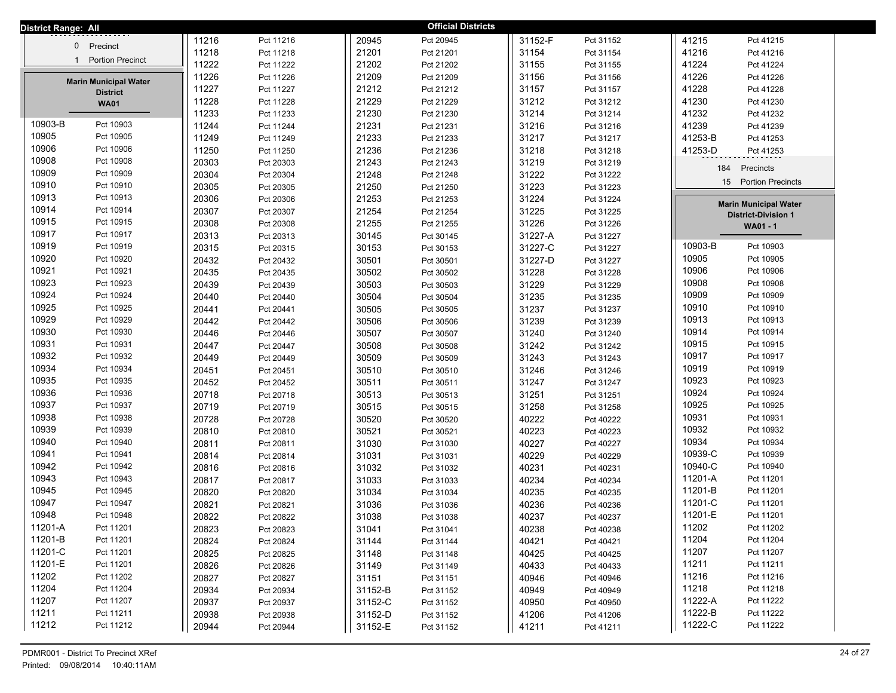**District Range: All**

**Official Districts**

| | |
|---|---|
| 0 | Precinct |
| 1 | Portion Precinct |

### Marin Municipal Water District
**WA01**

| Precinct | Name |
|---|---|
| 10903-B | Pct 10903 |
| 10905 | Pct 10905 |
| 10906 | Pct 10906 |
| 10908 | Pct 10908 |
| 10909 | Pct 10909 |
| 10910 | Pct 10910 |
| 10913 | Pct 10913 |
| 10914 | Pct 10914 |
| 10915 | Pct 10915 |
| 10917 | Pct 10917 |
| 10919 | Pct 10919 |
| 10920 | Pct 10920 |
| 10921 | Pct 10921 |
| 10923 | Pct 10923 |
| 10924 | Pct 10924 |
| 10925 | Pct 10925 |
| 10929 | Pct 10929 |
| 10930 | Pct 10930 |
| 10931 | Pct 10931 |
| 10932 | Pct 10932 |
| 10934 | Pct 10934 |
| 10935 | Pct 10935 |
| 10936 | Pct 10936 |
| 10937 | Pct 10937 |
| 10938 | Pct 10938 |
| 10939 | Pct 10939 |
| 10940 | Pct 10940 |
| 10941 | Pct 10941 |
| 10942 | Pct 10942 |
| 10943 | Pct 10943 |
| 10945 | Pct 10945 |
| 10947 | Pct 10947 |
| 10948 | Pct 10948 |
| 11201-A | Pct 11201 |
| 11201-B | Pct 11201 |
| 11201-C | Pct 11201 |
| 11201-E | Pct 11201 |
| 11202 | Pct 11202 |
| 11204 | Pct 11204 |
| 11207 | Pct 11207 |
| 11211 | Pct 11211 |
| 11212 | Pct 11212 |
| 11216 | Pct 11216 |
| 11218 | Pct 11218 |
| 11222 | Pct 11222 |
| 11226 | Pct 11226 |
| 11227 | Pct 11227 |
| 11228 | Pct 11228 |
| 11233 | Pct 11233 |
| 11244 | Pct 11244 |
| 11249 | Pct 11249 |
| 11250 | Pct 11250 |
| 20303 | Pct 20303 |
| 20304 | Pct 20304 |
| 20305 | Pct 20305 |
| 20306 | Pct 20306 |
| 20307 | Pct 20307 |
| 20308 | Pct 20308 |
| 20313 | Pct 20313 |
| 20315 | Pct 20315 |
| 20432 | Pct 20432 |
| 20435 | Pct 20435 |
| 20439 | Pct 20439 |
| 20440 | Pct 20440 |
| 20441 | Pct 20441 |
| 20442 | Pct 20442 |
| 20446 | Pct 20446 |
| 20447 | Pct 20447 |
| 20449 | Pct 20449 |
| 20451 | Pct 20451 |
| 20452 | Pct 20452 |
| 20718 | Pct 20718 |
| 20719 | Pct 20719 |
| 20728 | Pct 20728 |
| 20810 | Pct 20810 |
| 20811 | Pct 20811 |
| 20814 | Pct 20814 |
| 20816 | Pct 20816 |
| 20817 | Pct 20817 |
| 20820 | Pct 20820 |
| 20821 | Pct 20821 |
| 20822 | Pct 20822 |
| 20823 | Pct 20823 |
| 20824 | Pct 20824 |
| 20825 | Pct 20825 |
| 20826 | Pct 20826 |
| 20827 | Pct 20827 |
| 20934 | Pct 20934 |
| 20937 | Pct 20937 |
| 20938 | Pct 20938 |
| 20944 | Pct 20944 |
| 20945 | Pct 20945 |
| 21201 | Pct 21201 |
| 21202 | Pct 21202 |
| 21209 | Pct 21209 |
| 21212 | Pct 21212 |
| 21229 | Pct 21229 |
| 21230 | Pct 21230 |
| 21231 | Pct 21231 |
| 21233 | Pct 21233 |
| 21236 | Pct 21236 |
| 21243 | Pct 21243 |
| 21248 | Pct 21248 |
| 21250 | Pct 21250 |
| 21253 | Pct 21253 |
| 21254 | Pct 21254 |
| 21255 | Pct 21255 |
| 30145 | Pct 30145 |
| 30153 | Pct 30153 |
| 30501 | Pct 30501 |
| 30502 | Pct 30502 |
| 30503 | Pct 30503 |
| 30504 | Pct 30504 |
| 30505 | Pct 30505 |
| 30506 | Pct 30506 |
| 30507 | Pct 30507 |
| 30508 | Pct 30508 |
| 30509 | Pct 30509 |
| 30510 | Pct 30510 |
| 30511 | Pct 30511 |
| 30513 | Pct 30513 |
| 30515 | Pct 30515 |
| 30520 | Pct 30520 |
| 30521 | Pct 30521 |
| 31030 | Pct 31030 |
| 31031 | Pct 31031 |
| 31032 | Pct 31032 |
| 31033 | Pct 31033 |
| 31034 | Pct 31034 |
| 31036 | Pct 31036 |
| 31038 | Pct 31038 |
| 31041 | Pct 31041 |
| 31144 | Pct 31144 |
| 31148 | Pct 31148 |
| 31149 | Pct 31149 |
| 31151 | Pct 31151 |
| 31152-B | Pct 31152 |
| 31152-C | Pct 31152 |
| 31152-D | Pct 31152 |
| 31152-E | Pct 31152 |
| 31152-F | Pct 31152 |
| 31154 | Pct 31154 |
| 31155 | Pct 31155 |
| 31156 | Pct 31156 |
| 31157 | Pct 31157 |
| 31212 | Pct 31212 |
| 31214 | Pct 31214 |
| 31216 | Pct 31216 |
| 31217 | Pct 31217 |
| 31218 | Pct 31218 |
| 31219 | Pct 31219 |
| 31222 | Pct 31222 |
| 31223 | Pct 31223 |
| 31224 | Pct 31224 |
| 31225 | Pct 31225 |
| 31226 | Pct 31226 |
| 31227-A | Pct 31227 |
| 31227-C | Pct 31227 |
| 31227-D | Pct 31227 |
| 31228 | Pct 31228 |
| 31229 | Pct 31229 |
| 31235 | Pct 31235 |
| 31237 | Pct 31237 |
| 31239 | Pct 31239 |
| 31240 | Pct 31240 |
| 31242 | Pct 31242 |
| 31243 | Pct 31243 |
| 31246 | Pct 31246 |
| 31247 | Pct 31247 |
| 31251 | Pct 31251 |
| 31258 | Pct 31258 |
| 40222 | Pct 40222 |
| 40223 | Pct 40223 |
| 40227 | Pct 40227 |
| 40229 | Pct 40229 |
| 40231 | Pct 40231 |
| 40234 | Pct 40234 |
| 40235 | Pct 40235 |
| 40236 | Pct 40236 |
| 40237 | Pct 40237 |
| 40238 | Pct 40238 |
| 40421 | Pct 40421 |
| 40425 | Pct 40425 |
| 40433 | Pct 40433 |
| 40946 | Pct 40946 |
| 40949 | Pct 40949 |
| 40950 | Pct 40950 |
| 41206 | Pct 41206 |
| 41211 | Pct 41211 |
| 41215 | Pct 41215 |
| 41216 | Pct 41216 |
| 41224 | Pct 41224 |
| 41226 | Pct 41226 |
| 41228 | Pct 41228 |
| 41230 | Pct 41230 |
| 41232 | Pct 41232 |
| 41239 | Pct 41239 |
| 41253-B | Pct 41253 |
| 41253-D | Pct 41253 |

| | |
|---|---|
| 184 | Precincts |
| 15 | Portion Precincts |

### Marin Municipal Water District-Division 1
**WA01 - 1**

| Precinct | Name |
|---|---|
| 10903-B | Pct 10903 |
| 10905 | Pct 10905 |
| 10906 | Pct 10906 |
| 10908 | Pct 10908 |
| 10909 | Pct 10909 |
| 10910 | Pct 10910 |
| 10913 | Pct 10913 |
| 10914 | Pct 10914 |
| 10915 | Pct 10915 |
| 10917 | Pct 10917 |
| 10919 | Pct 10919 |
| 10923 | Pct 10923 |
| 10924 | Pct 10924 |
| 10925 | Pct 10925 |
| 10931 | Pct 10931 |
| 10932 | Pct 10932 |
| 10934 | Pct 10934 |
| 10939-C | Pct 10939 |
| 10940-C | Pct 10940 |
| 11201-A | Pct 11201 |
| 11201-B | Pct 11201 |
| 11201-C | Pct 11201 |
| 11201-E | Pct 11201 |
| 11202 | Pct 11202 |
| 11204 | Pct 11204 |
| 11207 | Pct 11207 |
| 11211 | Pct 11211 |
| 11216 | Pct 11216 |
| 11218 | Pct 11218 |
| 11222-A | Pct 11222 |
| 11222-B | Pct 11222 |
| 11222-C | Pct 11222 |

PDMR001 - District To Precinct XRef
Printed: 09/08/2014 10:40:11AM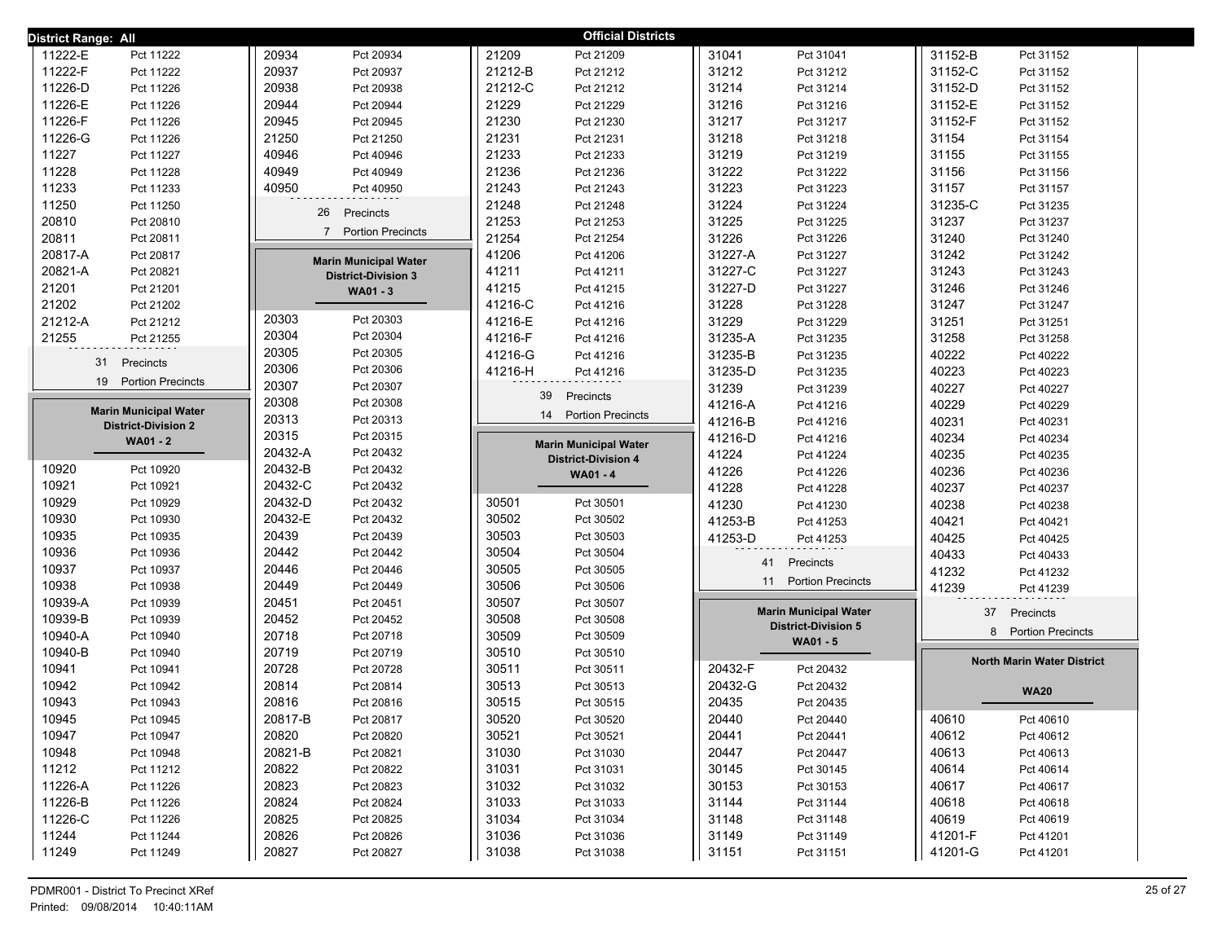**District Range: All**

## Official Districts

| District | Precinct |
|---|---|
| 11222-E | Pct 11222 |
| 11222-F | Pct 11222 |
| 11226-D | Pct 11226 |
| 11226-E | Pct 11226 |
| 11226-F | Pct 11226 |
| 11226-G | Pct 11226 |
| 11227 | Pct 11227 |
| 11228 | Pct 11228 |
| 11233 | Pct 11233 |
| 11250 | Pct 11250 |
| 20810 | Pct 20810 |
| 20811 | Pct 20811 |
| 20817-A | Pct 20817 |
| 20821-A | Pct 20821 |
| 21201 | Pct 21201 |
| 21202 | Pct 21202 |
| 21212-A | Pct 21212 |
| 21255 | Pct 21255 |

31 Precincts
19 Portion Precincts

### Marin Municipal Water District-Division 2
**WA01 - 2**

| District | Precinct |
|---|---|
| 10920 | Pct 10920 |
| 10921 | Pct 10921 |
| 10929 | Pct 10929 |
| 10930 | Pct 10930 |
| 10935 | Pct 10935 |
| 10936 | Pct 10936 |
| 10937 | Pct 10937 |
| 10938 | Pct 10938 |
| 10939-A | Pct 10939 |
| 10939-B | Pct 10939 |
| 10940-A | Pct 10940 |
| 10940-B | Pct 10940 |
| 10941 | Pct 10941 |
| 10942 | Pct 10942 |
| 10943 | Pct 10943 |
| 10945 | Pct 10945 |
| 10947 | Pct 10947 |
| 10948 | Pct 10948 |
| 11212 | Pct 11212 |
| 11226-A | Pct 11226 |
| 11226-B | Pct 11226 |
| 11226-C | Pct 11226 |
| 11244 | Pct 11244 |
| 11249 | Pct 11249 |
| 20934 | Pct 20934 |
| 20937 | Pct 20937 |
| 20938 | Pct 20938 |
| 20944 | Pct 20944 |
| 20945 | Pct 20945 |
| 21250 | Pct 21250 |
| 40946 | Pct 40946 |
| 40949 | Pct 40949 |
| 40950 | Pct 40950 |

26 Precincts
7 Portion Precincts

### Marin Municipal Water District-Division 3
**WA01 - 3**

| District | Precinct |
|---|---|
| 20303 | Pct 20303 |
| 20304 | Pct 20304 |
| 20305 | Pct 20305 |
| 20306 | Pct 20306 |
| 20307 | Pct 20307 |
| 20308 | Pct 20308 |
| 20313 | Pct 20313 |
| 20315 | Pct 20315 |
| 20432-A | Pct 20432 |
| 20432-B | Pct 20432 |
| 20432-C | Pct 20432 |
| 20432-D | Pct 20432 |
| 20432-E | Pct 20432 |
| 20439 | Pct 20439 |
| 20442 | Pct 20442 |
| 20446 | Pct 20446 |
| 20449 | Pct 20449 |
| 20451 | Pct 20451 |
| 20452 | Pct 20452 |
| 20718 | Pct 20718 |
| 20719 | Pct 20719 |
| 20728 | Pct 20728 |
| 20814 | Pct 20814 |
| 20816 | Pct 20816 |
| 20817-B | Pct 20817 |
| 20820 | Pct 20820 |
| 20821-B | Pct 20821 |
| 20822 | Pct 20822 |
| 20823 | Pct 20823 |
| 20824 | Pct 20824 |
| 20825 | Pct 20825 |
| 20826 | Pct 20826 |
| 20827 | Pct 20827 |
| 21209 | Pct 21209 |
| 21212-B | Pct 21212 |
| 21212-C | Pct 21212 |
| 21229 | Pct 21229 |
| 21230 | Pct 21230 |
| 21231 | Pct 21231 |
| 21233 | Pct 21233 |
| 21236 | Pct 21236 |
| 21243 | Pct 21243 |
| 21248 | Pct 21248 |
| 21253 | Pct 21253 |
| 21254 | Pct 21254 |
| 41206 | Pct 41206 |
| 41211 | Pct 41211 |
| 41215 | Pct 41215 |
| 41216-C | Pct 41216 |
| 41216-E | Pct 41216 |
| 41216-F | Pct 41216 |
| 41216-G | Pct 41216 |
| 41216-H | Pct 41216 |

39 Precincts
14 Portion Precincts

### Marin Municipal Water District-Division 4
**WA01 - 4**

| District | Precinct |
|---|---|
| 30501 | Pct 30501 |
| 30502 | Pct 30502 |
| 30503 | Pct 30503 |
| 30504 | Pct 30504 |
| 30505 | Pct 30505 |
| 30506 | Pct 30506 |
| 30507 | Pct 30507 |
| 30508 | Pct 30508 |
| 30509 | Pct 30509 |
| 30510 | Pct 30510 |
| 30511 | Pct 30511 |
| 30513 | Pct 30513 |
| 30515 | Pct 30515 |
| 30520 | Pct 30520 |
| 30521 | Pct 30521 |
| 31030 | Pct 31030 |
| 31031 | Pct 31031 |
| 31032 | Pct 31032 |
| 31033 | Pct 31033 |
| 31034 | Pct 31034 |
| 31036 | Pct 31036 |
| 31038 | Pct 31038 |
| 31041 | Pct 31041 |
| 31212 | Pct 31212 |
| 31214 | Pct 31214 |
| 31216 | Pct 31216 |
| 31217 | Pct 31217 |
| 31218 | Pct 31218 |
| 31219 | Pct 31219 |
| 31222 | Pct 31222 |
| 31223 | Pct 31223 |
| 31224 | Pct 31224 |
| 31225 | Pct 31225 |
| 31226 | Pct 31226 |
| 31227-A | Pct 31227 |
| 31227-C | Pct 31227 |
| 31227-D | Pct 31227 |
| 31228 | Pct 31228 |
| 31229 | Pct 31229 |
| 31235-A | Pct 31235 |
| 31235-B | Pct 31235 |
| 31235-D | Pct 31235 |
| 31239 | Pct 31239 |
| 41216-A | Pct 41216 |
| 41216-B | Pct 41216 |
| 41216-D | Pct 41216 |
| 41224 | Pct 41224 |
| 41226 | Pct 41226 |
| 41228 | Pct 41228 |
| 41230 | Pct 41230 |
| 41253-B | Pct 41253 |
| 41253-D | Pct 41253 |

41 Precincts
11 Portion Precincts

### Marin Municipal Water District-Division 5
**WA01 - 5**

| District | Precinct |
|---|---|
| 20432-F | Pct 20432 |
| 20432-G | Pct 20432 |
| 20435 | Pct 20435 |
| 20440 | Pct 20440 |
| 20441 | Pct 20441 |
| 20447 | Pct 20447 |
| 30145 | Pct 30145 |
| 30153 | Pct 30153 |
| 31144 | Pct 31144 |
| 31148 | Pct 31148 |
| 31149 | Pct 31149 |
| 31151 | Pct 31151 |
| 31152-B | Pct 31152 |
| 31152-C | Pct 31152 |
| 31152-D | Pct 31152 |
| 31152-E | Pct 31152 |
| 31152-F | Pct 31152 |
| 31154 | Pct 31154 |
| 31155 | Pct 31155 |
| 31156 | Pct 31156 |
| 31157 | Pct 31157 |
| 31235-C | Pct 31235 |
| 31237 | Pct 31237 |
| 31240 | Pct 31240 |
| 31242 | Pct 31242 |
| 31243 | Pct 31243 |
| 31246 | Pct 31246 |
| 31247 | Pct 31247 |
| 31251 | Pct 31251 |
| 31258 | Pct 31258 |
| 40222 | Pct 40222 |
| 40223 | Pct 40223 |
| 40227 | Pct 40227 |
| 40229 | Pct 40229 |
| 40231 | Pct 40231 |
| 40234 | Pct 40234 |
| 40235 | Pct 40235 |
| 40236 | Pct 40236 |
| 40237 | Pct 40237 |
| 40238 | Pct 40238 |
| 40421 | Pct 40421 |
| 40425 | Pct 40425 |
| 40433 | Pct 40433 |
| 41232 | Pct 41232 |
| 41239 | Pct 41239 |

37 Precincts
8 Portion Precincts

### North Marin Water District
**WA20**

| District | Precinct |
|---|---|
| 40610 | Pct 40610 |
| 40612 | Pct 40612 |
| 40613 | Pct 40613 |
| 40614 | Pct 40614 |
| 40617 | Pct 40617 |
| 40618 | Pct 40618 |
| 40619 | Pct 40619 |
| 41201-F | Pct 41201 |
| 41201-G | Pct 41201 |

PDMR001 - District To Precinct XRef
Printed: 09/08/2014 10:40:11AM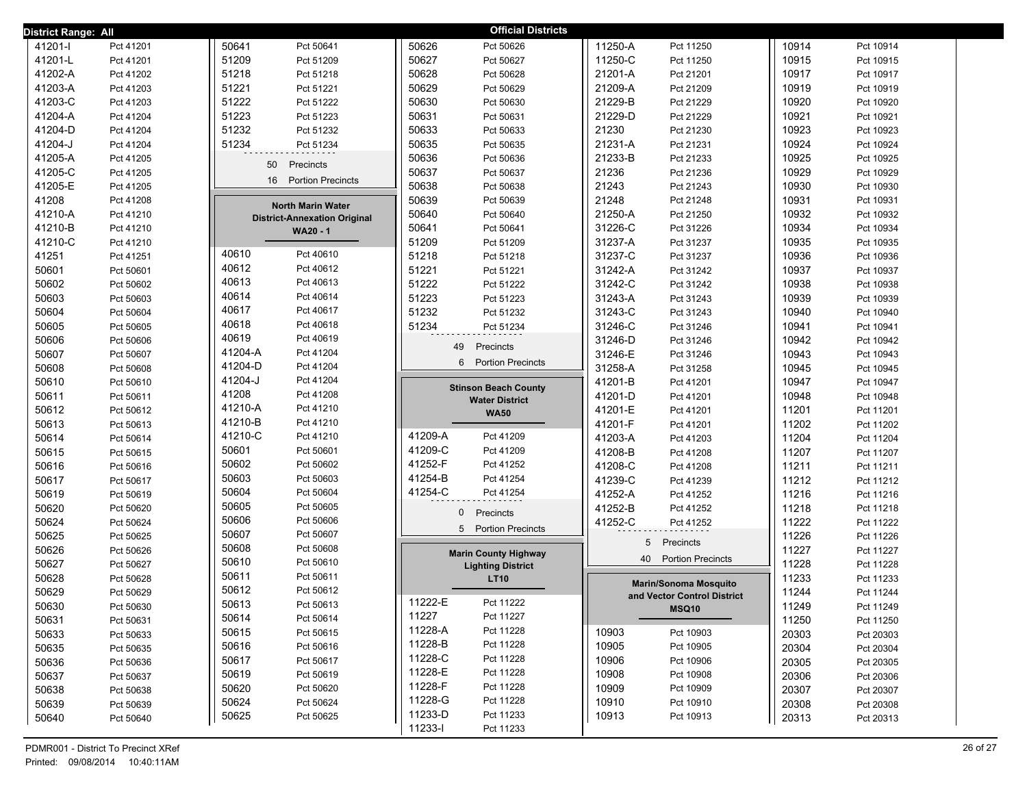**District Range: All** — **Official Districts**

| District | Precinct |
|---|---|
| 41201-I | Pct 41201 |
| 41201-L | Pct 41201 |
| 41202-A | Pct 41202 |
| 41203-A | Pct 41203 |
| 41203-C | Pct 41203 |
| 41204-A | Pct 41204 |
| 41204-D | Pct 41204 |
| 41204-J | Pct 41204 |
| 41205-A | Pct 41205 |
| 41205-C | Pct 41205 |
| 41205-E | Pct 41205 |
| 41208 | Pct 41208 |
| 41210-A | Pct 41210 |
| 41210-B | Pct 41210 |
| 41210-C | Pct 41210 |
| 41251 | Pct 41251 |
| 50601 | Pct 50601 |
| 50602 | Pct 50602 |
| 50603 | Pct 50603 |
| 50604 | Pct 50604 |
| 50605 | Pct 50605 |
| 50606 | Pct 50606 |
| 50607 | Pct 50607 |
| 50608 | Pct 50608 |
| 50610 | Pct 50610 |
| 50611 | Pct 50611 |
| 50612 | Pct 50612 |
| 50613 | Pct 50613 |
| 50614 | Pct 50614 |
| 50615 | Pct 50615 |
| 50616 | Pct 50616 |
| 50617 | Pct 50617 |
| 50619 | Pct 50619 |
| 50620 | Pct 50620 |
| 50624 | Pct 50624 |
| 50625 | Pct 50625 |
| 50626 | Pct 50626 |
| 50627 | Pct 50627 |
| 50628 | Pct 50628 |
| 50629 | Pct 50629 |
| 50630 | Pct 50630 |
| 50631 | Pct 50631 |
| 50633 | Pct 50633 |
| 50635 | Pct 50635 |
| 50636 | Pct 50636 |
| 50637 | Pct 50637 |
| 50638 | Pct 50638 |
| 50639 | Pct 50639 |
| 50640 | Pct 50640 |
| 50641 | Pct 50641 |
| 51209 | Pct 51209 |
| 51218 | Pct 51218 |
| 51221 | Pct 51221 |
| 51222 | Pct 51222 |
| 51223 | Pct 51223 |
| 51232 | Pct 51232 |
| 51234 | Pct 51234 |

50 Precincts
16 Portion Precincts

### North Marin Water District-Annexation Original
**WA20 - 1**

| District | Precinct |
|---|---|
| 40610 | Pct 40610 |
| 40612 | Pct 40612 |
| 40613 | Pct 40613 |
| 40614 | Pct 40614 |
| 40617 | Pct 40617 |
| 40618 | Pct 40618 |
| 40619 | Pct 40619 |
| 41204-A | Pct 41204 |
| 41204-D | Pct 41204 |
| 41204-J | Pct 41204 |
| 41208 | Pct 41208 |
| 41210-A | Pct 41210 |
| 41210-B | Pct 41210 |
| 41210-C | Pct 41210 |
| 50601 | Pct 50601 |
| 50602 | Pct 50602 |
| 50603 | Pct 50603 |
| 50604 | Pct 50604 |
| 50605 | Pct 50605 |
| 50606 | Pct 50606 |
| 50607 | Pct 50607 |
| 50608 | Pct 50608 |
| 50610 | Pct 50610 |
| 50611 | Pct 50611 |
| 50612 | Pct 50612 |
| 50613 | Pct 50613 |
| 50614 | Pct 50614 |
| 50615 | Pct 50615 |
| 50616 | Pct 50616 |
| 50617 | Pct 50617 |
| 50619 | Pct 50619 |
| 50620 | Pct 50620 |
| 50624 | Pct 50624 |
| 50625 | Pct 50625 |
| 50626 | Pct 50626 |
| 50627 | Pct 50627 |
| 50628 | Pct 50628 |
| 50629 | Pct 50629 |
| 50630 | Pct 50630 |
| 50631 | Pct 50631 |
| 50633 | Pct 50633 |
| 50635 | Pct 50635 |
| 50636 | Pct 50636 |
| 50637 | Pct 50637 |
| 50638 | Pct 50638 |
| 50639 | Pct 50639 |
| 50640 | Pct 50640 |
| 50641 | Pct 50641 |
| 51209 | Pct 51209 |
| 51218 | Pct 51218 |
| 51221 | Pct 51221 |
| 51222 | Pct 51222 |
| 51223 | Pct 51223 |
| 51232 | Pct 51232 |
| 51234 | Pct 51234 |

49 Precincts
6 Portion Precincts

### Stinson Beach County Water District
**WA50**

| District | Precinct |
|---|---|
| 41209-A | Pct 41209 |
| 41209-C | Pct 41209 |
| 41252-F | Pct 41252 |
| 41254-B | Pct 41254 |
| 41254-C | Pct 41254 |

0 Precincts
5 Portion Precincts

### Marin County Highway Lighting District
**LT10**

| District | Precinct |
|---|---|
| 11222-E | Pct 11222 |
| 11227 | Pct 11227 |
| 11228-A | Pct 11228 |
| 11228-B | Pct 11228 |
| 11228-C | Pct 11228 |
| 11228-E | Pct 11228 |
| 11228-F | Pct 11228 |
| 11228-G | Pct 11228 |
| 11233-D | Pct 11233 |
| 11233-I | Pct 11233 |
| 11250-A | Pct 11250 |
| 11250-C | Pct 11250 |
| 21201-A | Pct 21201 |
| 21209-A | Pct 21209 |
| 21229-B | Pct 21229 |
| 21229-D | Pct 21229 |
| 21230 | Pct 21230 |
| 21231-A | Pct 21231 |
| 21233-B | Pct 21233 |
| 21236 | Pct 21236 |
| 21243 | Pct 21243 |
| 21248 | Pct 21248 |
| 21250-A | Pct 21250 |
| 31226-C | Pct 31226 |
| 31237-A | Pct 31237 |
| 31237-C | Pct 31237 |
| 31242-A | Pct 31242 |
| 31242-C | Pct 31242 |
| 31243-A | Pct 31243 |
| 31243-C | Pct 31243 |
| 31246-C | Pct 31246 |
| 31246-D | Pct 31246 |
| 31246-E | Pct 31246 |
| 31258-A | Pct 31258 |
| 41201-B | Pct 41201 |
| 41201-D | Pct 41201 |
| 41201-E | Pct 41201 |
| 41201-F | Pct 41201 |
| 41203-A | Pct 41203 |
| 41208-B | Pct 41208 |
| 41208-C | Pct 41208 |
| 41239-C | Pct 41239 |
| 41252-A | Pct 41252 |
| 41252-B | Pct 41252 |
| 41252-C | Pct 41252 |

5 Precincts
40 Portion Precincts

### Marin/Sonoma Mosquito and Vector Control District
**MSQ10**

| District | Precinct |
|---|---|
| 10903 | Pct 10903 |
| 10905 | Pct 10905 |
| 10906 | Pct 10906 |
| 10908 | Pct 10908 |
| 10909 | Pct 10909 |
| 10910 | Pct 10910 |
| 10913 | Pct 10913 |
| 10914 | Pct 10914 |
| 10915 | Pct 10915 |
| 10917 | Pct 10917 |
| 10919 | Pct 10919 |
| 10920 | Pct 10920 |
| 10921 | Pct 10921 |
| 10923 | Pct 10923 |
| 10924 | Pct 10924 |
| 10925 | Pct 10925 |
| 10929 | Pct 10929 |
| 10930 | Pct 10930 |
| 10931 | Pct 10931 |
| 10932 | Pct 10932 |
| 10934 | Pct 10934 |
| 10935 | Pct 10935 |
| 10936 | Pct 10936 |
| 10937 | Pct 10937 |
| 10938 | Pct 10938 |
| 10939 | Pct 10939 |
| 10940 | Pct 10940 |
| 10941 | Pct 10941 |
| 10942 | Pct 10942 |
| 10943 | Pct 10943 |
| 10945 | Pct 10945 |
| 10947 | Pct 10947 |
| 10948 | Pct 10948 |
| 11201 | Pct 11201 |
| 11202 | Pct 11202 |
| 11204 | Pct 11204 |
| 11207 | Pct 11207 |
| 11211 | Pct 11211 |
| 11212 | Pct 11212 |
| 11216 | Pct 11216 |
| 11218 | Pct 11218 |
| 11222 | Pct 11222 |
| 11226 | Pct 11226 |
| 11227 | Pct 11227 |
| 11228 | Pct 11228 |
| 11233 | Pct 11233 |
| 11244 | Pct 11244 |
| 11249 | Pct 11249 |
| 11250 | Pct 11250 |
| 20303 | Pct 20303 |
| 20304 | Pct 20304 |
| 20305 | Pct 20305 |
| 20306 | Pct 20306 |
| 20307 | Pct 20307 |
| 20308 | Pct 20308 |
| 20313 | Pct 20313 |

PDMR001 - District To Precinct XRef
Printed: 09/08/2014 10:40:11AM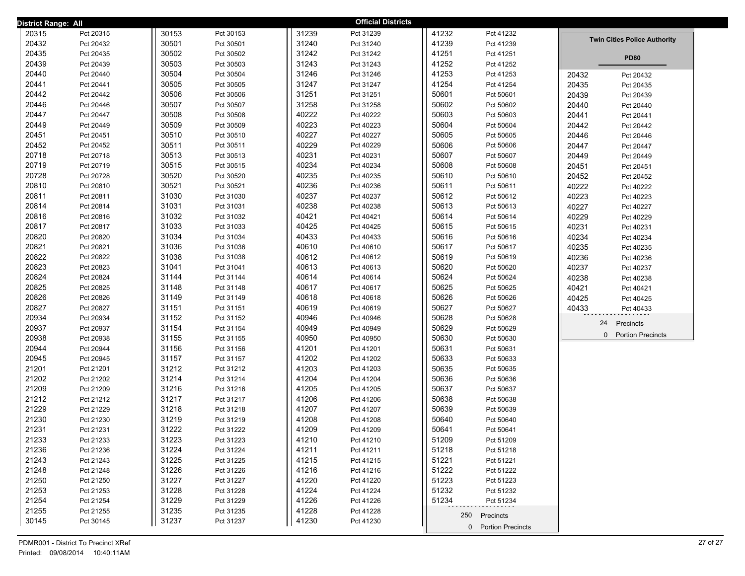**District Range: All** — **Official Districts**

| | |
|---|---|
| 20315 | Pct 20315 |
| 20432 | Pct 20432 |
| 20435 | Pct 20435 |
| 20439 | Pct 20439 |
| 20440 | Pct 20440 |
| 20441 | Pct 20441 |
| 20442 | Pct 20442 |
| 20446 | Pct 20446 |
| 20447 | Pct 20447 |
| 20449 | Pct 20449 |
| 20451 | Pct 20451 |
| 20452 | Pct 20452 |
| 20718 | Pct 20718 |
| 20719 | Pct 20719 |
| 20728 | Pct 20728 |
| 20810 | Pct 20810 |
| 20811 | Pct 20811 |
| 20814 | Pct 20814 |
| 20816 | Pct 20816 |
| 20817 | Pct 20817 |
| 20820 | Pct 20820 |
| 20821 | Pct 20821 |
| 20822 | Pct 20822 |
| 20823 | Pct 20823 |
| 20824 | Pct 20824 |
| 20825 | Pct 20825 |
| 20826 | Pct 20826 |
| 20827 | Pct 20827 |
| 20934 | Pct 20934 |
| 20937 | Pct 20937 |
| 20938 | Pct 20938 |
| 20944 | Pct 20944 |
| 20945 | Pct 20945 |
| 21201 | Pct 21201 |
| 21202 | Pct 21202 |
| 21209 | Pct 21209 |
| 21212 | Pct 21212 |
| 21229 | Pct 21229 |
| 21230 | Pct 21230 |
| 21231 | Pct 21231 |
| 21233 | Pct 21233 |
| 21236 | Pct 21236 |
| 21243 | Pct 21243 |
| 21248 | Pct 21248 |
| 21250 | Pct 21250 |
| 21253 | Pct 21253 |
| 21254 | Pct 21254 |
| 21255 | Pct 21255 |
| 30145 | Pct 30145 |
| 30153 | Pct 30153 |
| 30501 | Pct 30501 |
| 30502 | Pct 30502 |
| 30503 | Pct 30503 |
| 30504 | Pct 30504 |
| 30505 | Pct 30505 |
| 30506 | Pct 30506 |
| 30507 | Pct 30507 |
| 30508 | Pct 30508 |
| 30509 | Pct 30509 |
| 30510 | Pct 30510 |
| 30511 | Pct 30511 |
| 30513 | Pct 30513 |
| 30515 | Pct 30515 |
| 30520 | Pct 30520 |
| 30521 | Pct 30521 |
| 31030 | Pct 31030 |
| 31031 | Pct 31031 |
| 31032 | Pct 31032 |
| 31033 | Pct 31033 |
| 31034 | Pct 31034 |
| 31036 | Pct 31036 |
| 31038 | Pct 31038 |
| 31041 | Pct 31041 |
| 31144 | Pct 31144 |
| 31148 | Pct 31148 |
| 31149 | Pct 31149 |
| 31151 | Pct 31151 |
| 31152 | Pct 31152 |
| 31154 | Pct 31154 |
| 31155 | Pct 31155 |
| 31156 | Pct 31156 |
| 31157 | Pct 31157 |
| 31212 | Pct 31212 |
| 31214 | Pct 31214 |
| 31216 | Pct 31216 |
| 31217 | Pct 31217 |
| 31218 | Pct 31218 |
| 31219 | Pct 31219 |
| 31222 | Pct 31222 |
| 31223 | Pct 31223 |
| 31224 | Pct 31224 |
| 31225 | Pct 31225 |
| 31226 | Pct 31226 |
| 31227 | Pct 31227 |
| 31228 | Pct 31228 |
| 31229 | Pct 31229 |
| 31235 | Pct 31235 |
| 31237 | Pct 31237 |
| 31239 | Pct 31239 |
| 31240 | Pct 31240 |
| 31242 | Pct 31242 |
| 31243 | Pct 31243 |
| 31246 | Pct 31246 |
| 31247 | Pct 31247 |
| 31251 | Pct 31251 |
| 31258 | Pct 31258 |
| 40222 | Pct 40222 |
| 40223 | Pct 40223 |
| 40227 | Pct 40227 |
| 40229 | Pct 40229 |
| 40231 | Pct 40231 |
| 40234 | Pct 40234 |
| 40235 | Pct 40235 |
| 40236 | Pct 40236 |
| 40237 | Pct 40237 |
| 40238 | Pct 40238 |
| 40421 | Pct 40421 |
| 40425 | Pct 40425 |
| 40433 | Pct 40433 |
| 40610 | Pct 40610 |
| 40612 | Pct 40612 |
| 40613 | Pct 40613 |
| 40614 | Pct 40614 |
| 40617 | Pct 40617 |
| 40618 | Pct 40618 |
| 40619 | Pct 40619 |
| 40946 | Pct 40946 |
| 40949 | Pct 40949 |
| 40950 | Pct 40950 |
| 41201 | Pct 41201 |
| 41202 | Pct 41202 |
| 41203 | Pct 41203 |
| 41204 | Pct 41204 |
| 41205 | Pct 41205 |
| 41206 | Pct 41206 |
| 41207 | Pct 41207 |
| 41208 | Pct 41208 |
| 41209 | Pct 41209 |
| 41210 | Pct 41210 |
| 41211 | Pct 41211 |
| 41215 | Pct 41215 |
| 41216 | Pct 41216 |
| 41220 | Pct 41220 |
| 41224 | Pct 41224 |
| 41226 | Pct 41226 |
| 41228 | Pct 41228 |
| 41230 | Pct 41230 |
| 41232 | Pct 41232 |
| 41239 | Pct 41239 |
| 41251 | Pct 41251 |
| 41252 | Pct 41252 |
| 41253 | Pct 41253 |
| 41254 | Pct 41254 |
| 50601 | Pct 50601 |
| 50602 | Pct 50602 |
| 50603 | Pct 50603 |
| 50604 | Pct 50604 |
| 50605 | Pct 50605 |
| 50606 | Pct 50606 |
| 50607 | Pct 50607 |
| 50608 | Pct 50608 |
| 50610 | Pct 50610 |
| 50611 | Pct 50611 |
| 50612 | Pct 50612 |
| 50613 | Pct 50613 |
| 50614 | Pct 50614 |
| 50615 | Pct 50615 |
| 50616 | Pct 50616 |
| 50617 | Pct 50617 |
| 50619 | Pct 50619 |
| 50620 | Pct 50620 |
| 50624 | Pct 50624 |
| 50625 | Pct 50625 |
| 50626 | Pct 50626 |
| 50627 | Pct 50627 |
| 50628 | Pct 50628 |
| 50629 | Pct 50629 |
| 50630 | Pct 50630 |
| 50631 | Pct 50631 |
| 50633 | Pct 50633 |
| 50635 | Pct 50635 |
| 50636 | Pct 50636 |
| 50637 | Pct 50637 |
| 50638 | Pct 50638 |
| 50639 | Pct 50639 |
| 50640 | Pct 50640 |
| 50641 | Pct 50641 |
| 51209 | Pct 51209 |
| 51218 | Pct 51218 |
| 51221 | Pct 51221 |
| 51222 | Pct 51222 |
| 51223 | Pct 51223 |
| 51232 | Pct 51232 |
| 51234 | Pct 51234 |

250 Precincts
0 Portion Precincts

## Twin Cities Police Authority

**PD80**

| | |
|---|---|
| 20432 | Pct 20432 |
| 20435 | Pct 20435 |
| 20439 | Pct 20439 |
| 20440 | Pct 20440 |
| 20441 | Pct 20441 |
| 20442 | Pct 20442 |
| 20446 | Pct 20446 |
| 20447 | Pct 20447 |
| 20449 | Pct 20449 |
| 20451 | Pct 20451 |
| 20452 | Pct 20452 |
| 40222 | Pct 40222 |
| 40223 | Pct 40223 |
| 40227 | Pct 40227 |
| 40229 | Pct 40229 |
| 40231 | Pct 40231 |
| 40234 | Pct 40234 |
| 40235 | Pct 40235 |
| 40236 | Pct 40236 |
| 40237 | Pct 40237 |
| 40238 | Pct 40238 |
| 40421 | Pct 40421 |
| 40425 | Pct 40425 |
| 40433 | Pct 40433 |

24 Precincts
0 Portion Precincts

PDMR001 - District To Precinct XRef
Printed: 09/08/2014 10:40:11AM